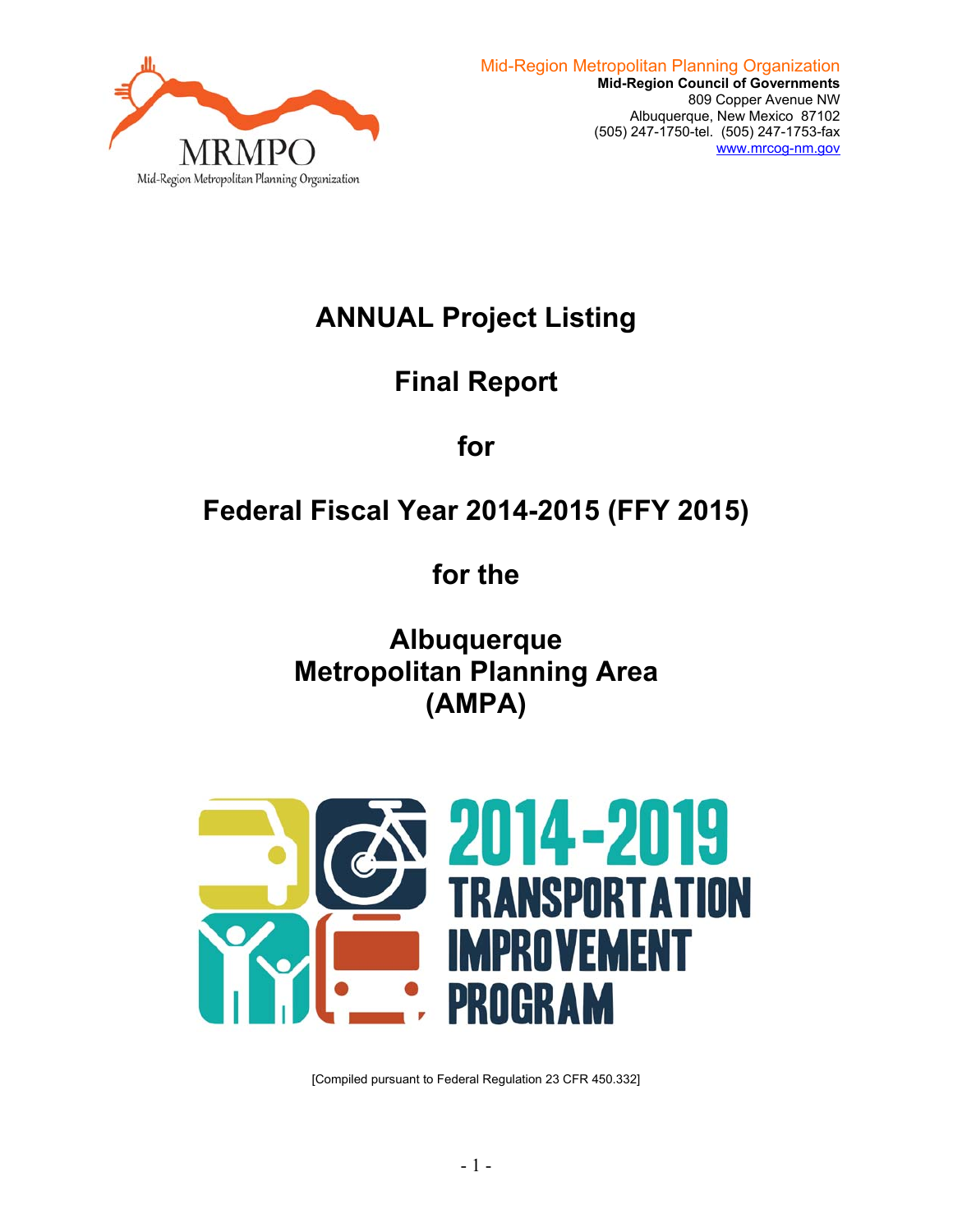Mid-Region Metropolitan Planning Organization
**Mid-Region Council of Governments**
809 Copper Avenue NW
Albuquerque, New Mexico 87102
(505) 247-1750-tel. (505) 247-1753-fax
www.mrcog-nm.gov

# ANNUAL Project Listing

# Final Report

# for

# Federal Fiscal Year 2014-2015 (FFY 2015)

# for the

# Albuquerque Metropolitan Planning Area (AMPA)

2014-2019 TRANSPORTATION IMPROVEMENT PROGRAM

[Compiled pursuant to Federal Regulation 23 CFR 450.332]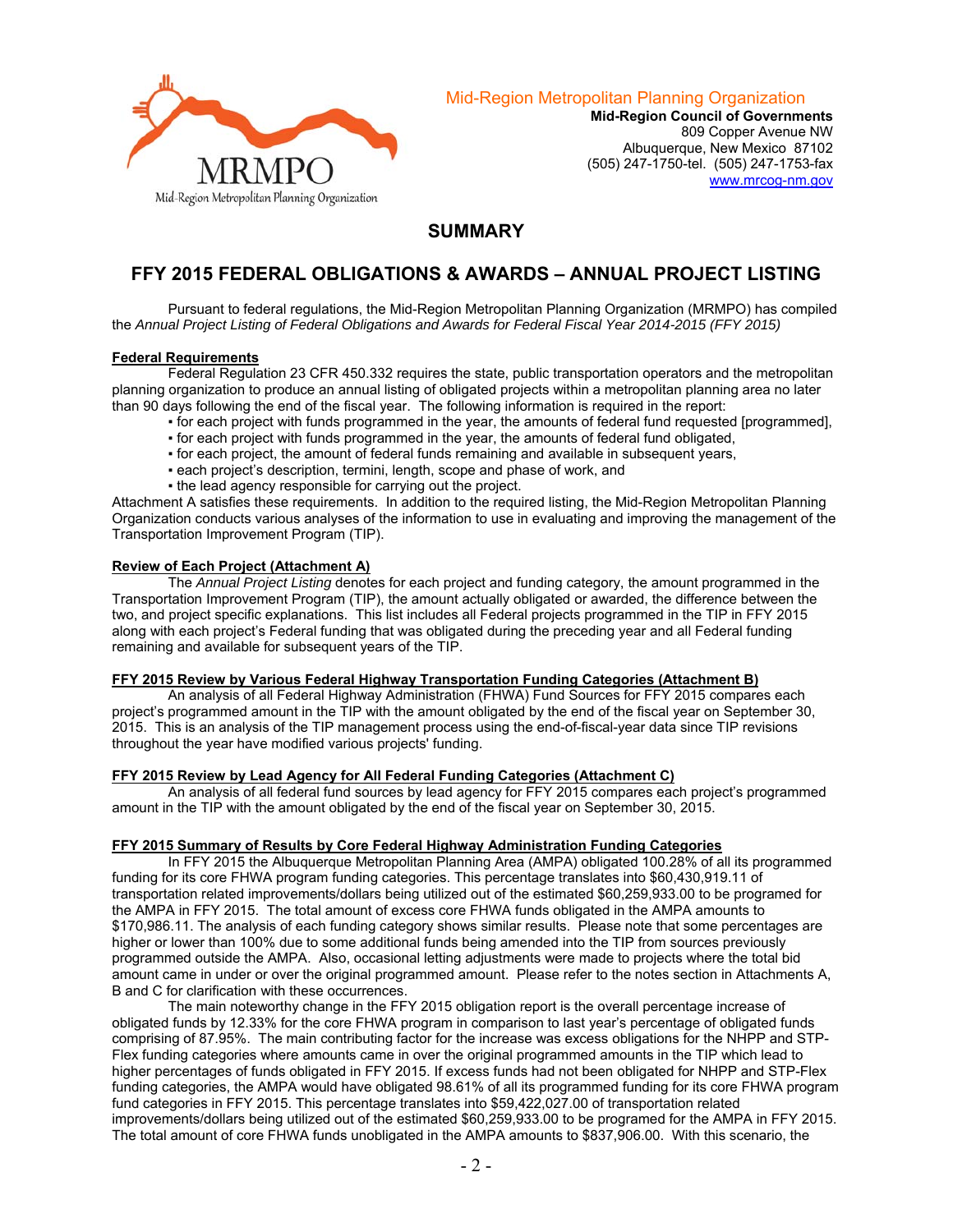Mid-Region Metropolitan Planning Organization
**Mid-Region Council of Governments**
809 Copper Avenue NW
Albuquerque, New Mexico 87102
(505) 247-1750-tel. (505) 247-1753-fax
www.mrcog-nm.gov

## SUMMARY

## FFY 2015 FEDERAL OBLIGATIONS & AWARDS – ANNUAL PROJECT LISTING

Pursuant to federal regulations, the Mid-Region Metropolitan Planning Organization (MRMPO) has compiled the *Annual Project Listing of Federal Obligations and Awards for Federal Fiscal Year 2014-2015 (FFY 2015)*

**Federal Requirements**

Federal Regulation 23 CFR 450.332 requires the state, public transportation operators and the metropolitan planning organization to produce an annual listing of obligated projects within a metropolitan planning area no later than 90 days following the end of the fiscal year. The following information is required in the report:

- for each project with funds programmed in the year, the amounts of federal fund requested [programmed],
- for each project with funds programmed in the year, the amounts of federal fund obligated,
- for each project, the amount of federal funds remaining and available in subsequent years,
- each project's description, termini, length, scope and phase of work, and
- the lead agency responsible for carrying out the project.

Attachment A satisfies these requirements. In addition to the required listing, the Mid-Region Metropolitan Planning Organization conducts various analyses of the information to use in evaluating and improving the management of the Transportation Improvement Program (TIP).

**Review of Each Project (Attachment A)**

The *Annual Project Listing* denotes for each project and funding category, the amount programmed in the Transportation Improvement Program (TIP), the amount actually obligated or awarded, the difference between the two, and project specific explanations. This list includes all Federal projects programmed in the TIP in FFY 2015 along with each project's Federal funding that was obligated during the preceding year and all Federal funding remaining and available for subsequent years of the TIP.

**FFY 2015 Review by Various Federal Highway Transportation Funding Categories (Attachment B)**

An analysis of all Federal Highway Administration (FHWA) Fund Sources for FFY 2015 compares each project's programmed amount in the TIP with the amount obligated by the end of the fiscal year on September 30, 2015. This is an analysis of the TIP management process using the end-of-fiscal-year data since TIP revisions throughout the year have modified various projects' funding.

**FFY 2015 Review by Lead Agency for All Federal Funding Categories (Attachment C)**

An analysis of all federal fund sources by lead agency for FFY 2015 compares each project's programmed amount in the TIP with the amount obligated by the end of the fiscal year on September 30, 2015.

**FFY 2015 Summary of Results by Core Federal Highway Administration Funding Categories**

In FFY 2015 the Albuquerque Metropolitan Planning Area (AMPA) obligated 100.28% of all its programmed funding for its core FHWA program funding categories. This percentage translates into $60,430,919.11 of transportation related improvements/dollars being utilized out of the estimated $60,259,933.00 to be programed for the AMPA in FFY 2015. The total amount of excess core FHWA funds obligated in the AMPA amounts to $170,986.11. The analysis of each funding category shows similar results. Please note that some percentages are higher or lower than 100% due to some additional funds being amended into the TIP from sources previously programmed outside the AMPA. Also, occasional letting adjustments were made to projects where the total bid amount came in under or over the original programmed amount. Please refer to the notes section in Attachments A, B and C for clarification with these occurrences.

The main noteworthy change in the FFY 2015 obligation report is the overall percentage increase of obligated funds by 12.33% for the core FHWA program in comparison to last year's percentage of obligated funds comprising of 87.95%. The main contributing factor for the increase was excess obligations for the NHPP and STP-Flex funding categories where amounts came in over the original programmed amounts in the TIP which lead to higher percentages of funds obligated in FFY 2015. If excess funds had not been obligated for NHPP and STP-Flex funding categories, the AMPA would have obligated 98.61% of all its programmed funding for its core FHWA program fund categories in FFY 2015. This percentage translates into $59,422,027.00 of transportation related improvements/dollars being utilized out of the estimated $60,259,933.00 to be programed for the AMPA in FFY 2015. The total amount of core FHWA funds unobligated in the AMPA amounts to $837,906.00. With this scenario, the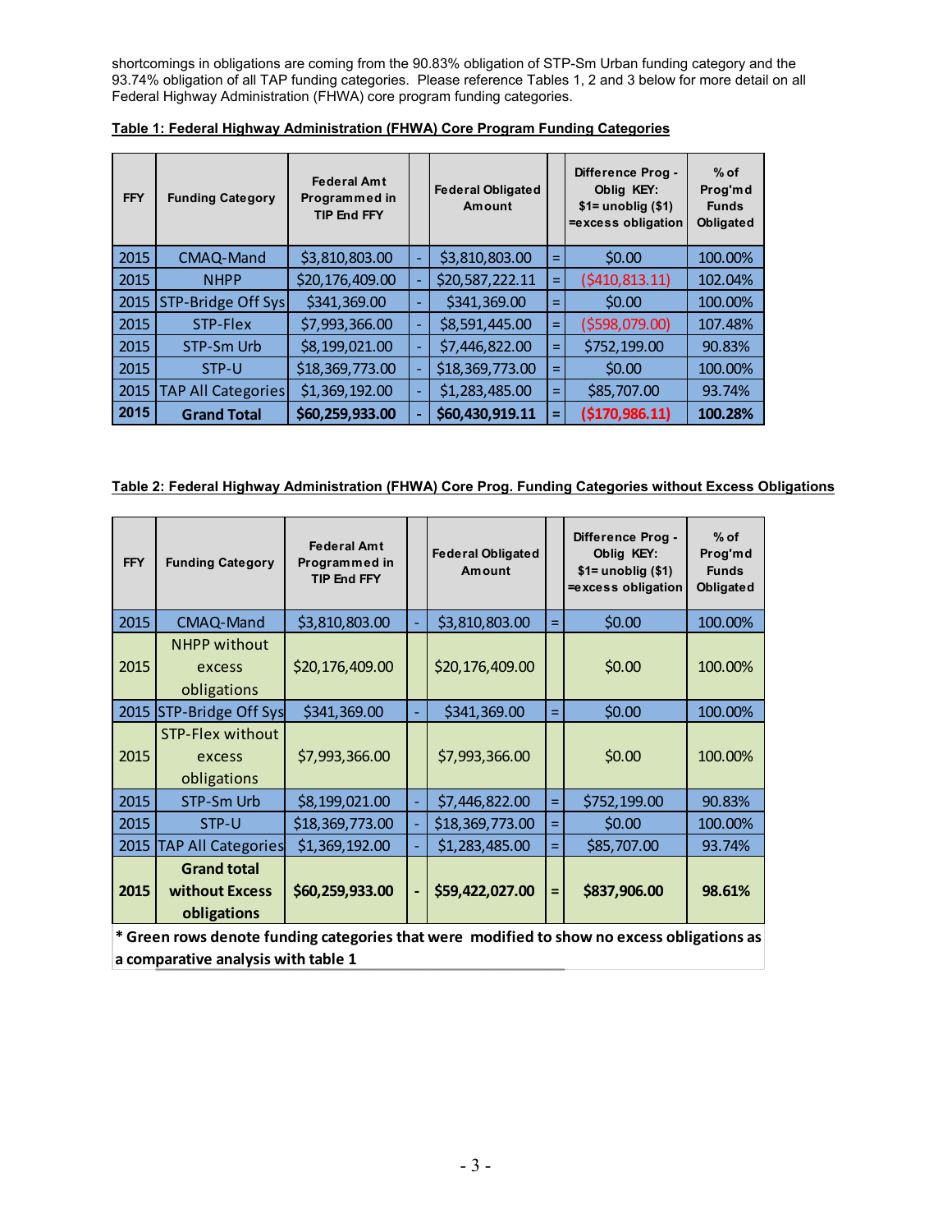shortcomings in obligations are coming from the 90.83% obligation of STP-Sm Urban funding category and the 93.74% obligation of all TAP funding categories. Please reference Tables 1, 2 and 3 below for more detail on all Federal Highway Administration (FHWA) core program funding categories.

**Table 1: Federal Highway Administration (FHWA) Core Program Funding Categories**

| FFY | Funding Category | Federal Amt Programmed in TIP End FFY | | Federal Obligated Amount | | Difference Prog - Oblig KEY: $1= unoblig ($1) =excess obligation | % of Prog'md Funds Obligated |
|---|---|---|---|---|---|---|---|
| 2015 | CMAQ-Mand | $3,810,803.00 | - | $3,810,803.00 | = | $0.00 | 100.00% |
| 2015 | NHPP | $20,176,409.00 | - | $20,587,222.11 | = | ($410,813.11) | 102.04% |
| 2015 | STP-Bridge Off Sys | $341,369.00 | - | $341,369.00 | = | $0.00 | 100.00% |
| 2015 | STP-Flex | $7,993,366.00 | - | $8,591,445.00 | = | ($598,079.00) | 107.48% |
| 2015 | STP-Sm Urb | $8,199,021.00 | - | $7,446,822.00 | = | $752,199.00 | 90.83% |
| 2015 | STP-U | $18,369,773.00 | - | $18,369,773.00 | = | $0.00 | 100.00% |
| 2015 | TAP All Categories | $1,369,192.00 | - | $1,283,485.00 | = | $85,707.00 | 93.74% |
| **2015** | **Grand Total** | **$60,259,933.00** | **-** | **$60,430,919.11** | **=** | **($170,986.11)** | **100.28%** |

**Table 2: Federal Highway Administration (FHWA) Core Prog. Funding Categories without Excess Obligations**

| FFY | Funding Category | Federal Amt Programmed in TIP End FFY | | Federal Obligated Amount | | Difference Prog - Oblig KEY: $1= unoblig ($1) =excess obligation | % of Prog'md Funds Obligated |
|---|---|---|---|---|---|---|---|
| 2015 | CMAQ-Mand | $3,810,803.00 | - | $3,810,803.00 | = | $0.00 | 100.00% |
| 2015 | NHPP without excess obligations | $20,176,409.00 | | $20,176,409.00 | | $0.00 | 100.00% |
| 2015 | STP-Bridge Off Sys | $341,369.00 | - | $341,369.00 | = | $0.00 | 100.00% |
| 2015 | STP-Flex without excess obligations | $7,993,366.00 | | $7,993,366.00 | | $0.00 | 100.00% |
| 2015 | STP-Sm Urb | $8,199,021.00 | - | $7,446,822.00 | = | $752,199.00 | 90.83% |
| 2015 | STP-U | $18,369,773.00 | - | $18,369,773.00 | = | $0.00 | 100.00% |
| 2015 | TAP All Categories | $1,369,192.00 | - | $1,283,485.00 | = | $85,707.00 | 93.74% |
| **2015** | **Grand total without Excess obligations** | **$60,259,933.00** | **-** | **$59,422,027.00** | **=** | **$837,906.00** | **98.61%** |

**\* Green rows denote funding categories that were modified to show no excess obligations as a comparative analysis with table 1**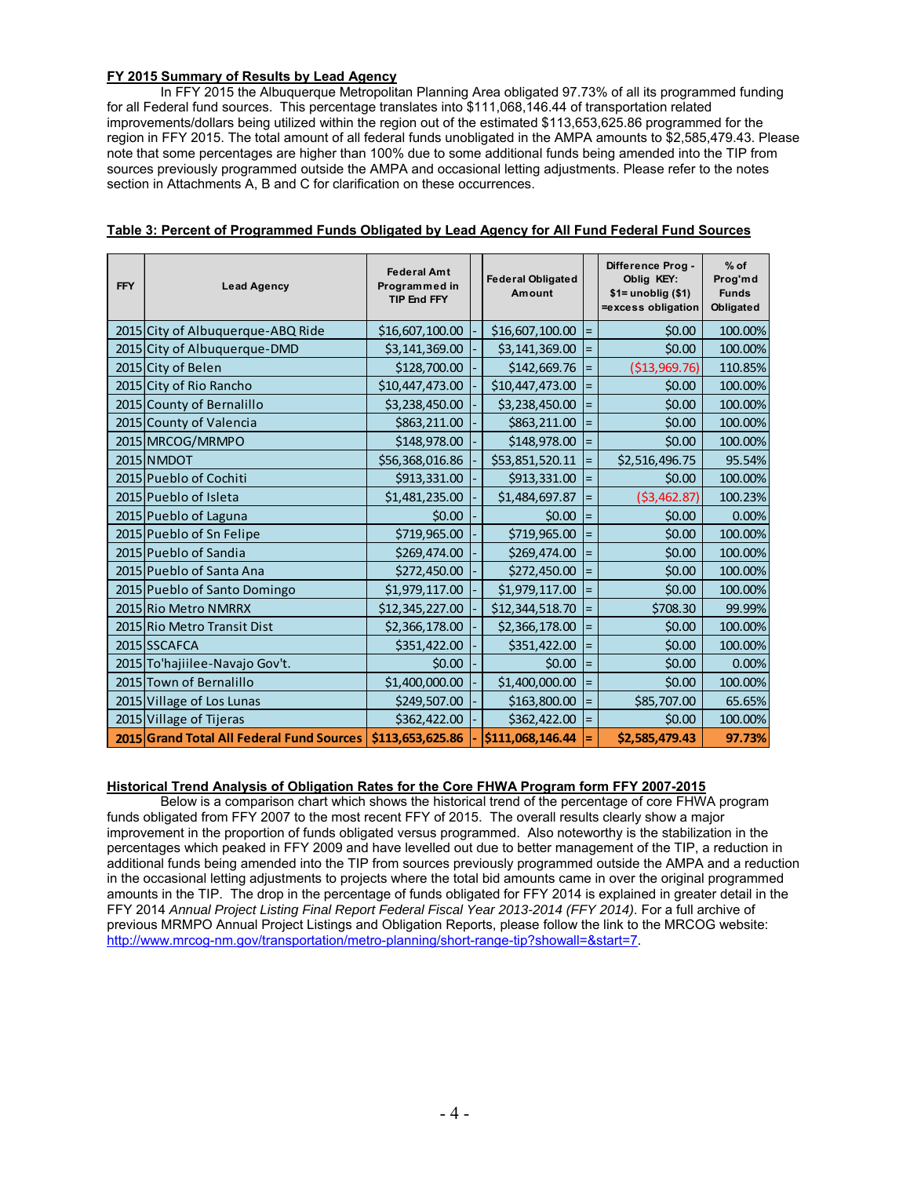## FY 2015 Summary of Results by Lead Agency

In FFY 2015 the Albuquerque Metropolitan Planning Area obligated 97.73% of all its programmed funding for all Federal fund sources. This percentage translates into $111,068,146.44 of transportation related improvements/dollars being utilized within the region out of the estimated $113,653,625.86 programmed for the region in FFY 2015. The total amount of all federal funds unobligated in the AMPA amounts to $2,585,479.43. Please note that some percentages are higher than 100% due to some additional funds being amended into the TIP from sources previously programmed outside the AMPA and occasional letting adjustments. Please refer to the notes section in Attachments A, B and C for clarification on these occurrences.

### Table 3: Percent of Programmed Funds Obligated by Lead Agency for All Fund Federal Fund Sources

| FFY | Lead Agency | Federal Amt Programmed in TIP End FFY | | Federal Obligated Amount | | Difference Prog - Oblig KEY: $1= unoblig ($1) =excess obligation | % of Prog'md Funds Obligated |
|---|---|---|---|---|---|---|---|
| 2015 | City of Albuquerque-ABQ Ride | $16,607,100.00 | - | $16,607,100.00 | = | $0.00 | 100.00% |
| 2015 | City of Albuquerque-DMD | $3,141,369.00 | - | $3,141,369.00 | = | $0.00 | 100.00% |
| 2015 | City of Belen | $128,700.00 | - | $142,669.76 | = | ($13,969.76) | 110.85% |
| 2015 | City of Rio Rancho | $10,447,473.00 | - | $10,447,473.00 | = | $0.00 | 100.00% |
| 2015 | County of Bernalillo | $3,238,450.00 | - | $3,238,450.00 | = | $0.00 | 100.00% |
| 2015 | County of Valencia | $863,211.00 | - | $863,211.00 | = | $0.00 | 100.00% |
| 2015 | MRCOG/MRMPO | $148,978.00 | - | $148,978.00 | = | $0.00 | 100.00% |
| 2015 | NMDOT | $56,368,016.86 | - | $53,851,520.11 | = | $2,516,496.75 | 95.54% |
| 2015 | Pueblo of Cochiti | $913,331.00 | - | $913,331.00 | = | $0.00 | 100.00% |
| 2015 | Pueblo of Isleta | $1,481,235.00 | - | $1,484,697.87 | = | ($3,462.87) | 100.23% |
| 2015 | Pueblo of Laguna | $0.00 | - | $0.00 | = | $0.00 | 0.00% |
| 2015 | Pueblo of Sn Felipe | $719,965.00 | - | $719,965.00 | = | $0.00 | 100.00% |
| 2015 | Pueblo of Sandia | $269,474.00 | - | $269,474.00 | = | $0.00 | 100.00% |
| 2015 | Pueblo of Santa Ana | $272,450.00 | - | $272,450.00 | = | $0.00 | 100.00% |
| 2015 | Pueblo of Santo Domingo | $1,979,117.00 | - | $1,979,117.00 | = | $0.00 | 100.00% |
| 2015 | Rio Metro NMRRX | $12,345,227.00 | - | $12,344,518.70 | = | $708.30 | 99.99% |
| 2015 | Rio Metro Transit Dist | $2,366,178.00 | - | $2,366,178.00 | = | $0.00 | 100.00% |
| 2015 | SSCAFCA | $351,422.00 | - | $351,422.00 | = | $0.00 | 100.00% |
| 2015 | To'hajiilee-Navajo Gov't. | $0.00 | - | $0.00 | = | $0.00 | 0.00% |
| 2015 | Town of Bernalillo | $1,400,000.00 | - | $1,400,000.00 | = | $0.00 | 100.00% |
| 2015 | Village of Los Lunas | $249,507.00 | - | $163,800.00 | = | $85,707.00 | 65.65% |
| 2015 | Village of Tijeras | $362,422.00 | - | $362,422.00 | = | $0.00 | 100.00% |
| **2015** | **Grand Total All Federal Fund Sources** | **$113,653,625.86** | **-** | **$111,068,146.44** | **=** | **$2,585,479.43** | **97.73%** |

## Historical Trend Analysis of Obligation Rates for the Core FHWA Program form FFY 2007-2015

Below is a comparison chart which shows the historical trend of the percentage of core FHWA program funds obligated from FFY 2007 to the most recent FFY of 2015. The overall results clearly show a major improvement in the proportion of funds obligated versus programmed. Also noteworthy is the stabilization in the percentages which peaked in FFY 2009 and have levelled out due to better management of the TIP, a reduction in additional funds being amended into the TIP from sources previously programmed outside the AMPA and a reduction in the occasional letting adjustments to projects where the total bid amounts came in over the original programmed amounts in the TIP. The drop in the percentage of funds obligated for FFY 2014 is explained in greater detail in the FFY 2014 *Annual Project Listing Final Report Federal Fiscal Year 2013-2014 (FFY 2014)*. For a full archive of previous MRMPO Annual Project Listings and Obligation Reports, please follow the link to the MRCOG website: http://www.mrcog-nm.gov/transportation/metro-planning/short-range-tip?showall=&start=7.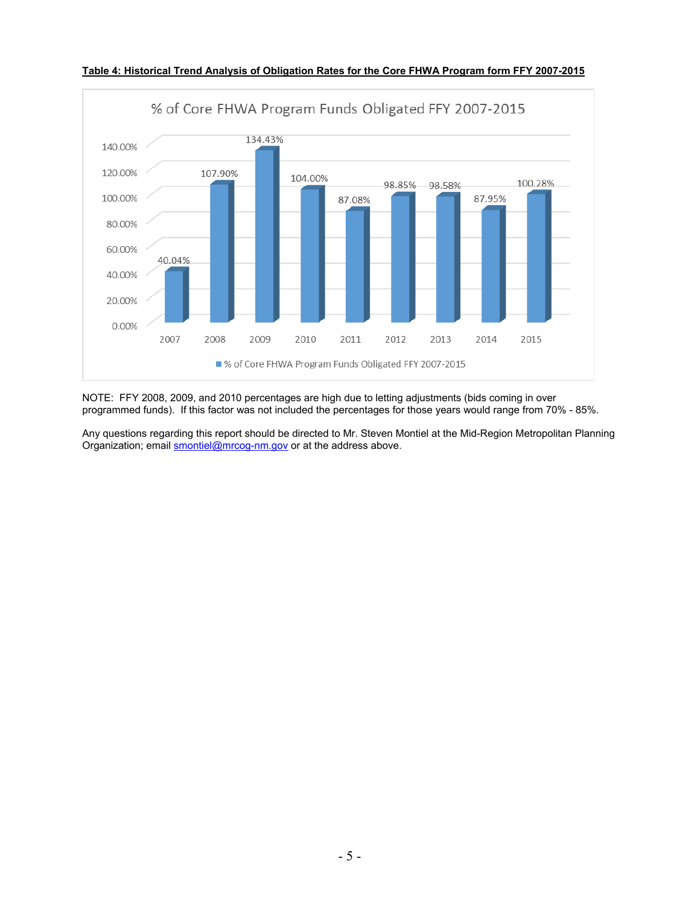**Table 4: Historical Trend Analysis of Obligation Rates for the Core FHWA Program form FFY 2007-2015**

% of Core FHWA Program Funds Obligated FFY 2007-2015

| Year | % of Core FHWA Program Funds Obligated FFY 2007-2015 |
|---|---|
| 2007 | 40.04% |
| 2008 | 107.90% |
| 2009 | 134.43% |
| 2010 | 104.00% |
| 2011 | 87.08% |
| 2012 | 98.85% |
| 2013 | 98.58% |
| 2014 | 87.95% |
| 2015 | 100.28% |

NOTE: FFY 2008, 2009, and 2010 percentages are high due to letting adjustments (bids coming in over programmed funds). If this factor was not included the percentages for those years would range from 70% - 85%.

Any questions regarding this report should be directed to Mr. Steven Montiel at the Mid-Region Metropolitan Planning Organization; email smontiel@mrcog-nm.gov or at the address above.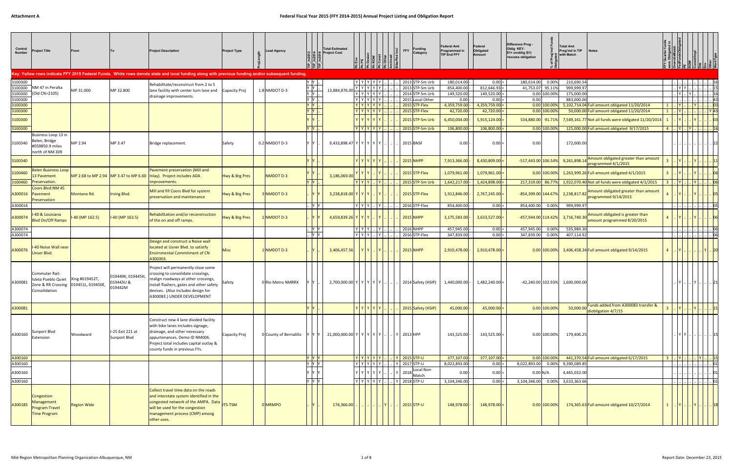Key: Yellow rows indicate FFY 2015 Federal Funds. White rows denote state and local funding along with previous funding and/or subsequent funding.

| Control Number | Project Title | From | To | Project Description | Project Type | Proj Length | Lead Agency | TIP_ini2012 | TIP_ini2014 | TIP_ini2016 | Total Estimated Project Cost | Ph Env | Ph PE | Ph Design | Ph ROW | Ph Const | Ph Other | Archived | Bike/Ped Incl | FFY | Funding Category | Federal Amt Programmed in TIP End FFY | Federal Obligated Amount | Difference Prog - Oblig KEY: $1= unoblig ($1) =excess obligation | % of Prog'md Funds Obligated | Total Amt Prog'md in TIP with Match | Notes | FFY Quarter Funds were Obligated in | OverideMatch | FedFundsObligated | PE | ROW | Const/Impl | Des | Env | Other | WorkType |
|---|---|---|---|---|---|---|---|---|---|---|---|---|---|---|---|---|---|---|---|---|---|---|---|---|---|---|---|---|---|---|---|---|---|---|---|---|---|
| 3100300 | NM 47 in Peralta (Old CN=2105) | MP 31.000 | MP 32.800 | Rehabilitate/reconstruct from 2 to 5 lane facility with center turn lane and drainage improvements. | Capacity Proj | 1.8 | NMDOT D-3 | Y | Y | | 13,884,876.00 | Y | Y | Y | Y | Y | | | | 2013 | STP-Sm Urb | 180,014.00 | 0.00 | 180,014.00 | 0.00% | 210,690.54 | | | | | | | | | | | 16 |
| 3100300 | | | | | | | | Y | Y | | | Y | Y | Y | Y | Y | | | | 2013 | STP-Sm Urb | 854,400.00 | 812,646.93 | 41,753.07 | 95.11% | 999,999.97 | | | | Y | Y | | | | | | 15 |
| 3100300 | | | | | | | | Y | Y | | | Y | Y | Y | Y | Y | | | | 2014 | STP-Sm Urb | 149,520.00 | 149,520.00 | 0.00 | 100.00% | 175,000.00 | | | | Y | | Y | | | | | 16 |
| 3100300 | | | | | | | | Y | Y | | | Y | Y | Y | Y | Y | | | | 2015 | Local Other | 0.00 | 0.00 | 0.00 | | 883,000.00 | | | | | | | | | | | 43 |
| 3100300 | | | | | | | | Y | Y | | | Y | Y | Y | Y | Y | | | | 2015 | STP-Flex | 4,359,759.00 | 4,359,759.00 | 0.00 | 100.00% | 5,102,714.04 | Full amount obligated 11/20/2014 | 1 | | Y | | | Y | | | | 03 |
| 3100300 | | | | | | | | Y | Y | | | Y | Y | Y | Y | Y | | | | 2015 | STP-Flex | 42,720.00 | 42,720.00 | 0.00 | 100.00% | 50,000.00 | Full amount obligated 11/20/2014 | 1 | | Y | | | | | | Y | 43 |
| 3100300 | | | | | | | | Y | Y | | | Y | Y | Y | Y | Y | | | | 2015 | STP-Sm Urb | 6,450,004.00 | 5,915,124.00 | 534,880.00 | 91.71% | 7,549,161.77 | Not all funds were obligated 11/20/2014 | 1 | | Y | | | Y | | | | 03 |
| 3100300 | | | | | | | | Y | Y | | | Y | Y | Y | Y | Y | | | | 2015 | STP-Sm Urb | 106,800.00 | 106,800.00 | 0.00 | 100.00% | 125,000.00 | Full amount obligated 9/17/2015 | 4 | | Y | | Y | | | | | 16 |
| 3100340 | Business Loop 13 in Belen, Bridge #059850.9 miles north of NM 309 | MP 2.94 | MP 3.47 | Bridge replacement. | Safety | 0.2 | NMDOT D-3 | Y | Y | | 9,433,898.47 | Y | Y | Y | Y | Y | | | | 2015 | BNSF | 0.00 | 0.00 | 0.00 | | 172,000.00 | | | | | | | | | | | 22 |
| 3100340 | | | | | | | | Y | Y | | | Y | Y | Y | Y | Y | | | | 2015 | NHPP | 7,913,366.00 | 8,430,809.00 | -517,443.00 | 106.54% | 9,261,898.14 | Amount obligated greater than amount programmed 4/1/2015 | 3 | | Y | | | Y | | | | 11 |
| 3100460 | Belen Business Loop 13 Pavement Preservation. | MP 2.68 to MP 2.94 | MP 3.47 to MP 6.60 | Pavement preservation (Mill and inlay). Project includes ADA improvements. | Hwy & Brg Pres | | NMDOT D-3 | Y | Y | | 3,186,069.00 | Y | Y | | | Y | | | | 2015 | STP-Flex | 1,079,961.00 | 1,079,961.00 | 0.00 | 100.00% | 1,263,999.26 | Full amount obligated 4/1/2015 | 3 | | Y | | | Y | | | | 06 |
| 3100460 | | | | | | | | Y | Y | | | Y | Y | Y | | Y | | | | 2015 | STP-Sm Urb | 1,642,217.00 | 1,424,898.00 | 217,319.00 | 86.77% | 1,922,070.40 | Not all funds were obligated 4/1/2015 | 3 | | Y | | | Y | | | | 06 |
| A300016 | Coors Blvd:NM 45 Pavement Preservation | Montano Rd. | Irving Blvd. | Mill and fill Coors Blvd for system preservation and maintenance | Hwy & Brg Pres | 3 | NMDOT D-3 | | Y | Y | 3,238,818.00 | Y | Y | | | Y | | | | 2015 | STP-Flex | 1,912,846.00 | 2,767,245.00 | -854,399.00 | 144.67% | 2,238,817.82 | Amount obligated greater than amount programmed 9/14/2015 | 4 | | Y | | | Y | | | | 05 |
| A300016 | | | | | | | | | Y | Y | | Y | Y | | | Y | | | | 2016 | STP-Flex | 854,400.00 | 0.00 | 854,400.00 | 0.00% | 999,999.97 | | | | | | | | | | | 05 |
| A300074 | I-40 & Louisiana Blvd On/Off Ramps | I-40 (MP 162.5) | I-40 (MP 163.5) | Rehabilitation and/or reconstruction of the on and off ramps. | Hwy & Brg Pres | 1 | NMDOT D-3 | | Y | Y | 4,659,839.26 | Y | Y | Y | | Y | | | | 2015 | NHPP | 3,175,583.00 | 3,633,527.00 | -457,944.00 | 114.42% | 3,716,740.30 | Amount obligated is greater than amount programmed 8/20/2015 | 4 | | Y | | | Y | | | | 06 |
| A300074 | | | | | | | | | Y | Y | | Y | Y | Y | | Y | | | | 2016 | NHPP | 457,945.00 | 0.00 | 457,945.00 | 0.00% | 535,984.30 | | | | | | | | | | | 06 |
| A300074 | | | | | | | | | Y | Y | | Y | Y | Y | | Y | | | | 2016 | STP-Flex | 347,839.00 | 0.00 | 347,839.00 | 0.00% | 407,114.92 | | | | | | | | | | | 06 |
| A300076 | I-40 Noise Wall near Unser Blvd. | | | Design and construct a Noise wall located at Usner Blvd. to satistfy Envirnmental Commitment of CN A300303. | Misc | 1 | NMDOT D-3 | | Y | | 3,406,457.56 | | Y | Y | | Y | | | | 2015 | NHPP | 2,910,478.00 | 2,910,478.00 | 0.00 | 100.00% | 3,406,458.24 | Full amount obligated 9/14/2015 | 4 | | Y | | | | | Y | | 20 |
| A300081 | Commuter Rail: Isleta Pueblo Quiet Zone & RR Crossing Consolidation | Xing #019452T, 019451L, 019450E, | 019449K, 019445H, 019443U & 019442M | Project will permanently close some crossing to consolidate crossings, realign roadways at other crossings, install flashers, gates and other safety devices. (Also includes design for A300083.) UNDER DEVELOPMENT | Safety | 0 | Rio Metro NMRRX | Y | Y | | 2,700,000.00 | Y | Y | Y | Y | Y | | | | 2014 | Safety (HSIP) | 1,440,000.00 | 1,482,240.00 | -42,240.00 | 102.93% | 1,600,000.00 | | | | Y | | | Y | | | | 21 |
| A300081 | | | | | | | | Y | Y | | | Y | Y | Y | Y | Y | | | | 2015 | Safety (HSIP) | 45,000.00 | 45,000.00 | 0.00 | 100.00% | 50,000.00 | Funds added from A300083 transfer & diobligation 4/7/15 | 3 | | Y | | | Y | | | | 21 |
| A300160 | Sunport Blvd Extension | Woodward | I-25 Exit 221 at Sunport Blvd | Construct new 4 lane divided facility with bike lanes includes signage, drainage, and other necessary appurtenances. Demo ID NM006. Project total includes capital outlay & county funds in previous FYs. | Capacity Proj | 0 | County of Bernalillo | Y | Y | Y | 21,000,000.00 | Y | Y | Y | Y | Y | | | Y | 2013 | HPP | 143,525.00 | 143,525.00 | 0.00 | 100.00% | 179,406.25 | | | | Y | Y | | | | | | 15 |
| A300160 | | | | | | | | Y | Y | Y | | Y | Y | Y | Y | Y | | | Y | 2015 | STP-U | 377,107.00 | 377,107.00 | 0.00 | 100.00% | 441,370.54 | Full amount obligated 6/17/2015 | 3 | | Y | | | | Y | | | 15 |
| A300160 | | | | | | | | Y | Y | Y | | Y | Y | Y | Y | Y | | | Y | 2017 | STP-U | 8,022,893.00 | 0.00 | 8,022,893.00 | 0.00% | 9,390,089.85 | | | | | | | | | | | 01 |
| A300160 | | | | | | | | Y | Y | Y | | Y | Y | Y | Y | Y | | | Y | 2018 | Local Non-Match | 0.00 | 0.00 | 0.00 | N/A | 4,465,032.00 | | | | | | | | | | | 01 |
| A300160 | | | | | | | | Y | Y | Y | | Y | Y | Y | Y | Y | | | Y | 2018 | STP-U | 3,104,346.00 | 0.00 | 3,104,346.00 | 0.00% | 3,633,363.66 | | | | | | | | | | | 01 |
| A300185 | Congestion Management Program:Travel Time Program | Region Wide | | Collect travel time data on the roads and interstate system identified in the congested network of the AMPA. Data will be used for the congestion management process (CMP) among other uses. | ITS-TSM | 0 | MRMPO | | Y | | 174,366.00 | | | | | Y | | | | 2015 | STP-U | 148,978.00 | 148,978.00 | 0.00 | 100.00% | 174,365.63 | Full amount obligated 10/27/2014 | 1 | | Y | | | Y | | | | 18 |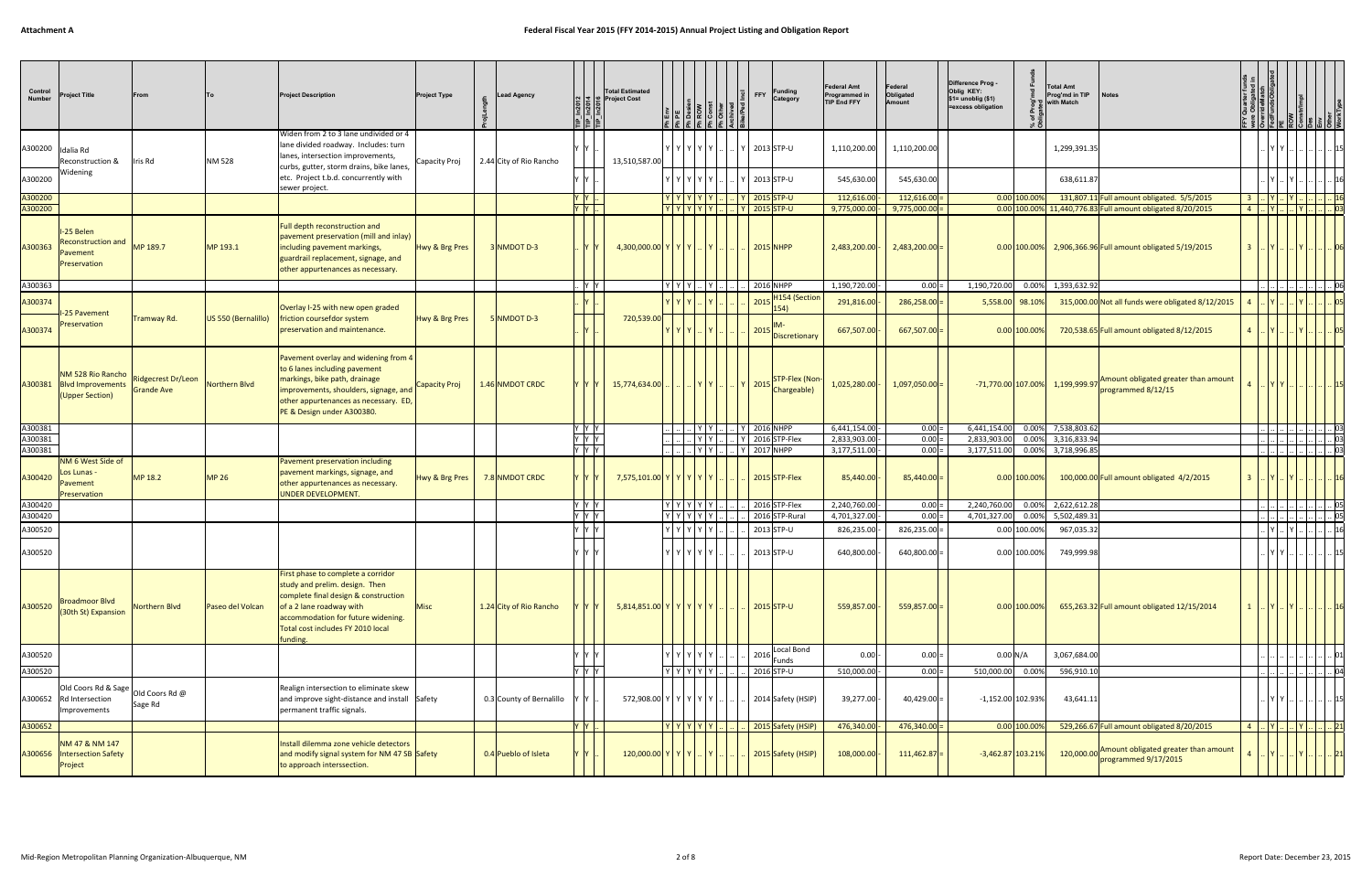# Federal Fiscal Year 2015 (FFY 2014-2015) Annual Project Listing and Obligation Report

| Control Number | Project Title | From | To | Project Description | Project Type | ProjLength | Lead Agency | TIP_ln2012 | TIP_ln2014 | TIP_ln2016 | Total Estimated Project Cost | Ph Env | Ph PE | Ph Design | Ph ROW | Ph Const | Ph Other | Achieved | Bike/Ped Incl | FFY | Funding Category | Federal Amt Programmed in TIP End FFY | Federal Obligated Amount | Difference Prog - Oblig KEY: $1= unoblig ($1) =excess obligation | % of Prog'md Funds Obligated | Total Amt Prog'md in TIP with Match | Notes | FFY Quarter Funds were Obligated in | OverrideMatch | FedFundsObligated | PE | ROW | Const/Impl | Des | Env | Other | WorkType |
|---|---|---|---|---|---|---|---|---|---|---|---|---|---|---|---|---|---|---|---|---|---|---|---|---|---|---|---|---|---|---|---|---|---|---|---|---|---|
| A300200 | Idalia Rd Reconstruction & Widening | Iris Rd | NM 528 | Widen from 2 to 3 lane undivided or 4 lane divided roadway. Includes: turn lanes, intersection improvements, curbs, gutter, storm drains, bike lanes, etc. Project t.b.d. concurrently with sewer project. | Capacity Proj | 2.44 | City of Rio Rancho | Y | Y | .. | 13,510,587.00 | Y | Y | Y | Y | Y | .. | .. | Y | 2013 | STP-U | 1,110,200.00 | 1,110,200.00 | | | 1,299,391.35 | | | .. | Y | Y | .. | .. | .. | .. | .. | 15 |
| A300200 | | | | | | | | Y | Y | | | Y | Y | Y | Y | Y | .. | .. | Y | 2013 | STP-U | 545,630.00 | 545,630.00 | | | 638,611.87 | | | .. | Y | .. | Y | .. | .. | .. | .. | 16 |
| A300200 | | | | | | | | Y | Y | .. | | Y | Y | Y | Y | Y | .. | .. | Y | 2015 | STP-U | 112,616.00 | 112,616.00 | 0.00 | 100.00% | 131,807.11 | Full amount obligated. 5/5/2015 | 3 | .. | Y | .. | Y | .. | .. | .. | .. | 16 |
| A300200 | | | | | | | | Y | Y | .. | | Y | Y | Y | Y | Y | .. | .. | Y | 2015 | STP-U | 9,775,000.00 | 9,775,000.00 | 0.00 | 100.00% | 11,440,776.83 | Full amount obligated 8/20/2015 | 4 | .. | Y | .. | .. | Y | .. | .. | .. | 03 |
| A300363 | I-25 Belen Reconstruction and Pavement Preservation | MP 189.7 | MP 193.1 | Full depth reconstruction and pavement preservation (mill and inlay) including pavement markings, guardrail replacement, signage, and other appurtenances as necessary. | Hwy & Brg Pres | 3 | NMDOT D-3 | .. | Y | Y | 4,300,000.00 | Y | Y | Y | .. | Y | .. | .. | .. | 2015 | NHPP | 2,483,200.00 | 2,483,200.00 | 0.00 | 100.00% | 2,906,366.96 | Full amount obligated 5/19/2015 | 3 | .. | Y | .. | .. | Y | .. | .. | .. | 06 |
| A300363 | | | | | | | | .. | Y | Y | | Y | Y | Y | .. | Y | .. | .. | .. | 2016 | NHPP | 1,190,720.00 | 0.00 | 1,190,720.00 | 0.00% | 1,393,632.92 | | | .. | .. | .. | .. | .. | .. | .. | .. | 06 |
| A300374 | I-25 Pavement Preservation | Tramway Rd. | US 550 (Bernalillo) | Overlay I-25 with new open graded friction coursefdor system preservation and maintenance. | Hwy & Brg Pres | 5 | NMDOT D-3 | .. | Y | .. | 720,539.00 | Y | Y | Y | .. | Y | .. | .. | .. | 2015 | H154 (Section 154) | 291,816.00 | 286,258.00 | 5,558.00 | 98.10% | 315,000.00 | Not all funds were obligated 8/12/2015 | 4 | .. | Y | .. | .. | Y | .. | .. | .. | 05 |
| A300374 | | | | | | | | .. | Y | .. | | Y | Y | Y | .. | Y | .. | .. | .. | 2015 | IM-Discretionary | 667,507.00 | 667,507.00 | 0.00 | 100.00% | 720,538.65 | Full amount obligated 8/12/2015 | 4 | .. | Y | .. | .. | Y | .. | .. | .. | 05 |
| A300381 | NM 528 Rio Rancho Blvd Improvements (Upper Section) | Ridgecrest Dr/Leon Grande Ave | Northern Blvd | Pavement overlay and widening from 4 to 6 lanes including pavement markings, bike path, drainage improvements, shoulders, signage, and other appurtenances as necessary. ED, PE & Design under A300380. | Capacity Proj | 1.46 | NMDOT CRDC | Y | Y | Y | 15,774,634.00 | .. | .. | .. | Y | Y | .. | .. | Y | 2015 | STP-Flex (Non-Chargeable) | 1,025,280.00 | 1,097,050.00 | -71,770.00 | 107.00% | 1,199,999.97 | Amount obligated greater than amount programmed 8/12/15 | 4 | .. | Y | Y | .. | .. | .. | .. | .. | 15 |
| A300381 | | | | | | | | Y | Y | Y | | .. | .. | .. | Y | Y | .. | .. | Y | 2016 | NHPP | 6,441,154.00 | 0.00 | 6,441,154.00 | 0.00% | 7,538,803.62 | | | .. | .. | .. | .. | .. | .. | .. | .. | 03 |
| A300381 | | | | | | | | Y | Y | Y | | .. | .. | .. | Y | Y | .. | .. | Y | 2016 | STP-Flex | 2,833,903.00 | 0.00 | 2,833,903.00 | 0.00% | 3,316,833.94 | | | .. | .. | .. | .. | .. | .. | .. | .. | 03 |
| A300381 | | | | | | | | Y | Y | Y | | .. | .. | .. | Y | Y | .. | .. | Y | 2017 | NHPP | 3,177,511.00 | 0.00 | 3,177,511.00 | 0.00% | 3,718,996.85 | | | .. | .. | .. | .. | .. | .. | .. | .. | 03 |
| A300420 | NM 6 West Side of Los Lunas - Pavement Preservation | MP 18.2 | MP 26 | Pavement preservation including pavement markings, signage, and other appurtenances as necessary. UNDER DEVELOPMENT. | Hwy & Brg Pres | 7.8 | NMDOT CRDC | Y | Y | Y | 7,575,101.00 | Y | Y | Y | Y | Y | .. | .. | .. | 2015 | STP-Flex | 85,440.00 | 85,440.00 | 0.00 | 100.00% | 100,000.00 | Full amount obligated 4/2/2015 | 3 | .. | Y | .. | Y | .. | .. | .. | .. | 16 |
| A300420 | | | | | | | | Y | Y | Y | | Y | Y | Y | Y | Y | .. | .. | .. | 2016 | STP-Flex | 2,240,760.00 | 0.00 | 2,240,760.00 | 0.00% | 2,622,612.28 | | | .. | .. | .. | .. | .. | .. | .. | .. | 05 |
| A300420 | | | | | | | | Y | Y | Y | | Y | Y | Y | Y | Y | .. | .. | .. | 2016 | STP-Rural | 4,701,327.00 | 0.00 | 4,701,327.00 | 0.00% | 5,502,489.31 | | | .. | .. | .. | .. | .. | .. | .. | .. | 05 |
| A300520 | | | | | | | | Y | Y | Y | | Y | Y | Y | Y | Y | .. | .. | .. | 2013 | STP-U | 826,235.00 | 826,235.00 | 0.00 | 100.00% | 967,035.32 | | | .. | Y | .. | Y | .. | .. | .. | .. | 16 |
| A300520 | | | | | | | | Y | Y | Y | | Y | Y | Y | Y | Y | .. | .. | .. | 2013 | STP-U | 640,800.00 | 640,800.00 | 0.00 | 100.00% | 749,999.98 | | | .. | Y | Y | .. | .. | .. | .. | .. | 15 |
| A300520 | Broadmoor Blvd (30th St) Expansion | Northern Blvd | Paseo del Volcan | First phase to complete a corridor study and prelim. design. Then complete final design & construction of a 2 lane roadway with accommodation for future widening. Total cost includes FY 2010 local funding. | Misc | 1.24 | City of Rio Rancho | Y | Y | Y | 5,814,851.00 | Y | Y | Y | Y | Y | .. | .. | .. | 2015 | STP-U | 559,857.00 | 559,857.00 | 0.00 | 100.00% | 655,263.32 | Full amount obligated 12/15/2014 | 1 | .. | Y | .. | Y | .. | .. | .. | .. | 16 |
| A300520 | | | | | | | | Y | Y | Y | | Y | Y | Y | Y | Y | .. | .. | .. | 2016 | Local Bond Funds | 0.00 | 0.00 | 0.00 | N/A | 3,067,684.00 | | | .. | .. | .. | .. | .. | .. | .. | .. | 01 |
| A300520 | | | | | | | | Y | Y | Y | | Y | Y | Y | Y | Y | .. | .. | .. | 2016 | STP-U | 510,000.00 | 0.00 | 510,000.00 | 0.00% | 596,910.10 | | | .. | .. | .. | .. | .. | .. | .. | .. | 04 |
| A300652 | Old Coors Rd & Sage Rd Intersection Improvements | Old Coors Rd @ Sage Rd | | Realign intersection to eliminate skew and improve sight-distance and install permanent traffic signals. | Safety | 0.3 | County of Bernalillo | Y | Y | .. | 572,908.00 | Y | Y | Y | Y | Y | .. | .. | .. | 2014 | Safety (HSIP) | 39,277.00 | 40,429.00 | -1,152.00 | 102.93% | 43,641.11 | | | .. | Y | Y | .. | .. | .. | .. | .. | 15 |
| A300652 | | | | | | | | Y | Y | .. | | Y | Y | Y | Y | Y | .. | .. | .. | 2015 | Safety (HSIP) | 476,340.00 | 476,340.00 | 0.00 | 100.00% | 529,266.67 | Full amount obligated 8/20/2015 | 4 | .. | Y | .. | .. | Y | .. | .. | .. | 21 |
| A300656 | NM 47 & NM 147 Intersection Safety Project | | | Install dilemma zone vehicle detectors and modify signal system for NM 47 SB to approach interssection. | Safety | 0.4 | Pueblo of Isleta | Y | Y | .. | 120,000.00 | Y | Y | Y | .. | Y | .. | .. | .. | 2015 | Safety (HSIP) | 108,000.00 | 111,462.87 | -3,462.87 | 103.21% | 120,000.00 | Amount obligated greater than amount programmed 9/17/2015 | 4 | .. | Y | .. | .. | Y | .. | .. | .. | 21 |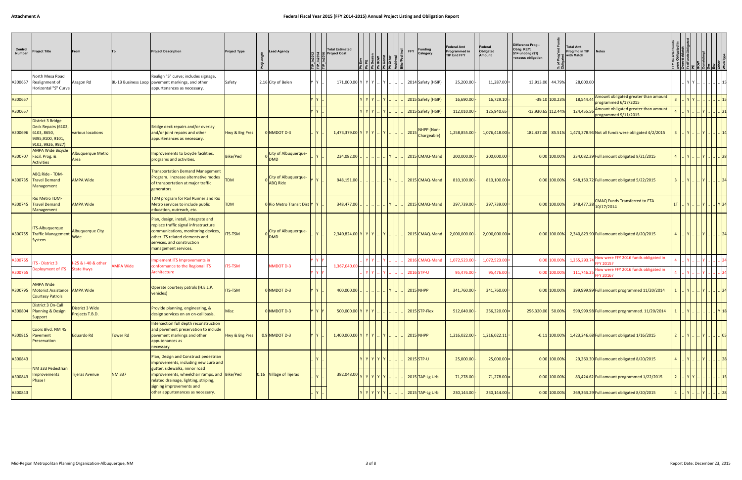**Attachment A**

## Federal Fiscal Year 2015 (FFY 2014-2015) Annual Project Listing and Obligation Report

| Control Number | Project Title | From | To | Project Description | Project Type | Proj Length | Lead Agency | TIP In2012 | TIP In2014 | TIP In2016 | Total Estimated Project Cost | Ph Env | Ph PE | Ph Design | Ph ROW | Ph Const | Ph Other | Archived | Bike/Ped Incl | FFY | Funding Category | Federal Amt Programmed in TIP End FFY | | Federal Obligated Amount | | Difference Prog - Oblig KEY: $1= unoblig ($1) =excess obligation | % of Prog'md Funds Obligated | Total Amt Prog'md in TIP with Match | Notes | FFY Quarter Fed Funds were Obligated in | OverrideMatch | FedFundsObligated | PE | ROW | Construct/Impl | Des | Env | Other | WorkType |
|---|---|---|---|---|---|---|---|---|---|---|---|---|---|---|---|---|---|---|---|---|---|---|---|---|---|---|---|---|---|---|---|---|---|---|---|---|---|---|---|
| A300657 | North Mesa Road Realignment of Horizontal "S" Curve | Aragon Rd | BL-13 Business Loop | Realign "S" curve; includes signage, pavement markings, and other appurtenances as necessary. | Safety | 2.16 | City of Belen | Y | Y | .. | 171,000.00 | Y | Y | Y | .. | Y | .. | .. | .. | 2014 | Safety (HSIP) | 25,200.00 | - | 11,287.00 | = | 13,913.00 | 44.79% | 28,000.00 | | | .. | Y | Y | .. | .. | .. | .. | 15 |
| A300657 | | | | | | | | Y | Y | .. | | Y | Y | Y | .. | Y | .. | .. | .. | 2015 | Safety (HSIP) | 16,690.00 | - | 16,729.10 | = | -39.10 | 100.23% | 18,544.44 | Amount obligated greater than amount programmed 6/17/2015 | 3 | .. | Y | Y | .. | .. | .. | .. | 15 |
| A300657 | | | | | | | | Y | Y | .. | | Y | Y | Y | .. | Y | .. | .. | .. | 2015 | Safety (HSIP) | 112,010.00 | - | 125,940.65 | = | -13,930.65 | 112.44% | 124,455.56 | Amount obligated greater than amount programmed 9/11/2015 | 4 | .. | Y | .. | .. | Y | .. | .. | 21 |
| A300696 | District 3 Bridge Deck Repairs (6102, 6103, 8650, 9395,9100, 9101, 9102, 9926, 9927) | various locations | | Bridge deck repairs and/or overlay and/or joint repairs and other appurtenances as necessary. | Hwy & Brg Pres | 0 | NMDOT D-3 | .. | Y | .. | 1,473,379.00 | Y | Y | Y | .. | Y | .. | .. | .. | 2015 | NHPP (Non-Chargeable) | 1,258,855.00 | - | 1,076,418.00 | = | 182,437.00 | 85.51% | 1,473,378.94 | Not all funds were obligated 4/2/2015 | 3 | .. | Y | .. | .. | Y | .. | .. | 14 |
| A300707 | AMPA Wide Bicycle Facil. Prog. & Activities | Albuquerque Metro Area | | Improvements to bicycle facilities, programs and activities. | Bike/Ped | 0 | City of Albuquerque-DMD | .. | Y | .. | 234,082.00 | .. | .. | .. | .. | .. | Y | .. | .. | 2015 | CMAQ-Mand | 200,000.00 | - | 200,000.00 | = | 0.00 | 100.00% | 234,082.39 | Full amount obligated 8/21/2015 | 4 | .. | Y | .. | .. | Y | .. | .. | 28 |
| A300735 | ABQ Ride - TDM-Travel Demand Management | AMPA Wide | | Transportation Demand Management Program. Increase alternative modes of transportation at major traffic generators. | TDM | 0 | City of Albuquerque-ABQ Ride | Y | Y | .. | 948,151.00 | .. | .. | .. | .. | .. | Y | .. | .. | 2015 | CMAQ-Mand | 810,100.00 | - | 810,100.00 | = | 0.00 | 100.00% | 948,150.72 | Full amount obligated 5/22/2015 | 3 | .. | Y | .. | .. | Y | .. | .. | 24 |
| A300745 | Rio Metro TDM-Travel Demand Management | AMPA Wide | | TDM program for Rail Runner and Rio Metro services to include public education, outreach, etc. | TDM | 0 | Rio Metro Transit Dist | Y | Y | .. | 348,477.00 | .. | .. | .. | .. | .. | Y | .. | .. | 2015 | CMAQ-Mand | 297,739.00 | - | 297,739.00 | = | 0.00 | 100.00% | 348,477.28 | CMAQ Funds Transferred to FTA 10/17/2014 | 1T | .. | Y | .. | .. | Y | .. | Y | 24 |
| A300755 | ITS-Albuquerque Traffic Management System | Albuquerque City Wide | | Plan, design, install, integrate and replace traffic signal infrastructure communications, monitoring devices, other ITS related elements and services, and construction management services. | ITS-TSM | 0 | City of Albuquerque-DMD | .. | Y | .. | 2,340,824.00 | Y | Y | Y | .. | Y | .. | .. | .. | 2015 | CMAQ-Mand | 2,000,000.00 | - | 2,000,000.00 | = | 0.00 | 100.00% | 2,340,823.90 | Full amount obligated 8/20/2015 | 4 | .. | Y | .. | .. | Y | .. | .. | 24 |
| A300765 | ITS - District 3 Deployment of ITS | I-25 & I-40 & other State Hwys | AMPA Wide | Implement ITS Improvements in conformance to the Regional ITS Architecture | ITS-TSM | | NMDOT D-3 | Y | Y | Y | 1,367,040.00 | .. | Y | Y | .. | Y | .. | .. | .. | 2016 | CMAQ-Mand | 1,072,523.00 | - | 1,072,523.00 | = | 0.00 | 100.00% | 1,255,293.74 | How were FFY 2016 funds obligated in FFY 2015? | 4 | .. | Y | .. | .. | Y | .. | .. | 24 |
| A300765 | | | | | | | | Y | Y | Y | | .. | Y | Y | .. | Y | .. | .. | .. | 2016 | STP-U | 95,476.00 | - | 95,476.00 | = | 0.00 | 100.00% | 111,746.25 | How were FFY 2016 funds obligated in FFY 2016? | 4 | .. | Y | .. | .. | Y | .. | .. | 24 |
| A300795 | AMPA Wide Motorist Assistance Courtesy Patrols | AMPA Wide | | Operate courtesy patrols (H.E.L.P. vehicles) | ITS-TSM | 0 | NMDOT D-3 | Y | Y | .. | 400,000.00 | .. | .. | .. | .. | .. | Y | .. | .. | 2015 | NHPP | 341,760.00 | - | 341,760.00 | = | 0.00 | 100.00% | 399,999.99 | Full amount programmed 11/20/2014 | 1 | .. | Y | .. | .. | Y | .. | .. | 24 |
| A300804 | District 3 On-Call Planning & Design Support | District 3 Wide Projects T.B.D. | | Provide planning, engineering, & design services on an on-call basis. | Misc | 0 | NMDOT D-3 | Y | Y | Y | 500,000.00 | Y | Y | Y | .. | .. | .. | .. | .. | 2015 | STP-Flex | 512,640.00 | - | 256,320.00 | = | 256,320.00 | 50.00% | 599,999.98 | Full amount programmed. 11/20/2014 | 1 | .. | Y | .. | .. | .. | .. | Y | 18 |
| A300815 | Coors Blvd: NM 45 Pavement Preservation | Eduardo Rd | Tower Rd | Intersection full depth reconstruction and pavement preservation to include pavement markings and other appurtenances as necessary. | Hwy & Brg Pres | 0.9 | NMDOT D-3 | Y | Y | .. | 1,400,000.00 | Y | Y | Y | .. | Y | .. | .. | .. | 2015 | NHPP | 1,216,022.00 | - | 1,216,022.11 | = | -0.11 | 100.00% | 1,423,246.68 | Full amount obligated 1/16/2015 | 2 | .. | Y | .. | .. | Y | .. | .. | 05 |
| A300843 | NM 333 Pedestrian Improvements Phase I | Tijeras Avenue | NM 337 | Plan, Design and Construct pedestrian improvements, including new curb and gutter, sidewalks, minor road improvements, wheelchair ramps, and related drainage, lighting, striping, signing improvements and other appurtenances as necessary. | Bike/Ped | 0.16 | Village of Tijeras | .. | Y | .. | 382,048.00 | Y | Y | Y | Y | Y | .. | .. | .. | 2015 | STP-U | 25,000.00 | - | 25,000.00 | = | 0.00 | 100.00% | 29,260.30 | Full amount obligated 8/20/2015 | 4 | .. | Y | .. | .. | Y | .. | .. | 28 |
| A300843 | | | | | | | | .. | Y | .. | | Y | Y | Y | Y | Y | .. | .. | .. | 2015 | TAP-Lg Urb | 71,278.00 | - | 71,278.00 | = | 0.00 | 100.00% | 83,424.62 | Full amount programmed 1/22/2015 | 2 | .. | Y | Y | .. | .. | .. | .. | 15 |
| A300843 | | | | | | | | .. | Y | .. | | Y | Y | Y | Y | Y | .. | .. | .. | 2015 | TAP-Lg Urb | 230,144.00 | - | 230,144.00 | = | 0.00 | 100.00% | 269,363.29 | Full amount obligated 8/20/2015 | 4 | .. | Y | .. | .. | Y | .. | .. | 28 |

Mid-Region Metropolitan Planning Organization-Albuquerque, NM

Report Date: December 23, 2015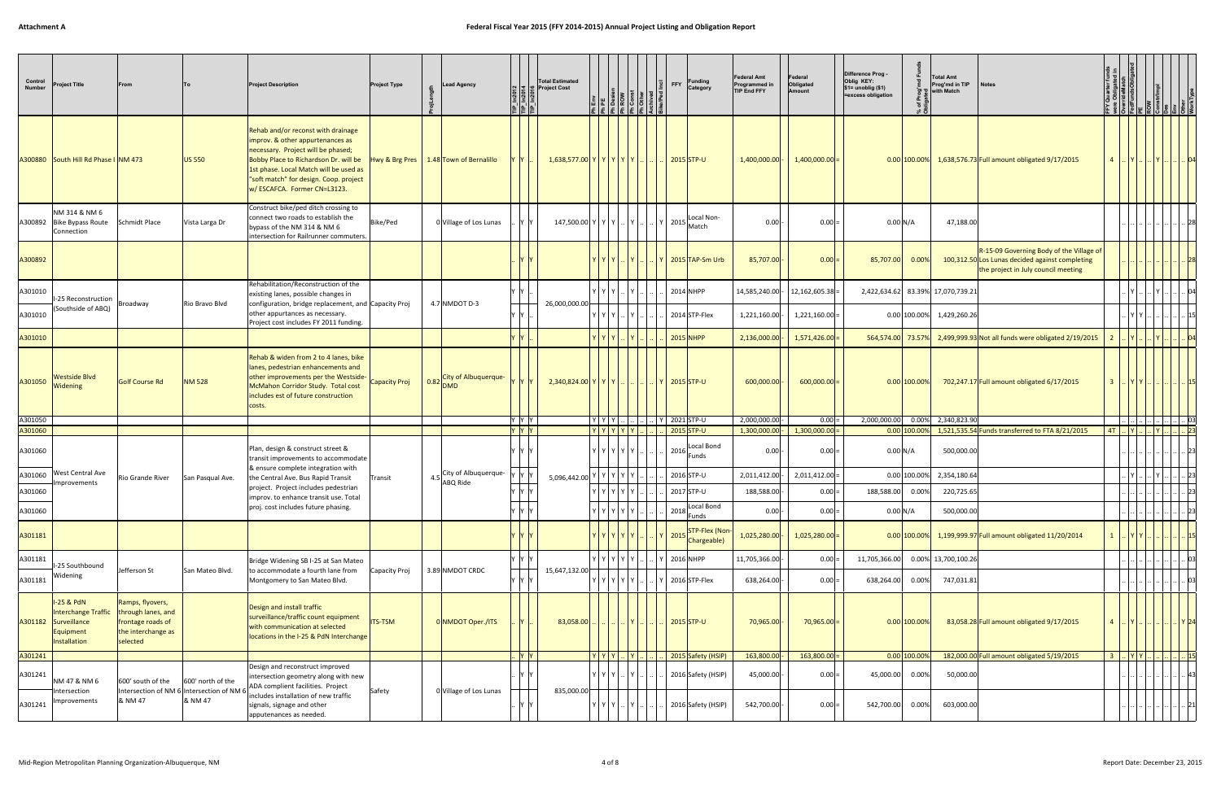| Control Number | Project Title | From | To | Project Description | Project Type | Proj Length | Lead Agency | TIP in2012 | TIP in2014 | TIP in2016 | Total Estimated Project Cost | Ph Env | Ph PE | Ph Design | Ph ROW | Ph Const | Ph Other | Archived | Bike/Ped Incl | FFY | Funding Category | Federal Amt Programmed in TIP End FFY | Federal Obligated Amount | Difference Prog - Oblig KEY: $1= unoblig ($1) =excess obligation | % of Prog'md Funds Obligated | Total Amt Prog'md in TIP with Match | Notes | FFY Quarter Funds were Obligated in | Override Match | Fed Funds Obligated | PE | ROW | Const/Impl | Des | Env | Other | WorkType |
|---|---|---|---|---|---|---|---|---|---|---|---|---|---|---|---|---|---|---|---|---|---|---|---|---|---|---|---|---|---|---|---|---|---|---|---|---|---|
| A300880 | South Hill Rd Phase I | NM 473 | US 550 | Rehab and/or reconst with drainage improv. & other appurtenances as necessary. Project will be phased; Bobby Place to Richardson Dr. will be 1st phase. Local Match will be used as "soft match" for design. Coop. project w/ ESCAFCA. Former CN=L3123. | Hwy & Brg Pres | 1.48 | Town of Bernalillo | Y | Y | .. | 1,638,577.00 | Y | Y | Y | Y | Y | .. | .. | .. | 2015 | STP-U | 1,400,000.00 | 1,400,000.00 | 0.00 | 100.00% | 1,638,576.73 | Full amount obligated 9/17/2015 | 4 | .. | Y | .. | Y | .. | .. | 04 |
| A300892 | NM 314 & NM 6 Bike Bypass Route Connection | Schmidt Place | Vista Larga Dr | Construct bike/ped ditch crossing to connect two roads to establish the bypass of the NM 314 & NM 6 intersection for Railrunner commuters. | Bike/Ped | 0 | Village of Los Lunas | .. | Y | Y | 147,500.00 | Y | Y | Y | .. | Y | .. | .. | Y | 2015 | Local Non-Match | 0.00 | 0.00 | 0.00 | N/A | 47,188.00 | | | .. | .. | .. | .. | .. | .. | 28 |
| A300892 | | | | | | | | .. | Y | Y | | Y | Y | Y | .. | Y | .. | .. | Y | 2015 | TAP-Sm Urb | 85,707.00 | 0.00 | 85,707.00 | 0.00% | 100,312.50 | R-15-09 Governing Body of the Village of Los Lunas decided against completing the project in July council meeting | | .. | .. | .. | .. | .. | .. | 28 |
| A301010 | I-25 Reconstruction (Southside of ABQ) | Broadway | Rio Bravo Blvd | Rehabilitation/Reconstruction of the existing lanes, possible changes in configuration, bridge replacement, and other appurtances as necessary. Project cost includes FY 2011 funding. | Capacity Proj | 4.7 | NMDOT D-3 | Y | Y | .. | 26,000,000.00 | Y | Y | Y | .. | Y | .. | .. | .. | 2014 | NHPP | 14,585,240.00 | 12,162,605.38 | 2,422,634.62 | 83.39% | 17,070,739.21 | | | .. | Y | .. | Y | .. | .. | 04 |
| A301010 | | | | | | | | Y | Y | .. | | Y | Y | Y | .. | Y | .. | .. | .. | 2014 | STP-Flex | 1,221,160.00 | 1,221,160.00 | 0.00 | 100.00% | 1,429,260.26 | | | .. | Y | Y | .. | .. | .. | 15 |
| A301010 | | | | | | | | Y | Y | .. | | Y | Y | Y | .. | Y | .. | .. | .. | 2015 | NHPP | 2,136,000.00 | 1,571,426.00 | 564,574.00 | 73.57% | 2,499,999.93 | Not all funds were obligated 2/19/2015 | 2 | .. | Y | .. | Y | .. | .. | 04 |
| A301050 | Westside Blvd Widening | Golf Course Rd | NM 528 | Rehab & widen from 2 to 4 lanes, bike lanes, pedestrian enhancements and other improvements per the Westside-McMahon Corridor Study. Total cost includes est of future construction costs. | Capacity Proj | 0.82 | City of Albuquerque-DMD | Y | Y | Y | 2,340,824.00 | Y | Y | Y | .. | .. | .. | .. | Y | 2015 | STP-U | 600,000.00 | 600,000.00 | 0.00 | 100.00% | 702,247.17 | Full amount obligated 6/17/2015 | 3 | .. | Y | Y | .. | .. | .. | 15 |
| A301050 | | | | | | | | Y | Y | Y | | Y | Y | Y | .. | .. | .. | .. | Y | 2021 | STP-U | 2,000,000.00 | 0.00 | 2,000,000.00 | 0.00% | 2,340,823.90 | | | .. | .. | .. | .. | .. | .. | 03 |
| A301060 | | | | | | | | Y | Y | Y | | Y | Y | Y | Y | Y | .. | .. | .. | 2015 | STP-U | 1,300,000.00 | 1,300,000.00 | 0.00 | 100.00% | 1,521,535.54 | Funds transferred to FTA 8/21/2015 | 4T | .. | Y | .. | Y | .. | .. | 23 |
| A301060 | West Central Ave Improvements | Rio Grande River | San Pasqual Ave. | Plan, design & construct street & transit improvements to accommodate & ensure complete integration with the Central Ave. Bus Rapid Transit project. Project includes pedestrian improv. to enhance transit use. Total proj. cost includes future phasing. | Transit | 4.5 | City of Albuquerque-ABQ Ride | Y | Y | Y | 5,096,442.00 | Y | Y | Y | Y | Y | .. | .. | .. | 2016 | Local Bond Funds | 0.00 | 0.00 | 0.00 | N/A | 500,000.00 | | | .. | .. | .. | .. | .. | .. | 23 |
| A301060 | | | | | | | | Y | Y | Y | | Y | Y | Y | Y | Y | .. | .. | .. | 2016 | STP-U | 2,011,412.00 | 2,011,412.00 | 0.00 | 100.00% | 2,354,180.64 | | | .. | Y | .. | Y | .. | .. | 23 |
| A301060 | | | | | | | | Y | Y | Y | | Y | Y | Y | Y | Y | .. | .. | .. | 2017 | STP-U | 188,588.00 | 0.00 | 188,588.00 | 0.00% | 220,725.65 | | | .. | .. | .. | .. | .. | .. | 23 |
| A301060 | | | | | | | | Y | Y | Y | | Y | Y | Y | Y | Y | .. | .. | .. | 2018 | Local Bond Funds | 0.00 | 0.00 | 0.00 | N/A | 500,000.00 | | | .. | .. | .. | .. | .. | .. | 23 |
| A301181 | | | | | | | | Y | Y | Y | | Y | Y | Y | Y | Y | .. | .. | Y | 2015 | STP-Flex (Non-Chargeable) | 1,025,280.00 | 1,025,280.00 | 0.00 | 100.00% | 1,199,999.97 | Full amount obligated 11/20/2014 | 1 | .. | Y | Y | .. | .. | .. | 15 |
| A301181 | I-25 Southbound Widening | Jefferson St | San Mateo Blvd. | Bridge Widening SB I-25 at San Mateo to accommodate a fourth lane from Montgomery to San Mateo Blvd. | Capacity Proj | 3.89 | NMDOT CRDC | Y | Y | Y | 15,647,132.00 | Y | Y | Y | Y | Y | .. | .. | Y | 2016 | NHPP | 11,705,366.00 | 0.00 | 11,705,366.00 | 0.00% | 13,700,100.26 | | | .. | .. | .. | .. | .. | .. | 03 |
| A301181 | | | | | | | | Y | Y | Y | | Y | Y | Y | Y | Y | .. | .. | Y | 2016 | STP-Flex | 638,264.00 | 0.00 | 638,264.00 | 0.00% | 747,031.81 | | | .. | .. | .. | .. | .. | .. | 03 |
| A301182 | I-25 & PdN Interchange Traffic Surveillance Equipment Installation | Ramps, flyovers, through lanes, and frontage roads of the interchange as selected | | Design and install traffic surveillance/traffic count equipment with communication at selected locations in the I-25 & PdN Interchange | ITS-TSM | 0 | NMDOT Oper./ITS | .. | Y | .. | 83,058.00 | .. | .. | .. | .. | Y | .. | .. | .. | 2015 | STP-U | 70,965.00 | 70,965.00 | 0.00 | 100.00% | 83,058.28 | Full amount obligated 9/17/2015 | 4 | .. | Y | .. | .. | .. | Y | 24 |
| A301241 | | | | | | | | .. | Y | Y | | Y | Y | Y | .. | Y | .. | .. | .. | 2015 | Safety (HSIP) | 163,800.00 | 163,800.00 | 0.00 | 100.00% | 182,000.00 | Full amount obligated 5/19/2015 | 3 | .. | Y | Y | .. | .. | .. | 15 |
| A301241 | NM 47 & NM 6 Intersection Improvements | 600' south of the Intersection of NM 6 & NM 47 | 600' north of the Intersection of NM 6 & NM 47 | Design and reconstruct improved intersection geometry along with new ADA compliant facilities. Project includes installation of new traffic signals, signage and other appurtenances as needed. | Safety | 0 | Village of Los Lunas | .. | Y | Y | 835,000.00 | Y | Y | Y | .. | Y | .. | .. | .. | 2016 | Safety (HSIP) | 45,000.00 | 0.00 | 45,000.00 | 0.00% | 50,000.00 | | | .. | .. | .. | .. | .. | .. | 43 |
| A301241 | | | | | | | | .. | Y | Y | | Y | Y | Y | .. | Y | .. | .. | .. | 2016 | Safety (HSIP) | 542,700.00 | 0.00 | 542,700.00 | 0.00% | 603,000.00 | | | .. | .. | .. | .. | .. | .. | 21 |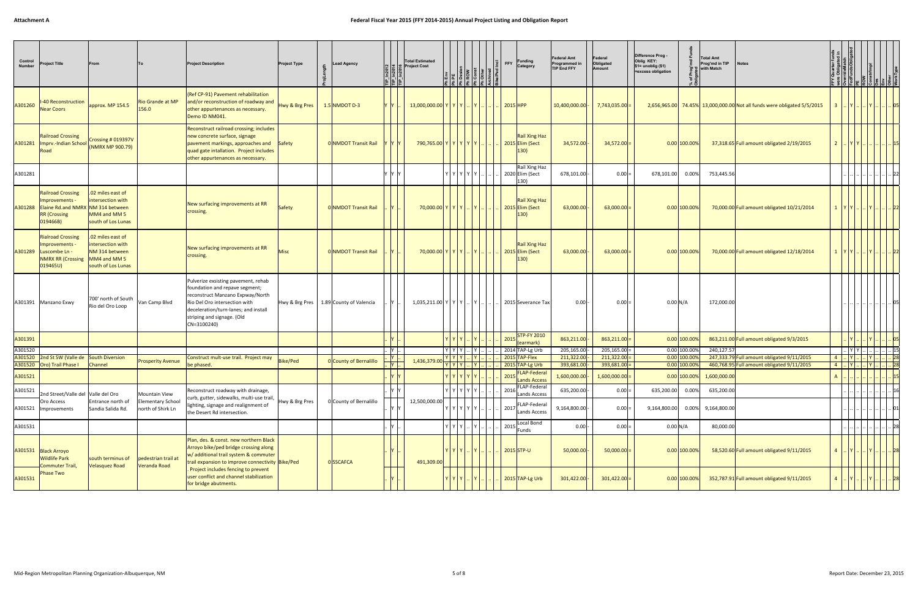Attachment A

# Federal Fiscal Year 2015 (FFY 2014-2015) Annual Project Listing and Obligation Report

| Control Number | Project Title | From | To | Project Description | Project Type | Proj Length | Lead Agency | TIP 2012 | TIP 2014 | TIP 2016 | Total Estimated Project Cost | Ph Env | Ph PE | Ph Dsign | Ph ROW | Ph Const | Ph Other | Archived | Bike/Ped Incl | FFY | Funding Category | Federal Amt Programmed in TIP End FFY | | Federal Obligated Amount | | Difference Prog - Oblig KEY: $1= unoblig ($1) =excess obligation | % of Prog'md Funds Obligated | Total Amt Prog'md in TIP with Match | Notes | FFY Quarter Funds were Obligated in | OverallMatch | FedFundsObligated | PE | ROW | Constr/Impl | Des | Env | Other | WorkType |
|---|---|---|---|---|---|---|---|---|---|---|---|---|---|---|---|---|---|---|---|---|---|---|---|---|---|---|---|---|---|---|---|---|---|---|---|---|---|---|---|
| A301260 | I-40 Reconstruction Near Coors | approx. MP 154.5 | Rio Grande at MP 156.0 | (Ref CP-91) Pavement rehabilitation and/or reconstruction of roadway and other appurtenances as necessary. Demo ID NM041. | Hwy & Brg Pres | 1.5 | NMDOT D-3 | Y | Y | .. | 13,000,000.00 | Y | Y | Y | .. | Y | .. | .. | .. | 2015 | HPP | 10,400,000.00 | - | 7,743,035.00 | = | 2,656,965.00 | 74.45% | 13,000,000.00 | Not all funds were obligated 5/5/2015 | 3 | .. | Y | .. | .. | Y | .. | .. | .. | 05 |
| A301281 | Railroad Crossing Imprv.-Indian School Road | Crossing # 019397V (NMRX MP 900.79) | | Reconstruct railroad crossing; includes new concrete surface, signage pavement markings, approaches and quad gate intallation. Project includes other appurtenances as necessary. | Safety | 0 | NMDOT Transit Rail | Y | Y | Y | 790,765.00 | Y | Y | Y | Y | Y | .. | .. | .. | 2015 | Rail Xing Haz Elim (Sect 130) | 34,572.00 | - | 34,572.00 | = | 0.00 | 100.00% | 37,318.65 | Full amount obligated 2/19/2015 | 2 | .. | Y | Y | .. | .. | .. | .. | .. | 15 |
| A301281 | | | | | | | | Y | Y | Y | | Y | Y | Y | Y | Y | .. | .. | .. | 2020 | Rail Xing Haz Elim (Sect 130) | 678,101.00 | - | 0.00 | = | 678,101.00 | 0.00% | 753,445.56 | | | .. | .. | .. | .. | .. | .. | .. | .. | 22 |
| A301288 | Railroad Crossing Improvements - Elaine Rd.and NMRX RR (Crossing 019466B) | .02 miles east of intersection with NM 314 between MM4 and MM 5 south of Los Lunas | | New surfacing improvements at RR crossing. | Safety | 0 | NMDOT Transit Rail | .. | Y | .. | 70,000.00 | Y | Y | Y | .. | Y | .. | .. | .. | 2015 | Rail Xing Haz Elim (Sect 130) | 63,000.00 | - | 63,000.00 | = | 0.00 | 100.00% | 70,000.00 | Full amount obligated 10/21/2014 | 1 | Y | Y | .. | .. | Y | .. | .. | .. | 22 |
| A301289 | Rialroad Crossing Improvements - Luscombe Ln - NMRX RR (Crossing 019465U) | .02 miles east of intersection with NM 314 between MM4 and MM 5 south of Los Lunas | | New surfacing improvements at RR crossing. | Misc | 0 | NMDOT Transit Rail | .. | Y | .. | 70,000.00 | Y | Y | Y | .. | Y | .. | .. | .. | 2015 | Rail Xing Haz Elim (Sect 130) | 63,000.00 | - | 63,000.00 | = | 0.00 | 100.00% | 70,000.00 | Full amount obligated 12/18/2014 | 1 | Y | Y | .. | .. | Y | .. | .. | .. | 22 |
| A301391 | Manzano Exwy | 700' north of South Rio del Oro Loop | Van Camp Blvd | Pulverize exsisting pavement, rehab foundation and repave segment; reconstruct Manzano Expway/North Rio Del Oro intersection with deceleration/turn-lanes; and install striping and signage. (Old CN=3100240) | Hwy & Brg Pres | 1.89 | County of Valencia | .. | Y | .. | 1,035,211.00 | Y | Y | Y | .. | Y | .. | .. | .. | 2015 | Severance Tax | 0.00 | - | 0.00 | = | 0.00 | N/A | 172,000.00 | | | .. | .. | .. | .. | .. | .. | .. | .. | 05 |
| A301391 | | | | | | | | .. | Y | .. | | Y | Y | Y | .. | Y | .. | .. | .. | 2015 | STP-FY 2010 (earmark) | 863,211.00 | - | 863,211.00 | = | 0.00 | 100.00% | 863,211.00 | Full amount obligated 9/3/2015 | | .. | Y | .. | .. | Y | .. | .. | .. | 05 |
| A301520 | | | | | | | | .. | Y | .. | | Y | Y | Y | .. | Y | .. | .. | .. | 2014 | TAP-Lg Urb | 205,165.00 | - | 205,165.00 | = | 0.00 | 100.00% | 240,127.57 | | | .. | Y | Y | .. | .. | .. | .. | .. | 15 |
| A301520 | 2nd St SW (Valle de Oro) Trail Phase I | South Diversion Channel | Prosperity Avenue | Construct mult-use trail. Project may be phased. | Bike/Ped | 0 | County of Bernalillo | .. | Y | .. | 1,436,379.00 | Y | Y | Y | .. | Y | .. | .. | .. | 2015 | TAP-Flex | 211,322.00 | - | 211,322.00 | = | 0.00 | 100.00% | 247,333.79 | Full amount obligated 9/11/2015 | 4 | .. | Y | .. | .. | Y | .. | .. | .. | 28 |
| A301520 | | | | | | | | .. | Y | .. | | Y | Y | Y | .. | Y | .. | .. | .. | 2015 | TAP-Lg Urb | 393,681.00 | - | 393,681.00 | = | 0.00 | 100.00% | 460,768.95 | Full amount obligated 9/11/2015 | 4 | .. | Y | .. | .. | Y | .. | .. | .. | 28 |
| A301521 | | | | | | | | .. | Y | Y | | Y | Y | Y | Y | Y | .. | .. | .. | 2015 | FLAP-Federal Lands Access | 1,600,000.00 | - | 1,600,000.00 | = | 0.00 | 100.00% | 1,600,000.00 | | A | .. | .. | .. | .. | .. | .. | .. | .. | 15 |
| A301521 | 2nd Street/Valle del Oro Access Improvements | Valle del Oro Entrance north of Sandia Salida Rd. | Mountain View Elementary School north of Shirk Ln | Reconstruct roadway with drainage, curb, gutter, sidewalks, multi-use trail, lighting, signage and realignment of the Desert Rd intersection. | Hwy & Brg Pres | 0 | County of Bernalillo | .. | Y | Y | 12,500,000.00 | Y | Y | Y | Y | Y | .. | .. | .. | 2016 | FLAP-Federal Lands Access | 635,200.00 | - | 0.00 | = | 635,200.00 | 0.00% | 635,200.00 | | | .. | .. | .. | .. | .. | .. | .. | .. | 16 |
| A301521 | | | | | | | | .. | Y | Y | | Y | Y | Y | Y | Y | .. | .. | .. | 2017 | FLAP-Federal Lands Access | 9,164,800.00 | - | 0.00 | = | 9,164,800.00 | 0.00% | 9,164,800.00 | | | .. | .. | .. | .. | .. | .. | .. | .. | 01 |
| A301531 | | | | | | | | .. | Y | .. | | Y | Y | Y | .. | Y | .. | .. | .. | 2015 | Local Bond Funds | 0.00 | - | 0.00 | = | 0.00 | N/A | 80,000.00 | | | .. | .. | .. | .. | .. | .. | .. | .. | 28 |
| A301531 | Black Arroyo Wildlife Park Commuter Trail, Phase Two | south terminus of Velasquez Road | pedestrian trail at Veranda Road | Plan, des. & const. new northern Black Arroyo bike/ped bridge crossing along w/ additional trail system & commuter trail expansion to improve connectivity. Project includes fencing to prevent user conflict and channel stabilization for bridge abutments. | Bike/Ped | 0 | SSCAFCA | .. | Y | .. | 491,309.00 | Y | Y | Y | .. | Y | .. | .. | .. | 2015 | STP-U | 50,000.00 | - | 50,000.00 | = | 0.00 | 100.00% | 58,520.60 | Full amount obligated 9/11/2015 | 4 | .. | Y | .. | .. | Y | .. | .. | .. | 28 |
| A301531 | | | | | | | | .. | Y | .. | | Y | Y | Y | .. | Y | .. | .. | .. | 2015 | TAP-Lg Urb | 301,422.00 | - | 301,422.00 | = | 0.00 | 100.00% | 352,787.91 | Full amount obligated 9/11/2015 | 4 | .. | Y | .. | .. | Y | .. | .. | .. | 28 |

Mid-Region Metropolitan Planning Organization-Albuquerque, NM

Report Date: December 23, 2015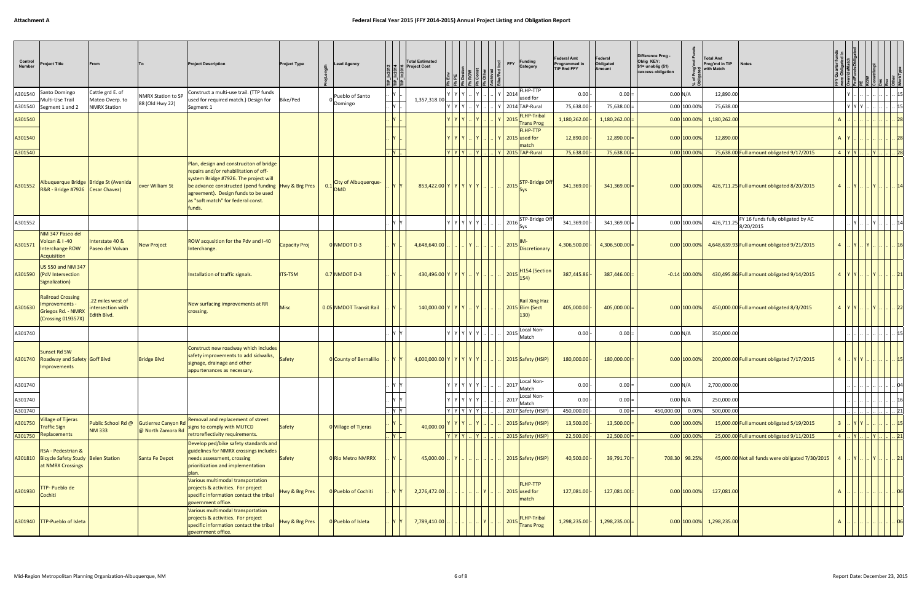**Attachment A**

## Federal Fiscal Year 2015 (FFY 2014-2015) Annual Project Listing and Obligation Report

| Control Number | Project Title | From | To | Project Description | Project Type | Proj Length | Lead Agency | TIP in 2012 | TIP in 2014 | TIP in 2016 | Total Estimated Project Cost | Ph Env | Ph PE | Ph Design | Ph ROW | Ph Const | Ph Other | Achieved | Bike/Ped Incl | FFY | Funding Category | Federal Amt Programmed in TIP End FFY | Federal Obligated Amount | Difference Prog - Oblig KEY: $1= unoblig ($1) =excess obligation | % of Prog'md Funds Obligated | Total Amt Prog'md in TIP with Match | Notes | FFY Quarter Funds were Obligated in | Override Match | FedFundsObligated | PE | ROW | Const/Impl | Des | Env | Other | WorkType |
|---|---|---|---|---|---|---|---|---|---|---|---|---|---|---|---|---|---|---|---|---|---|---|---|---|---|---|---|---|---|---|---|---|---|---|---|---|---|
| A301540 | Santo Domingo Multi-Use Trail Segment 1 and 2 | Cattle grd E. of Mateo Overp. to NMRX Station | NMRX Station to SP 88 (Old Hwy 22) | Construct a multi-use trail. (TTP funds used for required match.) Design for Segment 1 | Bike/Ped | 0 | Pueblo of Santo Domingo | .. | Y | .. | 1,357,318.00 | Y | Y | Y | .. | Y | .. | .. | Y | 2014 | FLHP-TTP used for | 0.00 | 0.00 | 0.00 | N/A | 12,890.00 | | | Y | .. | .. | .. | .. | .. | 15 |
| A301540 | | | | | | | | .. | Y | .. | | Y | Y | Y | .. | Y | .. | .. | Y | 2014 | TAP-Rural | 75,638.00 | 75,638.00 | 0.00 | 100.00% | 75,638.00 | | | Y | Y | Y | .. | .. | .. | 15 |
| A301540 | | | | | | | | .. | Y | .. | | Y | Y | Y | .. | Y | .. | .. | Y | 2015 | FLHP-Tribal Trans Prog | 1,180,262.00 | 1,180,262.00 | 0.00 | 100.00% | 1,180,262.00 | | A | .. | .. | .. | .. | .. | .. | 28 |
| A301540 | | | | | | | | .. | Y | .. | | Y | Y | Y | .. | Y | .. | .. | Y | 2015 | FLHP-TTP used for match | 12,890.00 | 12,890.00 | 0.00 | 100.00% | 12,890.00 | | A | Y | .. | .. | .. | .. | .. | 28 |
| A301540 | | | | | | | | .. | Y | .. | | Y | Y | Y | .. | Y | .. | .. | Y | 2015 | TAP-Rural | 75,638.00 | 75,638.00 | 0.00 | 100.00% | 75,638.00 | Full amount obligated 9/17/2015 | 4 | Y | Y | .. | .. | Y | .. | 28 |
| A301552 | Albuquerque Bridge R&R - Bridge #7926 | Bridge St (Avenida Cesar Chavez) | over William St | Plan, design and construciton of bridge repairs and/or rehabilitation of off-system Bridge #7926. The project will be advance constructed (pend funding agreement). Design funds to be used as "soft match" for federal const. funds. | Hwy & Brg Pres | 0.1 | City of Albuquerque-DMD | .. | Y | Y | 853,422.00 | Y | Y | Y | Y | Y | .. | .. | .. | 2015 | STP-Bridge Off Sys | 341,369.00 | 341,369.00 | 0.00 | 100.00% | 426,711.25 | Full amount obligated 8/20/2015 | 4 | .. | Y | .. | Y | .. | .. | 14 |
| A301552 | | | | | | | | .. | Y | Y | | Y | Y | Y | Y | Y | .. | .. | .. | 2016 | STP-Bridge Off Sys | 341,369.00 | 341,369.00 | 0.00 | 100.00% | 426,711.25 | FY 16 funds fully obligated by AC 8/20/2015 | | .. | Y | .. | Y | .. | .. | 14 |
| A301571 | NM 347 Paseo del Volcan & I -40 Interchange ROW Acquisition | Interstate 40 & Paseo del Volvan | New Project | ROW acqusition for the Pdv and I-40 Interchange. | Capacity Proj | 0 | NMDOT D-3 | .. | Y | .. | 4,648,640.00 | .. | .. | .. | Y | .. | .. | .. | .. | 2015 | IM-Discretionary | 4,306,500.00 | 4,306,500.00 | 0.00 | 100.00% | 4,648,639.93 | Full amount obligated 9/21/2015 | 4 | .. | Y | .. | Y | .. | .. | 16 |
| A301590 | US 550 and NM 347 (PdV Intersection Signalization) | | | Installation of traffic signals. | ITS-TSM | 0.7 | NMDOT D-3 | .. | Y | .. | 430,496.00 | Y | Y | Y | .. | Y | .. | .. | .. | 2015 | H154 (Section 154) | 387,445.86 | 387,446.00 | -0.14 | 100.00% | 430,495.86 | Full amount obligated 9/14/2015 | 4 | Y | Y | .. | Y | .. | .. | 21 |
| A301630 | Railroad Crossing Improvements - Griegos Rd. - NMRX (Crossing 019357X) | .22 miles west of intersection with Edith Blvd. | | New surfacing improvements at RR crossing. | Misc | 0.05 | NMDOT Transit Rail | .. | Y | .. | 140,000.00 | Y | Y | Y | .. | Y | .. | .. | .. | 2015 | Rail Xing Haz Elim (Sect 130) | 405,000.00 | 405,000.00 | 0.00 | 100.00% | 450,000.00 | Full amount obligated 8/3/2015 | 4 | Y | Y | .. | Y | .. | .. | 22 |
| A301740 | | | | | | | | .. | Y | Y | | Y | Y | Y | Y | Y | .. | .. | .. | 2015 | Local Non-Match | 0.00 | 0.00 | 0.00 | N/A | 350,000.00 | | | .. | .. | .. | .. | .. | .. | 15 |
| A301740 | Sunset Rd SW Roadway and Safety Improvements | Goff Blvd | Bridge Blvd | Construct new roadway which includes safety improvements to add sidwalks, signage, drainage and other appurtenances as necessary. | Safety | 0 | County of Bernalillo | .. | Y | Y | 4,000,000.00 | Y | Y | Y | Y | Y | .. | .. | .. | 2015 | Safety (HSIP) | 180,000.00 | 180,000.00 | 0.00 | 100.00% | 200,000.00 | Full amount obligated 7/17/2015 | 4 | .. | Y | Y | .. | .. | .. | 15 |
| A301740 | | | | | | | | .. | Y | Y | | Y | Y | Y | Y | Y | .. | .. | .. | 2017 | Local Non-Match | 0.00 | 0.00 | 0.00 | N/A | 2,700,000.00 | | | .. | .. | .. | .. | .. | .. | 04 |
| A301740 | | | | | | | | .. | Y | Y | | Y | Y | Y | Y | Y | .. | .. | .. | 2017 | Local Non-Match | 0.00 | 0.00 | 0.00 | N/A | 250,000.00 | | | .. | .. | .. | .. | .. | .. | 16 |
| A301740 | | | | | | | | .. | Y | Y | | Y | Y | Y | Y | Y | .. | .. | .. | 2017 | Safety (HSIP) | 450,000.00 | 0.00 | 450,000.00 | 0.00% | 500,000.00 | | | .. | .. | .. | .. | .. | .. | 21 |
| A301750 | Village of Tijeras Traffic Sign Replacements | Public School Rd @ NM 333 | Gutierrez Canyon Rd @ North Zamora Rd | Removal and replacement of street signs to comply with MUTCD retroreflectivity requirements. | Safety | 0 | Village of Tijeras | .. | Y | .. | 40,000.00 | Y | Y | Y | .. | Y | .. | .. | .. | 2015 | Safety (HSIP) | 13,500.00 | 13,500.00 | 0.00 | 100.00% | 15,000.00 | Full amount obligated 5/19/2015 | 3 | .. | Y | Y | .. | .. | .. | 15 |
| A301750 | | | | | | | | .. | Y | .. | | Y | Y | Y | .. | Y | .. | .. | .. | 2015 | Safety (HSIP) | 22,500.00 | 22,500.00 | 0.00 | 100.00% | 25,000.00 | Full amount obligated 9/11/2015 | 4 | .. | Y | .. | Y | .. | .. | 21 |
| A301810 | RSA - Pedestrian & Bicycle Safety Study at NMRX Crossings | Belen Station | Santa Fe Depot | Develop ped/bike safety standards and guidelines for NMRX crossings includes needs assessment, crossing prioritization and implementation plan. | Safety | 0 | Rio Metro NMRRX | .. | Y | .. | 45,000.00 | .. | Y | .. | .. | .. | .. | .. | .. | 2015 | Safety (HSIP) | 40,500.00 | 39,791.70 | 708.30 | 98.25% | 45,000.00 | Not all funds were obligated 7/30/2015 | 4 | .. | Y | .. | Y | .. | .. | 21 |
| A301930 | TTP- Pueblo de Cochiti | | | Various multimodal transportation projects & activities. For project specific information contact the tribal government office. | Hwy & Brg Pres | 0 | Pueblo of Cochiti | .. | Y | Y | 2,276,472.00 | .. | .. | .. | .. | .. | Y | .. | .. | 2015 | FLHP-TTP used for match | 127,081.00 | 127,081.00 | 0.00 | 100.00% | 127,081.00 | | A | .. | .. | .. | .. | .. | .. | 06 |
| A301940 | TTP-Pueblo of Isleta | | | Various multimodal transportation projects & activities. For project specific information contact the tribal government office. | Hwy & Brg Pres | 0 | Pueblo of Isleta | .. | Y | Y | 7,789,410.00 | .. | .. | .. | .. | .. | Y | .. | .. | 2015 | FLHP-Tribal Trans Prog | 1,298,235.00 | 1,298,235.00 | 0.00 | 100.00% | 1,298,235.00 | | A | .. | .. | .. | .. | .. | .. | 06 |

Mid-Region Metropolitan Planning Organization-Albuquerque, NM

Report Date: December 23, 2015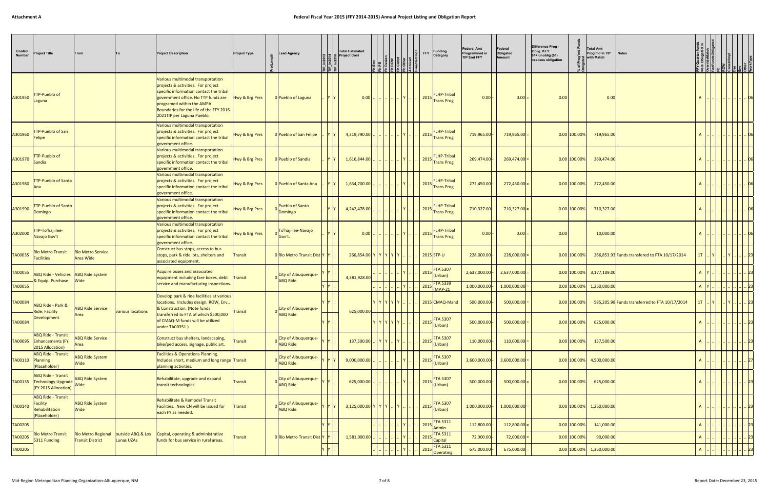# Attachment A

# Federal Fiscal Year 2015 (FFY 2014-2015) Annual Project Listing and Obligation Report

| Control Number | Project Title | From | To | Project Description | Project Type | ProjLength | Lead Agency | TIP in2012 | TIP in2014 | TIP in2016 | Total Estimated Project Cost | Ph Env | Ph PE | Ph Design | Ph ROW | Ph Const | Ph Other | Archived | Bike/Ped Incl | FFY | Funding Category | Federal Amt Programmed in TIP End FFY | | Federal Obligated Amount | | Difference Prog - Oblig KEY: $1= unoblig ($1) =excess obligation | % of Prog'md Funds Obligated | Total Amt Prog'md in TIP with Match | Notes | FFY Quarter Funds were Obligated in | OverateMatch | FedFundsObligated | PE | ROW | Const/Impl | Des | Env | Other | WorkType |
|---|---|---|---|---|---|---|---|---|---|---|---|---|---|---|---|---|---|---|---|---|---|---|---|---|---|---|---|---|---|---|---|---|---|---|---|---|---|---|---|
| A301950 | TTP-Pueblo of Laguna | | | Various multimodal transportation projects & activities. For project specific information contact the tribal government office. No TTP funds are programed within the AMPA Boundaries for the life of the FFY 2016-2021TIP per Laguna Pueblo. | Hwy & Brg Pres | 0 | Pueblo of Laguna | .. | Y | Y | 0.00 | .. | .. | .. | .. | Y | .. | .. | | 2015 | FLHP-Tribal Trans Prog | 0.00 | - | 0.00 | = | 0.00 | | 0.00 | | A | .. | .. | .. | .. | .. | .. | .. | .. | 06 |
| A301960 | TTP-Pueblo of San Felipe | | | Various multimodal transportation projects & activities. For project specific information contact the tribal government office. | Hwy & Brg Pres | 0 | Pueblo of San Felipe | .. | Y | Y | 4,319,790.00 | .. | .. | .. | .. | Y | .. | .. | | 2015 | FLHP-Tribal Trans Prog | 719,965.00 | - | 719,965.00 | = | 0.00 | 100.00% | 719,965.00 | | A | .. | .. | .. | .. | .. | .. | .. | .. | 06 |
| A301970 | TTP-Pueblo of Sandia | | | Various multimodal transportation projects & activities. For project specific information contact the tribal government office. | Hwy & Brg Pres | 0 | Pueblo of Sandia | .. | Y | Y | 1,616,844.00 | .. | .. | .. | .. | Y | .. | .. | | 2015 | FLHP-Tribal Trans Prog | 269,474.00 | - | 269,474.00 | = | 0.00 | 100.00% | 269,474.00 | | A | .. | .. | .. | .. | .. | .. | .. | .. | 06 |
| A301980 | TTP-Pueblo of Santa Ana | | | Various multimodal transportation projects & activities. For project specific information contact the tribal government office. | Hwy & Brg Pres | 0 | Pueblo of Santa Ana | .. | Y | Y | 1,634,700.00 | .. | .. | .. | .. | Y | .. | .. | | 2015 | FLHP-Tribal Trans Prog | 272,450.00 | - | 272,450.00 | = | 0.00 | 100.00% | 272,450.00 | | A | .. | .. | .. | .. | .. | .. | .. | .. | 06 |
| A301990 | TTP-Pueblo of Santo Domingo | | | Various multimodal transportation projects & activities. For project specific information contact the tribal government office. | Hwy & Brg Pres | 0 | Pueblo of Santo Domingo | .. | Y | Y | 4,242,478.00 | .. | .. | .. | .. | Y | .. | .. | | 2015 | FLHP-Tribal Trans Prog | 710,327.00 | - | 710,327.00 | = | 0.00 | 100.00% | 710,327.00 | | A | .. | .. | .. | .. | .. | .. | .. | .. | 06 |
| A302000 | TTP-To'hajiilee-Navajo Gov't | | | Various multimodal transportation projects & activities. For project specific information contact the tribal government office. | Hwy & Brg Pres | 0 | To'hajiilee-Navajo Gov't. | .. | Y | Y | 0.00 | .. | .. | .. | .. | Y | .. | .. | | 2015 | FLHP-Tribal Trans Prog | 0.00 | - | 0.00 | = | 0.00 | | 10,000.00 | | A | .. | .. | .. | .. | .. | .. | .. | .. | 06 |
| TA00035 | Rio Metro Transit Facilities | Rio Metro Service Area Wide | | Construct bus stops, access to bus stops, park & ride lots, shelters and associated equipment. | Transit | 0 | Rio Metro Transit Dist | Y | Y | .. | 266,854.00 | Y | Y | Y | Y | Y | .. | .. | | 2015 | STP-U | 228,000.00 | - | 228,000.00 | = | 0.00 | 100.00% | 266,853.93 | Funds transfered to FTA 10/17/2014 | 1T | .. | Y | .. | .. | Y | .. | .. | .. | 23 |
| TA00055 | ABQ Ride - Vehicles & Equip. Purchase | ABQ Ride System Wide | | Acquire buses and associated equipment including fare boxes, debt service and manufacturing inspections. | Transit | 0 | City of Albuquerque-ABQ Ride | Y | Y | .. | 4,381,928.00 | .. | .. | .. | .. | Y | .. | .. | | 2015 | FTA 5307 (Urban) | 2,637,000.00 | - | 2,637,000.00 | = | 0.00 | 100.00% | 3,177,109.00 | | A | Y | .. | .. | .. | .. | .. | .. | .. | 23 |
| TA00055 | | | | | | | | Y | Y | .. | | .. | .. | .. | .. | Y | .. | .. | | 2015 | FTA 5339 (MAP-21 | 1,000,000.00 | - | 1,000,000.00 | = | 0.00 | 100.00% | 1,250,000.00 | | A | Y | .. | .. | .. | .. | .. | .. | .. | 23 |
| TA00084 | ABQ Ride - Park & Ride: Facility Development | ABQ Ride Service Area | various locations | Develop park & ride facilities at various locations. Includes design, ROW, Env., & Construction. (Note funds transferred to FTA of which $500,000 of CMAQ-M funds will be utilized under TA00351.) | Transit | 0 | City of Albuquerque-ABQ Ride | Y | Y | .. | 625,000.00 | Y | Y | Y | Y | Y | .. | .. | | 2015 | CMAQ-Mand | 500,000.00 | - | 500,000.00 | = | 0.00 | 100.00% | 585,205.98 | Funds transferred to FTA 10/17/2014 | 1T | .. | Y | .. | .. | Y | .. | .. | .. | 23 |
| TA00084 | | | | | | | | Y | Y | .. | | Y | Y | Y | Y | Y | .. | .. | | 2015 | FTA 5307 (Urban) | 500,000.00 | - | 500,000.00 | = | 0.00 | 100.00% | 625,000.00 | | A | .. | .. | .. | .. | .. | .. | .. | .. | 23 |
| TA00095 | ABQ Ride - Transit Enhancements (FY 2015 Allocation) | ABQ Ride Service Area | | Construct bus shelters, landscaping, bike/ped access, signage, public art. | Transit | 0 | City of Albuquerque-ABQ Ride | Y | Y | .. | 137,500.00 | .. | Y | Y | .. | Y | .. | .. | | 2015 | FTA 5307 (Urban) | 110,000.00 | - | 110,000.00 | = | 0.00 | 100.00% | 137,500.00 | | A | .. | .. | .. | .. | .. | .. | .. | .. | 23 |
| TA00110 | ABQ Ride - Transit Planning (Placeholder) | ABQ Ride System Wide | | Facilities & Operations Planning. Includes short, medium and long range planning activities. | Transit | 0 | City of Albuquerque-ABQ Ride | Y | Y | Y | 9,000,000.00 | .. | .. | .. | .. | Y | .. | .. | | 2015 | FTA 5307 (Urban) | 3,600,000.00 | - | 3,600,000.00 | = | 0.00 | 100.00% | 4,500,000.00 | | A | .. | .. | .. | .. | .. | .. | .. | .. | 27 |
| TA00135 | ABQ Ride - Transit Technology Upgrade (FY 2015 Allocation) | ABQ Ride System Wide | | Rehabilitate, upgrade and expand transit technologies. | Transit | 0 | City of Albuquerque-ABQ Ride | Y | Y | .. | 625,000.00 | .. | .. | .. | .. | Y | .. | .. | | 2015 | FTA 5307 (Urban) | 500,000.00 | - | 500,000.00 | = | 0.00 | 100.00% | 625,000.00 | | A | .. | .. | .. | .. | .. | .. | .. | .. | 23 |
| TA00140 | ABQ Ride - Transit Facility Rehabilitation (Placeholder) | ABQ Ride System Wide | | Rehabilitate & Remodel Transit Facilities. New CN will be issued for each FY as needed. | Transit | 0 | City of Albuquerque-ABQ Ride | Y | Y | Y | 3,125,000.00 | Y | Y | Y | .. | Y | .. | .. | | 2015 | FTA 5307 (Urban) | 1,000,000.00 | - | 1,000,000.00 | = | 0.00 | 100.00% | 1,250,000.00 | | A | .. | .. | .. | .. | .. | .. | .. | .. | 23 |
| TA00205 | Rio Metro Transit 5311 Funding | Rio Metro Regional Transit District | outside ABQ & Los Lunas UZAs | Capital, operating & administrative funds for bus service in rural areas. | Transit | 0 | Rio Metro Transit Dist | Y | Y | .. | 1,581,000.00 | .. | .. | .. | .. | Y | .. | .. | | 2015 | FTA 5311 Admin | 112,800.00 | - | 112,800.00 | = | 0.00 | 100.00% | 141,000.00 | | A | .. | .. | .. | .. | .. | .. | .. | .. | 23 |
| TA00205 | | | | | | | | Y | Y | .. | | .. | .. | .. | .. | Y | .. | .. | | 2015 | FTA 5311 Capital | 72,000.00 | - | 72,000.00 | = | 0.00 | 100.00% | 90,000.00 | | A | .. | .. | .. | .. | .. | .. | .. | .. | 23 |
| TA00205 | | | | | | | | Y | Y | .. | | .. | .. | .. | .. | Y | .. | .. | | 2015 | FTA 5311 Operating | 675,000.00 | - | 675,000.00 | = | 0.00 | 100.00% | 1,350,000.00 | | A | .. | .. | .. | .. | .. | .. | .. | .. | 23 |

Mid-Region Metropolitan Planning Organization-Albuquerque, NM

Report Date: December 23, 2015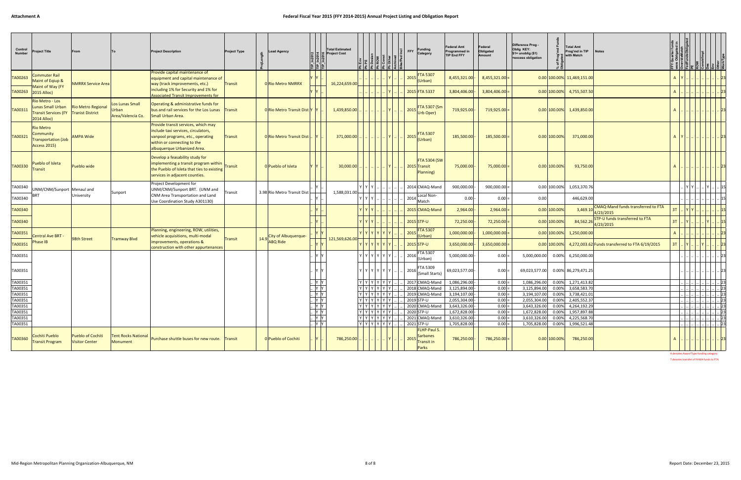**Attachment A**

# Federal Fiscal Year 2015 (FFY 2014-2015) Annual Project Listing and Obligation Report

| Control Number | Project Title | From | To | Project Description | Project Type | ProjLength | Lead Agency | TIP in2012 | TIP in2014 | TIP in2016 | Total Estimated Project Cost | Ph Env | Ph PE | Ph Design | Ph ROW | Ph Const | Ph Other | Achieved | Bike/Ped Incl | FFY | Funding Category | Federal Amt Programmed in TIP End FFY | | Federal Obligated Amount | | Difference Prog - Oblig KEY: $1= unoblig ($1) =excess obligation | % of Prog'md Funds Obligated | Total Amt Prog'md in TIP with Match | Notes | FFY Quarter Funds were Obligated in | Override Match | FedFunds Obligated | PE | ROW | Constr/Impl | Des | Env | Other | WorkType |
|---|---|---|---|---|---|---|---|---|---|---|---|---|---|---|---|---|---|---|---|---|---|---|---|---|---|---|---|---|---|---|---|---|---|---|---|---|---|---|---|
| TA00263 | Commuter Rail Maint of Equip & Maint of Way (FY 2015 Alloc) | NMRRX Service Area | | Provide capital maintenance of equipment and capital maintenance of way (track improvements, etc.) including 1% for Security and 1% for Associated Transit Improvements for | Transit | 0 | Rio Metro NMRRX | Y | Y | .. | 16,224,659.00 | .. | .. | .. | .. | Y | .. | .. | | 2015 | FTA 5307 (Urban) | 8,455,321.00 | - | 8,455,321.00 | = | 0.00 | 100.00% | 11,469,151.00 | | A | Y | .. | .. | .. | .. | .. | .. | .. | 23 |
| TA00263 | | | | | | | | Y | Y | .. | | .. | .. | .. | .. | Y | .. | .. | | 2015 | FTA 5337 | 3,804,406.00 | - | 3,804,406.00 | = | 0.00 | 100.00% | 4,755,507.50 | | A | .. | .. | .. | .. | .. | .. | .. | .. | 23 |
| TA00311 | Rio Metro - Los Lunas Small Urban Transit Services (FY 2014 Alloc) | Rio Metro Regional Tranist District | Los Lunas Small Urban Area/Valencia Co. | Operating & administrative funds for bus and rail services for the Los Lunas Small Urban Area. | Transit | 0 | Rio Metro Transit Dist | Y | Y | .. | 1,439,850.00 | .. | .. | .. | .. | Y | .. | .. | | 2015 | FTA 5307 (Sm Urb Oper) | 719,925.00 | - | 719,925.00 | = | 0.00 | 100.00% | 1,439,850.00 | | A | .. | .. | .. | .. | .. | .. | .. | .. | 23 |
| TA00321 | Rio Metro Community Transportation (Job Access 2015) | AMPA Wide | | Provide transit services, which may include taxi services, circulators, vanpool programs, etc., operating within or connecting to the albuquerque Urbanized Area. | Transit | 0 | Rio Metro Transit Dist | .. | Y | .. | 371,000.00 | .. | .. | .. | .. | Y | .. | .. | | 2015 | FTA 5307 (Urban) | 185,500.00 | - | 185,500.00 | = | 0.00 | 100.00% | 371,000.00 | | A | Y | .. | .. | .. | .. | .. | .. | .. | 23 |
| TA00330 | Pueblo of Isleta Transit | Pueblo wide | | Develop a feasability study for implementing a transit program within the Pueblo of Isleta that ties to existing services in adjacent counties. | Transit | 0 | Pueblo of Isleta | Y | Y | .. | 30,000.00 | .. | .. | .. | .. | Y | .. | .. | | 2015 | FTA 5304 (SW Transit Planning) | 75,000.00 | - | 75,000.00 | = | 0.00 | 100.00% | 93,750.00 | | A | .. | .. | .. | .. | .. | .. | .. | .. | 23 |
| TA00340 | UNM/CNM/Sunport BRT | Menaul and University | Sunport | Project Development for UNM/CNM/Sunport BRT. (UNM and CNM Area Transportation and Land Use Coordination Study A301130) | Transit | 3.98 | Rio Metro Transit Dist | .. | Y | .. | 1,588,031.00 | Y | Y | Y | .. | .. | .. | .. | .. | 2014 | CMAQ-Mand | 900,000.00 | - | 900,000.00 | = | 0.00 | 100.00% | 1,053,370.76 | | .. | .. | Y | Y | .. | .. | Y | .. | .. | 15 |
| TA00340 | | | | | | | | .. | Y | .. | | Y | Y | Y | .. | .. | .. | .. | .. | 2014 | Local Non-Match | 0.00 | - | 0.00 | = | 0.00 | | 446,629.00 | | .. | .. | .. | .. | .. | .. | .. | .. | .. | 15 |
| TA00340 | | | | | | | | .. | Y | .. | | Y | Y | Y | .. | .. | .. | .. | .. | 2015 | CMAQ-Mand | 2,964.00 | - | 2,964.00 | = | 0.00 | 100.00% | 3,469.10 | CMAQ-Mand funds transferred to FTA 4/23/2015 | 3T | .. | Y | Y | .. | .. | .. | .. | .. | 15 |
| TA00340 | | | | | | | | .. | Y | .. | | Y | Y | Y | .. | .. | .. | .. | .. | 2015 | STP-U | 72,250.00 | - | 72,250.00 | = | 0.00 | 100.00% | 84,562.26 | STP-U funds transferred to FTA 4/23/2015 | 3T | .. | Y | .. | .. | .. | Y | .. | .. | 15 |
| TA00351 | Central Ave BRT - Phase IB | 98th Street | Tramway Blvd | Planning, engineering, ROW, utilities, vehicle acquisitions, multi-modal improvements, operations & construction with other appurtenances | Transit | 14.9 | City of Albuquerque-ABQ Ride | .. | Y | Y | 121,569,626.00 | Y | Y | Y | Y | Y | Y | .. | .. | 2015 | FTA 5307 (Urban) | 1,000,000.00 | - | 1,000,000.00 | = | 0.00 | 100.00% | 1,250,000.00 | | A | .. | .. | .. | .. | .. | .. | .. | .. | 23 |
| TA00351 | | | | | | | | .. | Y | Y | | Y | Y | Y | Y | Y | Y | .. | .. | 2015 | STP-U | 3,650,000.00 | - | 3,650,000.00 | = | 0.00 | 100.00% | 4,272,003.62 | Funds transferred to FTA 6/19/2015 | 3T | .. | Y | .. | .. | Y | .. | .. | .. | 23 |
| TA00351 | | | | | | | | .. | Y | Y | | Y | Y | Y | Y | Y | Y | .. | .. | 2016 | FTA 5307 (Urban) | 5,000,000.00 | - | 0.00 | = | 5,000,000.00 | 0.00% | 6,250,000.00 | | .. | .. | .. | .. | .. | .. | .. | .. | .. | 23 |
| TA00351 | | | | | | | | .. | Y | Y | | Y | Y | Y | Y | Y | Y | .. | .. | 2016 | FTA 5309 (Small Starts) | 69,023,577.00 | - | 0.00 | = | 69,023,577.00 | 0.00% | 86,279,471.25 | | .. | .. | .. | .. | .. | .. | .. | .. | .. | 23 |
| TA00351 | | | | | | | | .. | Y | Y | | Y | Y | Y | Y | Y | Y | .. | .. | 2017 | CMAQ-Mand | 1,086,296.00 | - | 0.00 | = | 1,086,296.00 | 0.00% | 1,271,413.82 | | .. | .. | .. | .. | .. | .. | .. | .. | .. | 23 |
| TA00351 | | | | | | | | .. | Y | Y | | Y | Y | Y | Y | Y | Y | .. | .. | 2018 | CMAQ-Mand | 3,125,894.00 | - | 0.00 | = | 3,125,894.00 | 0.00% | 3,658,583.70 | | .. | .. | .. | .. | .. | .. | .. | .. | .. | 23 |
| TA00351 | | | | | | | | .. | Y | Y | | Y | Y | Y | Y | Y | Y | .. | .. | 2019 | CMAQ-Mand | 3,194,107.00 | - | 0.00 | = | 3,194,107.00 | 0.00% | 3,738,421.01 | | .. | .. | .. | .. | .. | .. | .. | .. | .. | 23 |
| TA00351 | | | | | | | | .. | Y | Y | | Y | Y | Y | Y | Y | Y | .. | .. | 2019 | STP-U | 2,055,304.00 | - | 0.00 | = | 2,055,304.00 | 0.00% | 2,405,552.37 | | .. | .. | .. | .. | .. | .. | .. | .. | .. | 23 |
| TA00351 | | | | | | | | .. | Y | Y | | Y | Y | Y | Y | Y | Y | .. | .. | 2020 | CMAQ-Mand | 3,643,326.00 | - | 0.00 | = | 3,643,326.00 | 0.00% | 4,264,192.29 | | .. | .. | .. | .. | .. | .. | .. | .. | .. | 23 |
| TA00351 | | | | | | | | .. | Y | Y | | Y | Y | Y | Y | Y | Y | .. | .. | 2020 | STP-U | 1,672,828.00 | - | 0.00 | = | 1,672,828.00 | 0.00% | 1,957,897.88 | | .. | .. | .. | .. | .. | .. | .. | .. | .. | 23 |
| TA00351 | | | | | | | | .. | Y | Y | | Y | Y | Y | Y | Y | Y | .. | .. | 2021 | CMAQ-Mand | 3,610,326.00 | - | 0.00 | = | 3,610,326.00 | 0.00% | 4,225,568.70 | | .. | .. | .. | .. | .. | .. | .. | .. | .. | 23 |
| TA00351 | | | | | | | | .. | Y | Y | | Y | Y | Y | Y | Y | Y | .. | .. | 2021 | STP-U | 1,705,828.00 | - | 0.00 | = | 1,705,828.00 | 0.00% | 1,996,521.48 | | .. | .. | .. | .. | .. | .. | .. | .. | .. | 23 |
| TA00360 | Cochiti Pueblo Transit Program | Pueblo of Cochiti Visitor Center | Tent Rocks National Monument | Purchase shuttle buses for new route. | Transit | 0 | Pueblo of Cochiti | .. | Y | .. | 786,250.00 | .. | .. | .. | .. | Y | .. | .. | | 2015 | FLHP-Paul S. Sarbanes Transit in Parks | 786,250.00 | - | 786,250.00 | = | 0.00 | 100.00% | 786,250.00 | | A | .. | .. | .. | .. | .. | .. | .. | .. | 23 |

A denotes Award Type funding category

T denotes transfer of FHWA funds to FTA

Mid-Region Metropolitan Planning Organization-Albuquerque, NM

Report Date: December 23, 2015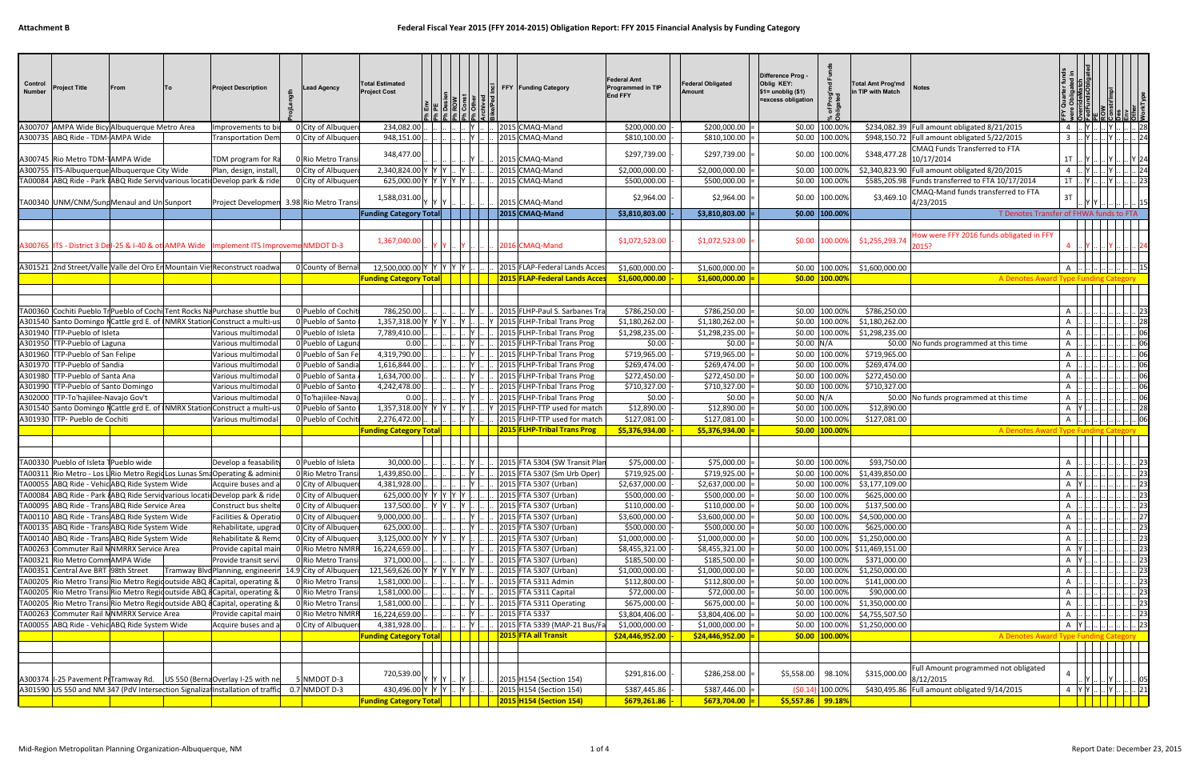**Attachment B**

# Federal Fiscal Year 2015 (FFY 2014-2015) Obligation Report: FFY 2015 Financial Analysis by Funding Category

| Control Number | Project Title | From | To | Project Description | ProjLength | Lead Agency | Total Estimated Project Cost | Ph Env | Ph PE | Ph Design | Ph ROW | Ph Const | Ph Other | Archived | Bike/Ped Incl | FFY | Funding Category | Federal Amt Programmed in TIP End FFY | | Federal Obligated Amount | | Difference Prog - Oblig KEY: $1= unoblig ($1) =excess obligation | % of Prog'md Funds Obligated | Total Amt Prog'md in TIP with Match | Notes | FFY Quarter funds were Obligated in | OverrideMatch | FullFundsObligated | PE | ROW | Constr/Impl | Dsn | Env | Other | WorkType |
|---|---|---|---|---|---|---|---|---|---|---|---|---|---|---|---|---|---|---|---|---|---|---|---|---|---|---|---|---|---|---|---|---|---|---|---|
| A300707 | AMPA Wide Bicy | Albuquerque Metro Area | | Improvements to bi | 0 | City of Albuquerq | 234,082.00 | .. | .. | .. | .. | Y | .. | .. | .. | 2015 | CMAQ-Mand | $200,000.00 | - | $200,000.00 | = | $0.00 | 100.00% | $234,082.39 | Full amount obligated 8/21/2015 | 4 | .. | Y | .. | .. | Y | .. | .. | .. | 28 |
| A300735 | ABQ Ride - TDM- | AMPA Wide | | Transportation Dem | 0 | City of Albuquerq | 948,151.00 | .. | .. | .. | .. | Y | .. | .. | .. | 2015 | CMAQ-Mand | $810,100.00 | - | $810,100.00 | = | $0.00 | 100.00% | $948,150.72 | Full amount obligated 5/22/2015 | 3 | .. | Y | .. | .. | Y | .. | .. | .. | 24 |
| A300745 | Rio Metro TDM-T | AMPA Wide | | TDM program for Ra | 0 | Rio Metro Transi | 348,477.00 | .. | .. | .. | .. | Y | .. | .. | .. | 2015 | CMAQ-Mand | $297,739.00 | - | $297,739.00 | = | $0.00 | 100.00% | $348,477.28 | CMAQ Funds Transferred to FTA 10/17/2014 | 1T | .. | Y | .. | .. | Y | .. | .. | Y | 24 |
| A300755 | ITS-Albuquerque | Albuquerque City Wide | | Plan, design, install, | 0 | City of Albuquerq | 2,340,824.00 | Y | Y | Y | .. | Y | .. | .. | .. | 2015 | CMAQ-Mand | $2,000,000.00 | - | $2,000,000.00 | = | $0.00 | 100.00% | $2,340,823.90 | Full amount obligated 8/20/2015 | 4 | .. | Y | .. | .. | Y | .. | .. | .. | 24 |
| TA00084 | ABQ Ride - Park & | ABQ Ride Servic | various locatio | Develop park & ride | 0 | City of Albuquerq | 625,000.00 | Y | Y | Y | Y | Y | .. | .. | .. | 2015 | CMAQ-Mand | $500,000.00 | - | $500,000.00 | = | $0.00 | 100.00% | $585,205.98 | Funds transferred to FTA 10/17/2014 | 1T | .. | Y | .. | .. | Y | .. | .. | .. | 23 |
| TA00340 | UNM/CNM/Sung | Menaul and Uni | Sunport | Project Developmen | 3.98 | Rio Metro Transi | 1,588,031.00 | Y | Y | Y | .. | .. | .. | .. | .. | 2015 | CMAQ-Mand | $2,964.00 | - | $2,964.00 | = | $0.00 | 100.00% | $3,469.10 | CMAQ-Mand funds transferred to FTA 4/23/2015 | 3T | .. | Y | Y | .. | .. | .. | .. | .. | 15 |
| | | | | | | | **Funding Category Total** | | | | | | | | | **2015** | **CMAQ-Mand** | **$3,810,803.00** | - | **$3,810,803.00** | = | **$0.00** | **100.00%** | | T Denotes Transfer of FHWA funds to FTA | | | | | | | | | | |
| A300765 | ITS - District 3 De | I-25 & I-40 & oth | AMPA Wide | Implement ITS Improveme | | NMDOT D-3 | 1,367,040.00 | .. | Y | Y | .. | Y | .. | .. | .. | 2016 | CMAQ-Mand | $1,072,523.00 | - | $1,072,523.00 | = | $0.00 | 100.00% | $1,255,293.74 | How were FFY 2016 funds obligated in FFY 2015? | 4 | .. | Y | .. | .. | Y | .. | .. | .. | 24 |
| A301521 | 2nd Street/Valle | Valle del Oro En | Mountain View | Reconstruct roadwa | 0 | County of Bernal | 12,500,000.00 | Y | Y | Y | Y | Y | .. | .. | .. | 2015 | FLAP-Federal Lands Acces | $1,600,000.00 | - | $1,600,000.00 | = | $0.00 | 100.00% | $1,600,000.00 | | A | .. | .. | .. | .. | .. | .. | .. | .. | 15 |
| | | | | | | | **Funding Category Total** | | | | | | | | | **2015** | **FLAP-Federal Lands Acces** | **$1,600,000.00** | - | **$1,600,000.00** | = | **$0.00** | **100.00%** | | A Denotes Award Type Funding Category | | | | | | | | | | |
| TA00360 | Cochiti Pueblo Tr | Pueblo of Cochi | Tent Rocks Na | Purchase shuttle bus | 0 | Pueblo of Cochiti | 786,250.00 | .. | .. | .. | .. | Y | .. | .. | .. | 2015 | FLHP-Paul S. Sarbanes Tra | $786,250.00 | - | $786,250.00 | = | $0.00 | 100.00% | $786,250.00 | | A | .. | .. | .. | .. | .. | .. | .. | .. | 23 |
| A301540 | Santo Domingo N | Cattle grd E. of N | NMRX Station | Construct a multi-us | 0 | Pueblo of Santo | 1,357,318.00 | Y | Y | Y | .. | Y | .. | .. | Y | 2015 | FLHP-Tribal Trans Prog | $1,180,262.00 | - | $1,180,262.00 | = | $0.00 | 100.00% | $1,180,262.00 | | A | .. | .. | .. | .. | .. | .. | .. | .. | 28 |
| A301940 | TTP-Pueblo of Isleta | | | Various multimodal | 0 | Pueblo of Isleta | 7,789,410.00 | .. | .. | .. | .. | Y | .. | .. | .. | 2015 | FLHP-Tribal Trans Prog | $1,298,235.00 | - | $1,298,235.00 | = | $0.00 | 100.00% | $1,298,235.00 | | A | .. | .. | .. | .. | .. | .. | .. | .. | 06 |
| A301950 | TTP-Pueblo of Laguna | | | Various multimodal | 0 | Pueblo of Laguna | 0.00 | .. | .. | .. | .. | Y | .. | .. | .. | 2015 | FLHP-Tribal Trans Prog | $0.00 | - | $0.00 | = | $0.00 | N/A | $0.00 | No funds programmed at this time | A | .. | .. | .. | .. | .. | .. | .. | .. | 06 |
| A301960 | TTP-Pueblo of San Felipe | | | Various multimodal | 0 | Pueblo of San Fe | 4,319,790.00 | .. | .. | .. | .. | Y | .. | .. | .. | 2015 | FLHP-Tribal Trans Prog | $719,965.00 | - | $719,965.00 | = | $0.00 | 100.00% | $719,965.00 | | A | .. | .. | .. | .. | .. | .. | .. | .. | 06 |
| A301970 | TTP-Pueblo of Sandia | | | Various multimodal | 0 | Pueblo of Sandia | 1,616,844.00 | .. | .. | .. | .. | Y | .. | .. | .. | 2015 | FLHP-Tribal Trans Prog | $269,474.00 | - | $269,474.00 | = | $0.00 | 100.00% | $269,474.00 | | A | .. | .. | .. | .. | .. | .. | .. | .. | 06 |
| A301980 | TTP-Pueblo of Santa Ana | | | Various multimodal | 0 | Pueblo of Santa | 1,634,700.00 | .. | .. | .. | .. | Y | .. | .. | .. | 2015 | FLHP-Tribal Trans Prog | $272,450.00 | - | $272,450.00 | = | $0.00 | 100.00% | $272,450.00 | | A | .. | .. | .. | .. | .. | .. | .. | .. | 06 |
| A301990 | TTP-Pueblo of Santo Domingo | | | Various multimodal | 0 | Pueblo of Santo | 4,242,478.00 | .. | .. | .. | .. | Y | .. | .. | .. | 2015 | FLHP-Tribal Trans Prog | $710,327.00 | - | $710,327.00 | = | $0.00 | 100.00% | $710,327.00 | | A | .. | .. | .. | .. | .. | .. | .. | .. | 06 |
| A302000 | TTP-To'hajiilee-Navajo Gov't | | | Various multimodal | 0 | To'hajiilee-Nava | 0.00 | .. | .. | .. | .. | Y | .. | .. | .. | 2015 | FLHP-Tribal Trans Prog | $0.00 | - | $0.00 | = | $0.00 | N/A | $0.00 | No funds programmed at this time | A | .. | .. | .. | .. | .. | .. | .. | .. | 06 |
| A301540 | Santo Domingo N | Cattle grd E. of N | NMRX Station | Construct a multi-us | 0 | Pueblo of Santo | 1,357,318.00 | Y | Y | Y | .. | Y | .. | .. | Y | 2015 | FLHP-TTP used for match | $12,890.00 | - | $12,890.00 | = | $0.00 | 100.00% | $12,890.00 | | A | Y | .. | .. | .. | .. | .. | .. | .. | 28 |
| A301930 | TTP- Pueblo de Cochiti | | | Various multimodal | 0 | Pueblo of Cochiti | 2,276,472.00 | .. | .. | .. | .. | Y | .. | .. | .. | 2015 | FLHP-TTP used for match | $127,081.00 | - | $127,081.00 | = | $0.00 | 100.00% | $127,081.00 | | A | .. | .. | .. | .. | .. | .. | .. | .. | 06 |
| | | | | | | | **Funding Category Total** | | | | | | | | | **2015** | **FLHP-Tribal Trans Prog** | **$5,376,934.00** | - | **$5,376,934.00** | = | **$0.00** | **100.00%** | | A Denotes Award Type Funding Category | | | | | | | | | | |
| TA00330 | Pueblo of Isleta T | Pueblo wide | | Develop a feasabilit | 0 | Pueblo of Isleta | 30,000.00 | .. | .. | .. | .. | Y | .. | .. | .. | 2015 | FTA 5304 (SW Transit Plan | $75,000.00 | - | $75,000.00 | = | $0.00 | 100.00% | $93,750.00 | | A | .. | .. | .. | .. | .. | .. | .. | .. | 23 |
| TA00311 | Rio Metro - Los L | Rio Metro Regio | Los Lunas Sma | Operating & adminis | 0 | Rio Metro Transi | 1,439,850.00 | .. | .. | .. | .. | Y | .. | .. | .. | 2015 | FTA 5307 (Sm Urb Oper) | $719,925.00 | - | $719,925.00 | = | $0.00 | 100.00% | $1,439,850.00 | | A | .. | .. | .. | .. | .. | .. | .. | .. | 23 |
| TA00055 | ABQ Ride - Vehic | ABQ Ride System Wide | | Acquire buses and a | 0 | City of Albuquerq | 4,381,928.00 | .. | .. | .. | .. | Y | .. | .. | .. | 2015 | FTA 5307 (Urban) | $2,637,000.00 | - | $2,637,000.00 | = | $0.00 | 100.00% | $3,177,109.00 | | A | Y | .. | .. | .. | .. | .. | .. | .. | 23 |
| TA00084 | ABQ Ride - Park & | ABQ Ride Servic | various locatio | Develop park & ride | 0 | City of Albuquerq | 625,000.00 | Y | Y | Y | Y | Y | .. | .. | .. | 2015 | FTA 5307 (Urban) | $500,000.00 | - | $500,000.00 | = | $0.00 | 100.00% | $625,000.00 | | A | .. | .. | .. | .. | .. | .. | .. | .. | 23 |
| TA00095 | ABQ Ride - Trans | ABQ Ride Service Area | | Construct bus shelte | 0 | City of Albuquerq | 137,500.00 | .. | Y | Y | .. | Y | .. | .. | .. | 2015 | FTA 5307 (Urban) | $110,000.00 | - | $110,000.00 | = | $0.00 | 100.00% | $137,500.00 | | A | .. | .. | .. | .. | .. | .. | .. | .. | 23 |
| TA00110 | ABQ Ride - Trans | ABQ Ride System Wide | | Facilities & Operatio | 0 | City of Albuquerq | 9,000,000.00 | .. | .. | .. | .. | Y | .. | .. | .. | 2015 | FTA 5307 (Urban) | $3,600,000.00 | - | $3,600,000.00 | = | $0.00 | 100.00% | $4,500,000.00 | | A | .. | .. | .. | .. | .. | .. | .. | .. | 27 |
| TA00135 | ABQ Ride - Trans | ABQ Ride System Wide | | Rehabilitate, upgrad | 0 | City of Albuquerq | 625,000.00 | .. | .. | .. | .. | Y | .. | .. | .. | 2015 | FTA 5307 (Urban) | $500,000.00 | - | $500,000.00 | = | $0.00 | 100.00% | $625,000.00 | | A | .. | .. | .. | .. | .. | .. | .. | .. | 23 |
| TA00140 | ABQ Ride - Trans | ABQ Ride System Wide | | Rehabilitate & Remo | 0 | City of Albuquerq | 3,125,000.00 | Y | Y | Y | .. | Y | .. | .. | .. | 2015 | FTA 5307 (Urban) | $1,000,000.00 | - | $1,000,000.00 | = | $0.00 | 100.00% | $1,250,000.00 | | A | .. | .. | .. | .. | .. | .. | .. | .. | 23 |
| TA00263 | Commuter Rail M | NMRRX Service Area | | Provide capital main | 0 | Rio Metro NMRR | 16,224,659.00 | .. | .. | .. | .. | Y | .. | .. | .. | 2015 | FTA 5307 (Urban) | $8,455,321.00 | - | $8,455,321.00 | = | $0.00 | 100.00% | $11,469,151.00 | | A | Y | .. | .. | .. | .. | .. | .. | .. | 23 |
| TA00321 | Rio Metro Comm | AMPA Wide | | Provide transit servi | 0 | Rio Metro Transi | 371,000.00 | .. | .. | .. | .. | Y | .. | .. | .. | 2015 | FTA 5307 (Urban) | $185,500.00 | - | $185,500.00 | = | $0.00 | 100.00% | $371,000.00 | | A | Y | .. | .. | .. | .. | .. | .. | .. | 23 |
| TA00351 | Central Ave BRT | 98th Street | Tramway Blvd | Planning, engineerin | 14.9 | City of Albuquerq | 121,569,626.00 | Y | Y | Y | Y | Y | Y | .. | .. | 2015 | FTA 5307 (Urban) | $1,000,000.00 | - | $1,000,000.00 | = | $0.00 | 100.00% | $1,250,000.00 | | A | .. | .. | .. | .. | .. | .. | .. | .. | 23 |
| TA00205 | Rio Metro Transi | Rio Metro Regio | outside ABQ & | Capital, operating & | 0 | Rio Metro Transi | 1,581,000.00 | .. | .. | .. | .. | Y | .. | .. | .. | 2015 | FTA 5311 Admin | $112,800.00 | - | $112,800.00 | = | $0.00 | 100.00% | $141,000.00 | | A | .. | .. | .. | .. | .. | .. | .. | .. | 23 |
| TA00205 | Rio Metro Transi | Rio Metro Regio | outside ABQ & | Capital, operating & | 0 | Rio Metro Transi | 1,581,000.00 | .. | .. | .. | .. | Y | .. | .. | .. | 2015 | FTA 5311 Capital | $72,000.00 | - | $72,000.00 | = | $0.00 | 100.00% | $90,000.00 | | A | .. | .. | .. | .. | .. | .. | .. | .. | 23 |
| TA00205 | Rio Metro Transi | Rio Metro Regio | outside ABQ & | Capital, operating & | 0 | Rio Metro Transi | 1,581,000.00 | .. | .. | .. | .. | Y | .. | .. | .. | 2015 | FTA 5311 Operating | $675,000.00 | - | $675,000.00 | = | $0.00 | 100.00% | $1,350,000.00 | | A | .. | .. | .. | .. | .. | .. | .. | .. | 23 |
| TA00263 | Commuter Rail M | NMRRX Service Area | | Provide capital main | 0 | Rio Metro NMRR | 16,224,659.00 | .. | .. | .. | .. | Y | .. | .. | .. | 2015 | FTA 5337 | $3,804,406.00 | - | $3,804,406.00 | = | $0.00 | 100.00% | $4,755,507.50 | | A | .. | .. | .. | .. | .. | .. | .. | .. | 23 |
| TA00055 | ABQ Ride - Vehic | ABQ Ride System Wide | | Acquire buses and a | 0 | City of Albuquerq | 4,381,928.00 | .. | .. | .. | .. | Y | .. | .. | .. | 2015 | FTA 5339 (MAP-21 Bus/Fa | $1,000,000.00 | - | $1,000,000.00 | = | $0.00 | 100.00% | $1,250,000.00 | | A | Y | .. | .. | .. | .. | .. | .. | .. | 23 |
| | | | | | | | **Funding Category Total** | | | | | | | | | **2015** | **FTA all Transit** | **$24,446,952.00** | - | **$24,446,952.00** | = | **$0.00** | **100.00%** | | A Denotes Award Type Funding Category | | | | | | | | | | |
| A300374 | I-25 Pavement Pr | Tramway Rd. | US 550 (Berna | Overlay I-25 with ne | 5 | NMDOT D-3 | 720,539.00 | Y | Y | Y | .. | Y | .. | .. | .. | 2015 | H154 (Section 154) | $291,816.00 | - | $286,258.00 | = | $5,558.00 | 98.10% | $315,000.00 | Full Amount programmed not obligated 8/12/2015 | 4 | .. | .. | Y | .. | Y | .. | .. | .. | 05 |
| A301590 | US 550 and NM 347 (PdV | | Intersection | Signalizat Installation of traffic | 0.7 | NMDOT D-3 | 430,496.00 | Y | Y | Y | .. | Y | .. | .. | .. | 2015 | H154 (Section 154) | $387,445.86 | - | $387,446.00 | = | ($0.14) | 100.00% | $430,495.86 | Full amount obligated 9/14/2015 | 4 | Y | Y | .. | .. | Y | .. | .. | .. | 21 |
| | | | | | | | **Funding Category Total** | | | | | | | | | **2015** | **H154 (Section 154)** | **$679,261.86** | - | **$673,704.00** | = | **$5,557.86** | **99.18%** | | | | | | | | | | | | |

Mid-Region Metropolitan Planning Organization-Albuquerque, NM

Report Date: December 23, 2015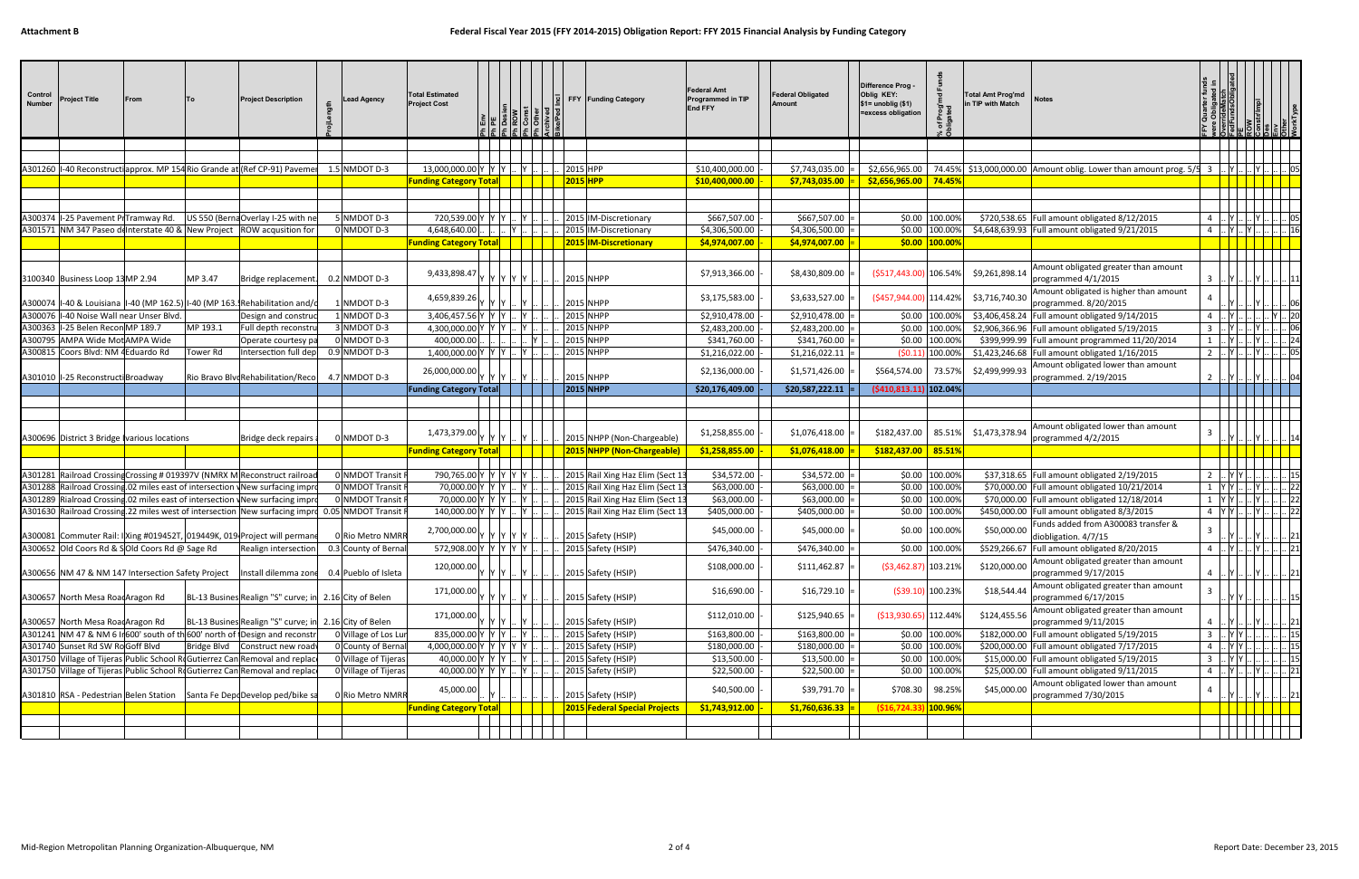## Attachment B

# Federal Fiscal Year 2015 (FFY 2014-2015) Obligation Report: FFY 2015 Financial Analysis by Funding Category

| Control Number | Project Title | From | To | Project Description | ProjLength | Lead Agency | Total Estimated Project Cost | Ph Env | Ph PE | Ph Design | Ph ROW | Ph Const | Ph Other | Archived | Bike/Ped Incl | FFY | Funding Category | Federal Amt Programmed in TIP End FFY | | Federal Obligated Amount | | Difference Prog - Oblig KEY: $1= unoblig ($1) =excess obligation | % of Prog'md Funds Obligated | Total Amt Prog'md in TIP with Match | Notes | FFY Quarter funds were Obligated in | OverrideMatch | FullFundsObligated | PE | ROW | Constr/Impl | Ops | Env | Other | WorkType |
|---|---|---|---|---|---|---|---|---|---|---|---|---|---|---|---|---|---|---|---|---|---|---|---|---|---|---|---|---|---|---|---|---|---|---|---|
| A301260 | I-40 Reconstructi | approx. MP 154 | Rio Grande at | (Ref CP-91) Paveme | 1.5 | NMDOT D-3 | 13,000,000.00 | Y | Y | Y | .. | Y | .. | .. | .. | 2015 | HPP | $10,400,000.00 | - | $7,743,035.00 | = | $2,656,965.00 | 74.45% | $13,000,000.00 | Amount oblig. Lower than amount prog. 5/5 | 3 | .. | Y | .. | Y | .. | .. | .. | .. | 05 |
| | | | | | | | **Funding Category Total** | | | | | | | | | **2015** | **HPP** | **$10,400,000.00** | - | **$7,743,035.00** | = | **$2,656,965.00** | **74.45%** | | | | | | | | | | | | |
| A300374 | I-25 Pavement Pr | Tramway Rd. | US 550 (Berna | Overlay I-25 with ne | 5 | NMDOT D-3 | 720,539.00 | Y | Y | Y | .. | Y | .. | .. | .. | 2015 | IM-Discretionary | $667,507.00 | - | $667,507.00 | = | $0.00 | 100.00% | $720,538.65 | Full amount obligated 8/12/2015 | 4 | .. | Y | .. | .. | Y | .. | .. | .. | 05 |
| A301571 | NM 347 Paseo de | Interstate 40 & | New Project | ROW acqusition for | 0 | NMDOT D-3 | 4,648,640.00 | .. | .. | .. | Y | .. | .. | .. | .. | 2015 | IM-Discretionary | $4,306,500.00 | - | $4,306,500.00 | = | $0.00 | 100.00% | $4,648,639.93 | Full amount obligated 9/21/2015 | 4 | .. | Y | .. | Y | .. | .. | .. | .. | 16 |
| | | | | | | | **Funding Category Total** | | | | | | | | | **2015** | **IM-Discretionary** | **$4,974,007.00** | - | **$4,974,007.00** | = | **$0.00** | **100.00%** | | | | | | | | | | | | |
| 3100340 | Business Loop 13 | MP 2.94 | MP 3.47 | Bridge replacement. | 0.2 | NMDOT D-3 | 9,433,898.47 | Y | Y | Y | Y | Y | .. | .. | .. | 2015 | NHPP | $7,913,366.00 | - | $8,430,809.00 | = | ($517,443.00) | 106.54% | $9,261,898.14 | Amount obligated greater than amount programmed 4/1/2015 | 3 | .. | Y | .. | .. | Y | .. | .. | .. | 11 |
| A300074 | I-40 & Louisiana | I-40 (MP 162.5) | I-40 (MP 163.5 | Rehabilitation and/o | 1 | NMDOT D-3 | 4,659,839.26 | Y | Y | Y | .. | Y | .. | .. | .. | 2015 | NHPP | $3,175,583.00 | - | $3,633,527.00 | = | ($457,944.00) | 114.42% | $3,716,740.30 | Amount obligated is higher than amount programmed. 8/20/2015 | 4 | .. | Y | .. | .. | Y | .. | .. | .. | 06 |
| A300076 | I-40 Noise Wall near Unser Blvd. | | | Design and construc | 1 | NMDOT D-3 | 3,406,457.56 | Y | Y | Y | .. | Y | .. | .. | .. | 2015 | NHPP | $2,910,478.00 | - | $2,910,478.00 | = | $0.00 | 100.00% | $3,406,458.24 | Full amount obligated 9/14/2015 | 4 | .. | Y | .. | .. | .. | .. | Y | .. | 20 |
| A300363 | I-25 Belen Recon | MP 189.7 | MP 193.1 | Full depth reconstru | 3 | NMDOT D-3 | 4,300,000.00 | Y | Y | Y | .. | Y | .. | .. | .. | 2015 | NHPP | $2,483,200.00 | - | $2,483,200.00 | = | $0.00 | 100.00% | $2,906,366.96 | Full amount obligated 5/19/2015 | 3 | .. | Y | .. | .. | Y | .. | .. | .. | 06 |
| A300795 | AMPA Wide Mot | AMPA Wide | | Operate courtesy pa | 0 | NMDOT D-3 | 400,000.00 | .. | .. | .. | .. | .. | Y | .. | .. | 2015 | NHPP | $341,760.00 | - | $341,760.00 | = | $0.00 | 100.00% | $399,999.99 | Full amount programmed 11/20/2014 | 1 | .. | Y | .. | .. | .. | Y | .. | .. | 24 |
| A300815 | Coors Blvd: NM 4 | Eduardo Rd | Tower Rd | Intersection full dep | 0.9 | NMDOT D-3 | 1,400,000.00 | Y | Y | Y | .. | Y | .. | .. | .. | 2015 | NHPP | $1,216,022.00 | - | $1,216,022.11 | = | ($0.11) | 100.00% | $1,423,246.68 | Full amount obligated 1/16/2015 | 2 | .. | Y | .. | .. | Y | .. | .. | .. | 05 |
| A301010 | I-25 Reconstructi | Broadway | Rio Bravo Blvd | Rehabilitation/Reco | 4.7 | NMDOT D-3 | 26,000,000.00 | Y | Y | Y | .. | Y | .. | .. | .. | 2015 | NHPP | $2,136,000.00 | - | $1,571,426.00 | = | $564,574.00 | 73.57% | $2,499,999.93 | Amount obligated lower than amount programmed. 2/19/2015 | 2 | .. | Y | .. | .. | Y | .. | .. | .. | 04 |
| | | | | | | | **Funding Category Total** | | | | | | | | | **2015** | **NHPP** | **$20,176,409.00** | - | **$20,587,222.11** | = | **($410,813.11)** | **102.04%** | | | | | | | | | | | | |
| A300696 | District 3 Bridge | various locations | | Bridge deck repairs | 0 | NMDOT D-3 | 1,473,379.00 | Y | Y | Y | .. | Y | .. | .. | .. | 2015 | NHPP (Non-Chargeable) | $1,258,855.00 | - | $1,076,418.00 | = | $182,437.00 | 85.51% | $1,473,378.94 | Amount obligated lower than amount programmed 4/2/2015 | 3 | .. | Y | .. | .. | Y | .. | .. | .. | 14 |
| | | | | | | | **Funding Category Total** | | | | | | | | | **2015** | **NHPP (Non-Chargeable)** | **$1,258,855.00** | - | **$1,076,418.00** | = | **$182,437.00** | **85.51%** | | | | | | | | | | | | |
| A301281 | Railroad Crossing | Crossing # 019397V (NMRX M | | Reconstruct railroad | 0 | NMDOT Transit | 790,765.00 | Y | Y | Y | Y | Y | .. | .. | .. | 2015 | Rail Xing Haz Elim (Sect 13 | $34,572.00 | - | $34,572.00 | = | $0.00 | 100.00% | $37,318.65 | Full amount obligated 2/19/2015 | 2 | .. | Y | Y | .. | .. | .. | .. | .. | 15 |
| A301288 | Railroad Crossing | .02 miles east of intersection | | New surfacing impro | 0 | NMDOT Transit | 70,000.00 | Y | Y | Y | .. | Y | .. | .. | .. | 2015 | Rail Xing Haz Elim (Sect 13 | $63,000.00 | - | $63,000.00 | = | $0.00 | 100.00% | $70,000.00 | Full amount obligated 10/21/2014 | 1 | Y | Y | .. | .. | Y | .. | .. | .. | 22 |
| A301289 | Rialroad Crossing | .02 miles east of intersection | | New surfacing impro | 0 | NMDOT Transit | 70,000.00 | Y | Y | Y | .. | Y | .. | .. | .. | 2015 | Rail Xing Haz Elim (Sect 13 | $63,000.00 | - | $63,000.00 | = | $0.00 | 100.00% | $70,000.00 | Full amount obligated 12/18/2014 | 1 | Y | Y | .. | .. | Y | .. | .. | .. | 22 |
| A301630 | Railroad Crossing | .22 miles west of intersection | | New surfacing impro | 0.05 | NMDOT Transit | 140,000.00 | Y | Y | Y | .. | Y | .. | .. | .. | 2015 | Rail Xing Haz Elim (Sect 13 | $405,000.00 | - | $405,000.00 | = | $0.00 | 100.00% | $450,000.00 | Full amount obligated 8/3/2015 | 4 | Y | Y | .. | .. | Y | .. | .. | .. | 22 |
| A300081 | Commuter Rail: I | Xing #019452T, 0 | 19449K, 019 | Project will perman | 0 | Rio Metro NMRR | 2,700,000.00 | Y | Y | Y | Y | Y | .. | .. | .. | 2015 | Safety (HSIP) | $45,000.00 | - | $45,000.00 | = | $0.00 | 100.00% | $50,000.00 | Funds added from A300083 transfer & diobligation. 4/7/15 | 3 | .. | Y | .. | .. | Y | .. | .. | .. | 21 |
| A300652 | Old Coors Rd & S | Old Coors Rd @ Sage Rd | | Realign intersection | 0.3 | County of Bernal | 572,908.00 | Y | Y | Y | Y | Y | .. | .. | .. | 2015 | Safety (HSIP) | $476,340.00 | - | $476,340.00 | = | $0.00 | 100.00% | $529,266.67 | Full amount obligated 8/20/2015 | 4 | .. | Y | .. | .. | Y | .. | .. | .. | 21 |
| A300656 | NM 47 & NM 147 Intersection Safety Project | | | Install dilemma zone | 0.4 | Pueblo of Isleta | 120,000.00 | Y | Y | Y | .. | Y | .. | .. | .. | 2015 | Safety (HSIP) | $108,000.00 | - | $111,462.87 | = | ($3,462.87) | 103.21% | $120,000.00 | Amount obligated greater than amount programmed 9/17/2015 | 4 | .. | Y | .. | .. | Y | .. | .. | .. | 21 |
| A300657 | North Mesa Road | Aragon Rd | BL-13 Busines | Realign "S" curve; in | 2.16 | City of Belen | 171,000.00 | Y | Y | Y | .. | Y | .. | .. | .. | 2015 | Safety (HSIP) | $16,690.00 | - | $16,729.10 | = | ($39.10) | 100.23% | $18,544.44 | Amount obligated greater than amount programmed 6/17/2015 | 3 | .. | Y | Y | .. | .. | .. | .. | .. | 15 |
| A300657 | North Mesa Road | Aragon Rd | BL-13 Busines | Realign "S" curve; in | 2.16 | City of Belen | 171,000.00 | Y | Y | Y | .. | Y | .. | .. | .. | 2015 | Safety (HSIP) | $112,010.00 | - | $125,940.65 | = | ($13,930.65) | 112.44% | $124,455.56 | Amount obligated greater than amount programmed 9/11/2015 | 4 | .. | Y | .. | .. | Y | .. | .. | .. | 21 |
| A301241 | NM 47 & NM 6 In | 600' south of th | 600' north of t | Design and reconstr | 0 | Village of Los Lun | 835,000.00 | Y | Y | Y | .. | Y | .. | .. | .. | 2015 | Safety (HSIP) | $163,800.00 | - | $163,800.00 | = | $0.00 | 100.00% | $182,000.00 | Full amount obligated 5/19/2015 | 3 | .. | Y | Y | .. | .. | .. | .. | .. | 15 |
| A301740 | Sunset Rd SW Ro | Goff Blvd | Bridge Blvd | Construct new road | 0 | County of Bernal | 4,000,000.00 | Y | Y | Y | Y | Y | .. | .. | .. | 2015 | Safety (HSIP) | $180,000.00 | - | $180,000.00 | = | $0.00 | 100.00% | $200,000.00 | Full amount obligated 7/17/2015 | 4 | .. | Y | Y | .. | .. | .. | .. | .. | 15 |
| A301750 | Village of Tijeras | Public School Ro | Gutierrez Can | Removal and replac | 0 | Village of Tijeras | 40,000.00 | Y | Y | Y | .. | Y | .. | .. | .. | 2015 | Safety (HSIP) | $13,500.00 | - | $13,500.00 | = | $0.00 | 100.00% | $15,000.00 | Full amount obligated 5/19/2015 | 3 | .. | Y | Y | .. | .. | .. | .. | .. | 15 |
| A301750 | Village of Tijeras | Public School Ro | Gutierrez Can | Removal and replac | 0 | Village of Tijeras | 40,000.00 | Y | Y | Y | .. | Y | .. | .. | .. | 2015 | Safety (HSIP) | $22,500.00 | - | $22,500.00 | = | $0.00 | 100.00% | $25,000.00 | Full amount obligated 9/11/2015 | 4 | .. | Y | .. | .. | Y | .. | .. | .. | 21 |
| A301810 | RSA - Pedestrian | Belen Station | Santa Fe Depo | Develop ped/bike sa | 0 | Rio Metro NMRR | 45,000.00 | .. | Y | .. | .. | .. | .. | .. | .. | 2015 | Safety (HSIP) | $40,500.00 | - | $39,791.70 | = | $708.30 | 98.25% | $45,000.00 | Amount obligated lower than amount programmed 7/30/2015 | 4 | .. | Y | .. | .. | Y | .. | .. | .. | 21 |
| | | | | | | | **Funding Category Total** | | | | | | | | | **2015** | **Federal Special Projects** | **$1,743,912.00** | - | **$1,760,636.33** | = | **($16,724.33)** | **100.96%** | | | | | | | | | | | | |

Mid-Region Metropolitan Planning Organization-Albuquerque, NM

Report Date: December 23, 2015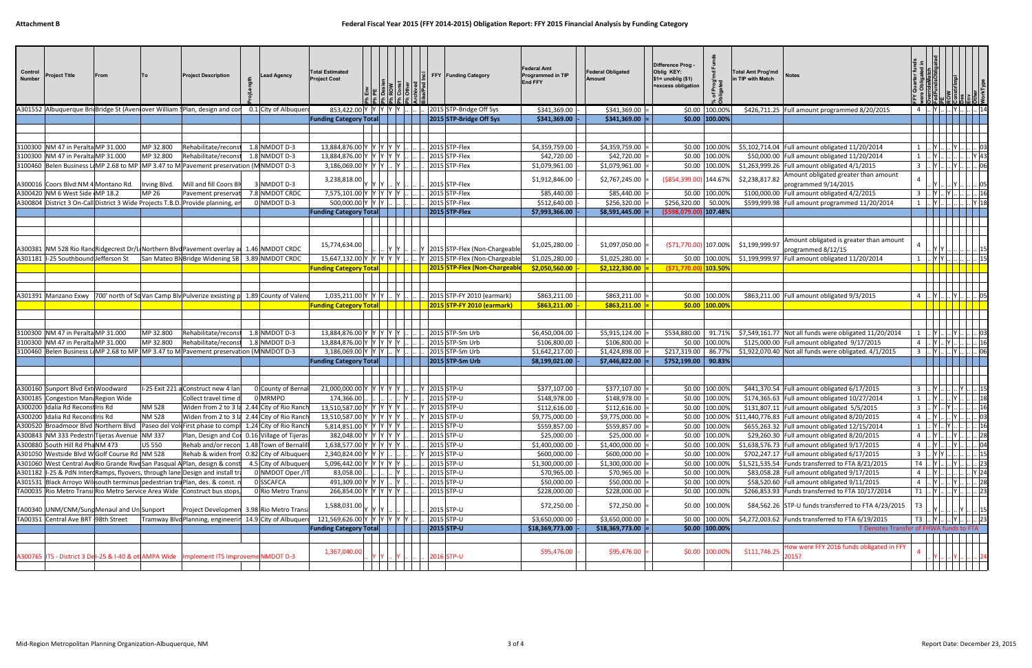# Attachment B

## Federal Fiscal Year 2015 (FFY 2014-2015) Obligation Report: FFY 2015 Financial Analysis by Funding Category

| Control Number | Project Title | From | To | Project Description | ProjLength | Lead Agency | Total Estimated Project Cost | Ph Env | Ph PE | Ph Design | Ph ROW | Ph Const | Ph Other | Archived | Bike/Ped Incl | FFY | Funding Category | Federal Amt Programmed in TIP End FFY | | Federal Obligated Amount | | Difference Prog - Oblig KEY: $1= unoblig ($1) =excess obligation | % of Prog'md Funds Obligated | Total Amt Prog'md in TIP with Match | Notes | FFY Quarter funds were Obligated in | OverrideMatch | FullFundsObligated | PE | ROW | Const/Impl | Env | Other | WorkType |
|---|---|---|---|---|---|---|---|---|---|---|---|---|---|---|---|---|---|---|---|---|---|---|---|---|---|---|---|---|---|---|---|---|---|---|
| A301552 | Albuquerque Bri | Bridge St (Aven | over William S | Plan, design and con | 0.1 | City of Albuquerq | 853,422.00 | Y | Y | Y | Y | Y | .. | .. | .. | 2015 | STP-Bridge Off Sys | $341,369.00 | - | $341,369.00 | = | $0.00 | 100.00% | $426,711.25 | Full amount programmed 8/20/2015 | 4 | .. | Y | .. | .. | Y | .. | .. | 14 |
| | | | | | | Funding Category Total | | | | | | | | | | | **2015 STP-Bridge Off Sys** | **$341,369.00** | - | **$341,369.00** | = | **$0.00** | **100.00%** | | | | | | | | | | | |
| 3100300 | NM 47 in Peralta | MP 31.000 | MP 32.800 | Rehabilitate/reconst | 1.8 | NMDOT D-3 | 13,884,876.00 | Y | Y | Y | Y | Y | .. | .. | .. | 2015 | STP-Flex | $4,359,759.00 | - | $4,359,759.00 | = | $0.00 | 100.00% | $5,102,714.04 | Full amount obligated 11/20/2014 | 1 | .. | Y | .. | .. | Y | .. | .. | 03 |
| 3100300 | NM 47 in Peralta | MP 31.000 | MP 32.800 | Rehabilitate/reconst | 1.8 | NMDOT D-3 | 13,884,876.00 | Y | Y | Y | Y | Y | .. | .. | .. | 2015 | STP-Flex | $42,720.00 | - | $42,720.00 | = | $0.00 | 100.00% | $50,000.00 | Full amount obligated 11/20/2014 | 1 | .. | Y | .. | .. | .. | .. | Y | 43 |
| 3100460 | Belen Business Lo | MP 2.68 to MP | MP 3.47 to M | Pavement preservation (M | | NMDOT D-3 | 3,186,069.00 | Y | Y | Y | .. | Y | .. | .. | .. | 2015 | STP-Flex | $1,079,961.00 | - | $1,079,961.00 | = | $0.00 | 100.00% | $1,263,999.26 | Full amount obligated 4/1/2015 | 3 | .. | Y | .. | .. | Y | .. | .. | 06 |
| A300016 | Coors Blvd:NM 4 | Montano Rd. | Irving Blvd. | Mill and fill Coors Bl | 3 | NMDOT D-3 | 3,238,818.00 | Y | Y | Y | .. | Y | .. | .. | .. | 2015 | STP-Flex | $1,912,846.00 | - | $2,767,245.00 | = | ($854,399.00) | 144.67% | $2,238,817.82 | Amount obligated greater than amount programmed 9/14/2015 | 4 | .. | Y | .. | .. | Y | .. | .. | 05 |
| A300420 | NM 6 West Side | MP 18.2 | MP 26 | Pavement preservat | 7.8 | NMDOT CRDC | 7,575,101.00 | Y | Y | Y | Y | Y | .. | .. | .. | 2015 | STP-Flex | $85,440.00 | - | $85,440.00 | = | $0.00 | 100.00% | $100,000.00 | Full amount obligated 4/2/2015 | 3 | .. | Y | .. | Y | .. | .. | .. | 16 |
| A300804 | District 3 On-Call | District 3 Wide | Projects T.B.D. | Provide planning, en | 0 | NMDOT D-3 | 500,000.00 | Y | Y | Y | .. | .. | .. | .. | .. | 2015 | STP-Flex | $512,640.00 | - | $256,320.00 | = | $256,320.00 | 50.00% | $599,999.98 | Full amount programmed 11/20/2014 | 1 | .. | Y | .. | .. | .. | .. | Y | 18 |
| | | | | | | Funding Category Total | | | | | | | | | | | **2015 STP-Flex** | **$7,993,366.00** | - | **$8,591,445.00** | = | **($598,079.00)** | **107.48%** | | | | | | | | | | | |
| A300381 | NM 528 Rio Ranc | Ridgecrest Dr/L | Northern Blvd | Pavement overlay a | 1.46 | NMDOT CRDC | 15,774,634.00 | .. | .. | Y | Y | .. | .. | .. | Y | 2015 | STP-Flex (Non-Chargeable | $1,025,280.00 | - | $1,097,050.00 | = | ($71,770.00) | 107.00% | $1,199,999.97 | Amount obligated is greater than amount programmed 8/12/15 | 4 | .. | Y | Y | .. | .. | .. | .. | 15 |
| A301181 | I-25 Southbound | Jefferson St | San Mateo Bl | Bridge Widening SB | 3.89 | NMDOT CRDC | 15,647,132.00 | Y | Y | Y | Y | Y | .. | .. | Y | 2015 | STP-Flex (Non-Chargeable | $1,025,280.00 | - | $1,025,280.00 | = | $0.00 | 100.00% | $1,199,999.97 | Full amount obligated 11/20/2014 | 1 | .. | Y | Y | .. | .. | .. | .. | 15 |
| | | | | | | Funding Category Total | | | | | | | | | | | **2015 STP-Flex (Non-Chargeable** | **$2,050,560.00** | - | **$2,122,330.00** | = | **($71,770.00)** | **103.50%** | | | | | | | | | | | |
| A301391 | Manzano Exwy | 700' north of So | Van Camp Blv | Pulverize exsisting p | 1.89 | County of Valenc | 1,035,211.00 | Y | Y | Y | .. | Y | .. | .. | .. | 2015 | STP-FY 2010 (earmark) | $863,211.00 | - | $863,211.00 | = | $0.00 | 100.00% | $863,211.00 | Full amount obligated 9/3/2015 | 4 | .. | Y | .. | .. | Y | .. | .. | 05 |
| | | | | | | Funding Category Total | | | | | | | | | | | **2015 STP-FY 2010 (earmark)** | **$863,211.00** | - | **$863,211.00** | = | **$0.00** | **100.00%** | | | | | | | | | | | |
| 3100300 | NM 47 in Peralta | MP 31.000 | MP 32.800 | Rehabilitate/reconst | 1.8 | NMDOT D-3 | 13,884,876.00 | Y | Y | Y | Y | Y | .. | .. | .. | 2015 | STP-Sm Urb | $6,450,004.00 | - | $5,915,124.00 | = | $534,880.00 | 91.71% | $7,549,161.77 | Not all funds were obligated 11/20/2014 | 1 | .. | Y | .. | .. | Y | .. | .. | 03 |
| 3100300 | NM 47 in Peralta | MP 31.000 | MP 32.800 | Rehabilitate/reconst | 1.8 | NMDOT D-3 | 13,884,876.00 | Y | Y | Y | Y | Y | .. | .. | .. | 2015 | STP-Sm Urb | $106,800.00 | - | $106,800.00 | = | $0.00 | 100.00% | $125,000.00 | Full amount obligated 9/17/2015 | 4 | .. | Y | .. | Y | .. | .. | .. | 16 |
| 3100460 | Belen Business Lo | MP 2.68 to MP | MP 3.47 to M | Pavement preservation (M | | NMDOT D-3 | 3,186,069.00 | Y | Y | Y | .. | Y | .. | .. | .. | 2015 | STP-Sm Urb | $1,642,217.00 | - | $1,424,898.00 | = | $217,319.00 | 86.77% | $1,922,070.40 | Not all funds were obligated. 4/1/2015 | 3 | .. | Y | .. | .. | Y | .. | .. | 06 |
| | | | | | | Funding Category Total | | | | | | | | | | | **2015 STP-Sm Urb** | **$8,199,021.00** | - | **$7,446,822.00** | = | **$752,199.00** | **90.83%** | | | | | | | | | | | |
| A300160 | Sunport Blvd Ext | Woodward | I-25 Exit 221 a | Construct new 4 lan | 0 | County of Bernal | 21,000,000.00 | Y | Y | Y | Y | Y | .. | .. | Y | 2015 | STP-U | $377,107.00 | - | $377,107.00 | = | $0.00 | 100.00% | $441,370.54 | Full amount obligated 6/17/2015 | 3 | .. | Y | .. | .. | .. | Y | .. | 15 |
| A300185 | Congestion Mana | Region Wide | | Collect travel time d | 0 | MRMPO | 174,366.00 | .. | .. | .. | .. | .. | Y | .. | .. | 2015 | STP-U | $148,978.00 | - | $148,978.00 | = | $0.00 | 100.00% | $174,365.63 | Full amount obligated 10/27/2014 | 1 | .. | Y | .. | .. | Y | .. | .. | 18 |
| A300200 | Idalia Rd Reconst | Iris Rd | NM 528 | Widen from 2 to 3 la | 2.44 | City of Rio Ranch | 13,510,587.00 | Y | Y | Y | Y | Y | .. | .. | Y | 2015 | STP-U | $112,616.00 | - | $112,616.00 | = | $0.00 | 100.00% | $131,807.11 | Full amount obligated 5/5/2015 | 3 | .. | Y | .. | Y | .. | .. | .. | 16 |
| A300200 | Idalia Rd Reconst | Iris Rd | NM 528 | Widen from 2 to 3 la | 2.44 | City of Rio Ranch | 13,510,587.00 | Y | Y | Y | Y | Y | .. | .. | Y | 2015 | STP-U | $9,775,000.00 | - | $9,775,000.00 | = | $0.00 | 100.00% | $11,440,776.83 | Full amount obligated 8/20/2015 | 4 | .. | Y | .. | .. | Y | .. | .. | 03 |
| A300520 | Broadmoor Blvd | Northern Blvd | Paseo del Volc | First phase to compl | 1.24 | City of Rio Ranch | 5,814,851.00 | Y | Y | Y | Y | Y | .. | .. | .. | 2015 | STP-U | $559,857.00 | - | $559,857.00 | = | $0.00 | 100.00% | $655,263.32 | Full amount obligated 12/15/2014 | 1 | .. | Y | .. | Y | .. | .. | .. | 16 |
| A300843 | NM 333 Pedestri | Tijeras Avenue | NM 337 | Plan, Design and Con | 0.16 | Village of Tijeras | 382,048.00 | Y | Y | Y | Y | Y | .. | .. | .. | 2015 | STP-U | $25,000.00 | - | $25,000.00 | = | $0.00 | 100.00% | $29,260.30 | Full amount obligated 8/20/2015 | 4 | .. | Y | .. | .. | Y | .. | .. | 28 |
| A300880 | South Hill Rd Pha | NM 473 | US 550 | Rehab and/or recon | 1.48 | Town of Bernalil | 1,638,577.00 | Y | Y | Y | Y | Y | .. | .. | .. | 2015 | STP-U | $1,400,000.00 | - | $1,400,000.00 | = | $0.00 | 100.00% | $1,638,576.73 | Full amount obligated 9/17/2015 | 4 | .. | Y | .. | .. | Y | .. | .. | 04 |
| A301050 | Westside Blvd W | Golf Course Rd | NM 528 | Rehab & widen from | 0.82 | City of Albuquerq | 2,340,824.00 | Y | Y | Y | .. | .. | .. | .. | Y | 2015 | STP-U | $600,000.00 | - | $600,000.00 | = | $0.00 | 100.00% | $702,247.17 | Full amount obligated 6/17/2015 | 3 | .. | Y | Y | .. | .. | .. | .. | 15 |
| A301060 | West Central Ave | Rio Grande Rive | San Pasqual A | Plan, design & const | 4.5 | City of Albuquerq | 5,096,442.00 | Y | Y | Y | Y | Y | .. | .. | .. | 2015 | STP-U | $1,300,000.00 | - | $1,300,000.00 | = | $0.00 | 100.00% | $1,521,535.54 | Funds transferred to FTA 8/21/2015 | T4 | .. | Y | .. | .. | Y | .. | .. | 23 |
| A301182 | I-25 & PdN Interc | Ramps, flyovers, through lane | | Design and install tr | 0 | NMDOT Oper./IT | 83,058.00 | .. | .. | .. | Y | .. | .. | .. | .. | 2015 | STP-U | $70,965.00 | - | $70,965.00 | = | $0.00 | 100.00% | $83,058.28 | Full amount obligated 9/17/2015 | 4 | .. | Y | .. | .. | .. | .. | Y | 24 |
| A301531 | Black Arroyo Wil | south terminus | pedestrian tra | Plan, des. & const. n | 0 | SSCAFCA | 491,309.00 | Y | Y | Y | .. | Y | .. | .. | .. | 2015 | STP-U | $50,000.00 | - | $50,000.00 | = | $0.00 | 100.00% | $58,520.60 | Full amount obligated 9/11/2015 | 4 | .. | Y | .. | .. | Y | .. | .. | 28 |
| TA00035 | Rio Metro Transi | Rio Metro Service Area Wide | | Construct bus stops, | 0 | Rio Metro Transi | 266,854.00 | Y | Y | Y | Y | Y | .. | .. | .. | 2015 | STP-U | $228,000.00 | - | $228,000.00 | = | $0.00 | 100.00% | $266,853.93 | Funds transferred to FTA 10/17/2014 | T1 | .. | Y | .. | .. | Y | .. | .. | 23 |
| TA00340 | UNM/CNM/Sunp | Menaul and Un | Sunport | Project Developmen | 3.98 | Rio Metro Transi | 1,588,031.00 | Y | Y | .. | .. | .. | .. | .. | .. | 2015 | STP-U | $72,250.00 | - | $72,250.00 | = | $0.00 | 100.00% | $84,562.26 | STP-U funds transferred to FTA 4/23/2015 | T3 | .. | Y | .. | .. | .. | Y | .. | 15 |
| TA00351 | Central Ave BRT | 98th Street | Tramway Blvd | Planning, engineerin | 14.9 | City of Albuquerq | 121,569,626.00 | Y | Y | Y | Y | Y | Y | .. | .. | 2015 | STP-U | $3,650,000.00 | - | $3,650,000.00 | = | $0.00 | 100.00% | $4,272,003.62 | Funds transferred to FTA 6/19/2015 | T3 | .. | Y | .. | .. | Y | .. | .. | 23 |
| | | | | | | Funding Category Total | | | | | | | | | | | **2015 STP-U** | **$18,369,773.00** | - | **$18,369,773.00** | = | **$0.00** | **100.00%** | | T Denotes Transfer of FHWA funds to FTA | | | | | | | | | |
| A300765 | ITS - District 3 De | I-25 & I-40 & ot | AMPA Wide | Implement ITS Improveme | | NMDOT D-3 | 1,367,040.00 | .. | Y | Y | .. | Y | .. | .. | .. | 2016 | STP-U | $95,476.00 | - | $95,476.00 | = | $0.00 | 100.00% | $111,746.25 | How were FFY 2016 funds obligated in FFY 2015? | 4 | .. | Y | .. | .. | Y | .. | .. | 24 |

Mid-Region Metropolitan Planning Organization-Albuquerque, NM

Report Date: December 23, 2015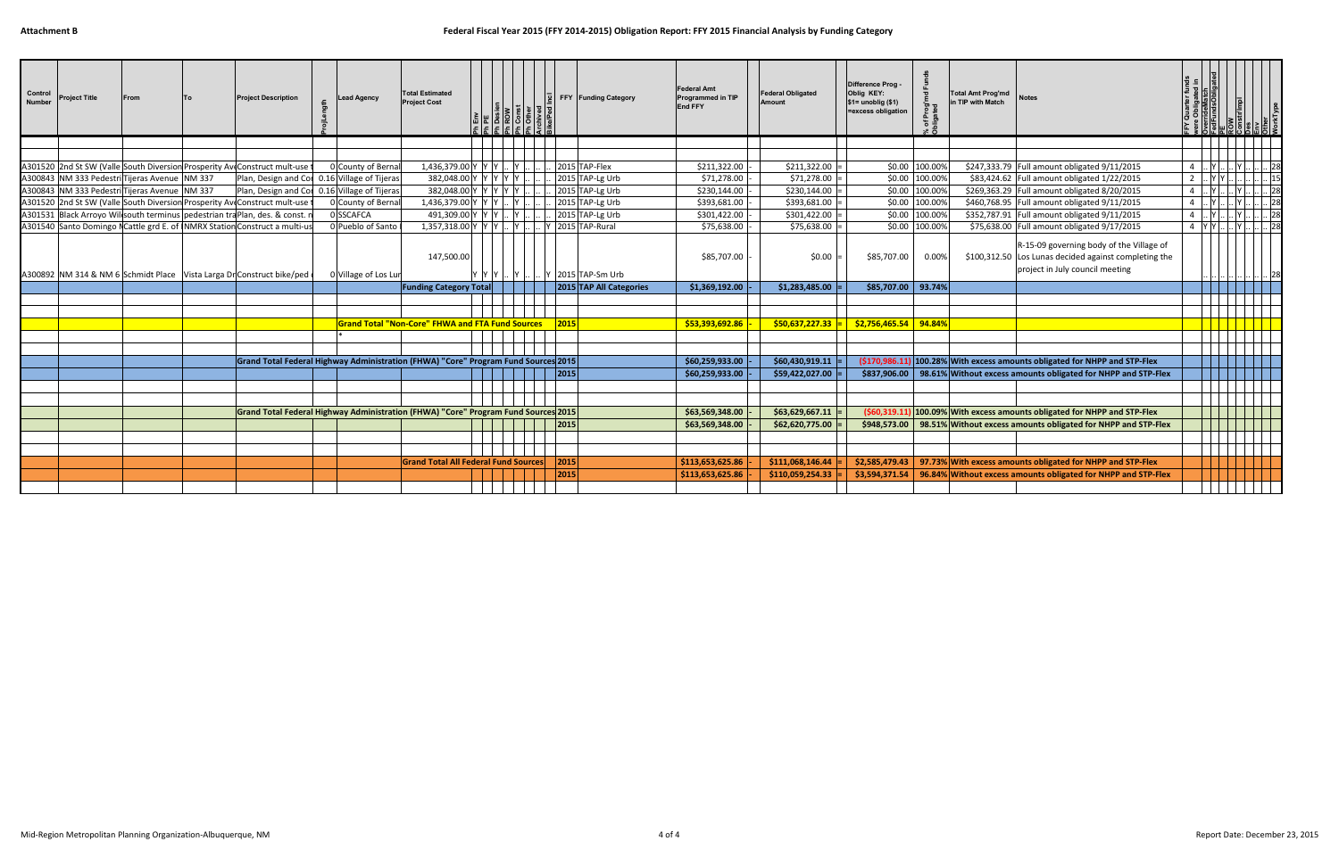**Attachment B**

# Federal Fiscal Year 2015 (FFY 2014-2015) Obligation Report: FFY 2015 Financial Analysis by Funding Category

| Control Number | Project Title | From | To | Project Description | ProjLength | Lead Agency | Total Estimated Project Cost | Ph Env | Ph PE | Ph Design | Ph ROW | Ph Const | Ph Other | Archived | Bike/Ped Incl | FFY | Funding Category | Federal Amt Programmed in TIP End FFY | | Federal Obligated Amount | | Difference Prog - Oblig KEY: $1= unoblig ($1) =excess obligation | % of Prog'md Funds Obligated | Total Amt Prog'md in TIP with Match | Notes | FFY Quarter funds were Obligated in | OverrideMatch | FedFundsObligated | PE | ROW | Constr/Impl | Envr | Other | WorkType |
|---|---|---|---|---|---|---|---|---|---|---|---|---|---|---|---|---|---|---|---|---|---|---|---|---|---|---|---|---|---|---|---|---|---|---|
| A301520 | 2nd St SW (Valle | South Diversion | Prosperity Ave | Construct multi-use t | 0 | County of Bernal | 1,436,379.00 | Y | Y | Y | .. | Y | .. | .. | .. | 2015 | TAP-Flex | $211,322.00 | - | $211,322.00 | = | $0.00 | 100.00% | $247,333.79 | Full amount obligated 9/11/2015 | 4 | .. | Y | .. | .. | Y | .. | .. | 28 |
| A300843 | NM 333 Pedestri | Tijeras Avenue | NM 337 | Plan, Design and Co | 0.16 | Village of Tijeras | 382,048.00 | Y | Y | Y | Y | Y | .. | .. | .. | 2015 | TAP-Lg Urb | $71,278.00 | - | $71,278.00 | = | $0.00 | 100.00% | $83,424.62 | Full amount obligated 1/22/2015 | 2 | .. | Y | Y | .. | .. | .. | .. | 15 |
| A300843 | NM 333 Pedestri | Tijeras Avenue | NM 337 | Plan, Design and Co | 0.16 | Village of Tijeras | 382,048.00 | Y | Y | Y | Y | Y | .. | .. | .. | 2015 | TAP-Lg Urb | $230,144.00 | - | $230,144.00 | = | $0.00 | 100.00% | $269,363.29 | Full amount obligated 8/20/2015 | 4 | .. | Y | .. | .. | Y | .. | .. | 28 |
| A301520 | 2nd St SW (Valle | South Diversion | Prosperity Ave | Construct multi-use t | 0 | County of Bernal | 1,436,379.00 | Y | Y | Y | .. | Y | .. | .. | .. | 2015 | TAP-Lg Urb | $393,681.00 | - | $393,681.00 | = | $0.00 | 100.00% | $460,768.95 | Full amount obligated 9/11/2015 | 4 | .. | Y | .. | .. | Y | .. | .. | 28 |
| A301531 | Black Arroyo Wil | south terminus | pedestrian tra | Plan, des. & const. n | 0 | SSCAFCA | 491,309.00 | Y | Y | Y | .. | Y | .. | .. | .. | 2015 | TAP-Lg Urb | $301,422.00 | - | $301,422.00 | = | $0.00 | 100.00% | $352,787.91 | Full amount obligated 9/11/2015 | 4 | .. | Y | .. | .. | Y | .. | .. | 28 |
| A301540 | Santo Domingo N | Cattle grd E. of I | NMRX Station | Construct a multi-us | 0 | Pueblo of Santo | 1,357,318.00 | Y | Y | Y | .. | Y | .. | .. | Y | 2015 | TAP-Rural | $75,638.00 | - | $75,638.00 | = | $0.00 | 100.00% | $75,638.00 | Full amount obligated 9/17/2015 | 4 | Y | Y | .. | .. | Y | .. | .. | 28 |
| A300892 | NM 314 & NM 6 | Schmidt Place | Vista Larga Dr | Construct bike/ped | 0 | Village of Los Lun | 147,500.00 | Y | Y | Y | .. | Y | .. | .. | Y | 2015 | TAP-Sm Urb | $85,707.00 | - | $0.00 | = | $85,707.00 | 0.00% | $100,312.50 | R-15-09 governing body of the Village of Los Lunas decided against completing the project in July council meeting | .. | .. | .. | .. | .. | .. | .. | .. | 28 |
| | | | | | | | **Funding Category Total** | | | | | | | | | | **2015 TAP All Categories** | **$1,369,192.00** | - | **$1,283,485.00** | = | **$85,707.00** | **93.74%** | | | | | | | | | | | |
| | | | | | | **Grand Total "Non-Core" FHWA and FTA Fund Sources** | | | | | | | | | | **2015** | | **$53,393,692.86** | - | **$50,637,227.33** | = | **$2,756,465.54** | **94.84%** | | | | | | | | | | | |
| | | | | **Grand Total Federal Highway Administration (FHWA) "Core" Program Fund Sources** | | | | | | | | | | | | **2015** | | **$60,259,933.00** | - | **$60,430,919.11** | = | **($170,986.11)** | **100.28%** | | **With excess amounts obligated for NHPP and STP-Flex** | | | | | | | | | |
| | | | | | | | | | | | | | | | | **2015** | | **$60,259,933.00** | - | **$59,422,027.00** | = | **$837,906.00** | **98.61%** | | **Without excess amounts obligated for NHPP and STP-Flex** | | | | | | | | | |
| | | | | **Grand Total Federal Highway Administration (FHWA) "Core" Program Fund Sources** | | | | | | | | | | | | **2015** | | **$63,569,348.00** | - | **$63,629,667.11** | = | **($60,319.11)** | **100.09%** | | **With excess amounts obligated for NHPP and STP-Flex** | | | | | | | | | |
| | | | | | | | | | | | | | | | | **2015** | | **$63,569,348.00** | - | **$62,620,775.00** | = | **$948,573.00** | **98.51%** | | **Without excess amounts obligated for NHPP and STP-Flex** | | | | | | | | | |
| | | | | | | | **Grand Total All Federal Fund Sources** | | | | | | | | | **2015** | | **$113,653,625.86** | - | **$111,068,146.44** | = | **$2,585,479.43** | **97.73%** | | **With excess amounts obligated for NHPP and STP-Flex** | | | | | | | | | |
| | | | | | | | | | | | | | | | | **2015** | | **$113,653,625.86** | - | **$110,059,254.33** | = | **$3,594,371.54** | **96.84%** | | **Without excess amounts obligated for NHPP and STP-Flex** | | | | | | | | | |

Mid-Region Metropolitan Planning Organization-Albuquerque, NM

Report Date: December 23, 2015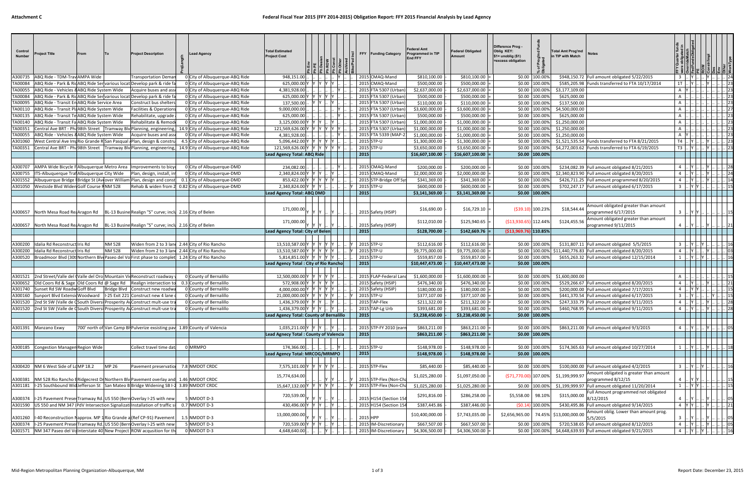**Attachment C**

## Federal Fiscal Year 2015 (FFY 2014-2015) Obligation Report: FFY 2015 Financial Analysis by Lead Agency

| Control Number | Project Title | From | To | Project Description | ProjLength | Lead Agency | Total Estimated Project Cost | Ph Env | Ph PE | Ph Design | Ph ROW | Ph Const | Ph Other | Archived | Bike/Ped Incl | FFY | Funding Category | Federal Amt Programmed in TIP End FFY | | Federal Obligated Amount | | Difference Prog - Oblig KEY: $1= unoblig ($1) =excess obligation | % of Prog'md Funds Obligated | Total Amt Prog'md in TIP with Match | Notes | FFY Quarter funds were obligated in | Override/Match | FedFundsObligated | PE | ROW | Constr/Impl | Des | Env | Other | WorkType |
|---|---|---|---|---|---|---|---|---|---|---|---|---|---|---|---|---|---|---|---|---|---|---|---|---|---|---|---|---|---|---|---|---|---|---|---|
| A300735 | ABQ Ride - TDM-Trav | AMPA Wide | | Transportation Deman | 0 | City of Albuquerque-ABQ Ride | 948,151.00 | .. | .. | .. | .. | Y | .. | .. | | 2015 | CMAQ-Mand | $810,100.00 | - | $810,100.00 | = | $0.00 | 100.00% | | $948,150.72 Full amount obligated 5/22/2015 | 3 | .. | Y | .. | .. | .. | .. | .. | .. | 24 |
| TA00084 | ABQ Ride - Park & Rid | ABQ Ride Ser | various locat | Develop park & ride fa | 0 | City of Albuquerque-ABQ Ride | 625,000.00 | Y | Y | Y | Y | Y | .. | .. | | 2015 | CMAQ-Mand | $500,000.00 | - | $500,000.00 | = | $0.00 | 100.00% | | $585,205.98 Funds transferred to FTA 10/17/2014 | 1T | .. | Y | .. | .. | Y | .. | .. | .. | 23 |
| TA00055 | ABQ Ride - Vehicles & | ABQ Ride System Wide | | Acquire buses and ass | 0 | City of Albuquerque-ABQ Ride | 4,381,928.00 | .. | .. | .. | .. | Y | .. | .. | | 2015 | FTA 5307 (Urban) | $2,637,000.00 | - | $2,637,000.00 | = | $0.00 | 100.00% | $3,177,109.00 | | A | Y | .. | .. | .. | .. | .. | .. | .. | 23 |
| TA00084 | ABQ Ride - Park & Rid | ABQ Ride Ser | various locat | Develop park & ride fa | 0 | City of Albuquerque-ABQ Ride | 625,000.00 | Y | Y | Y | Y | Y | .. | .. | | 2015 | FTA 5307 (Urban) | $500,000.00 | - | $500,000.00 | = | $0.00 | 100.00% | $625,000.00 | | A | .. | .. | .. | .. | .. | .. | .. | .. | 23 |
| TA00095 | ABQ Ride - Transit En | ABQ Ride Service Area | | Construct bus shelters | 0 | City of Albuquerque-ABQ Ride | 137,500.00 | .. | Y | Y | .. | Y | .. | .. | | 2015 | FTA 5307 (Urban) | $110,000.00 | - | $110,000.00 | = | $0.00 | 100.00% | $137,500.00 | | A | .. | .. | .. | .. | .. | .. | .. | .. | 23 |
| TA00110 | ABQ Ride - Transit Pl | ABQ Ride System Wide | | Facilities & Operations | 0 | City of Albuquerque-ABQ Ride | 9,000,000.00 | .. | .. | .. | .. | .. | Y | .. | | 2015 | FTA 5307 (Urban) | $3,600,000.00 | - | $3,600,000.00 | = | $0.00 | 100.00% | $4,500,000.00 | | A | .. | .. | .. | .. | .. | .. | .. | .. | 27 |
| TA00135 | ABQ Ride - Transit Te | ABQ Ride System Wide | | Rehabilitate, upgrade | 0 | City of Albuquerque-ABQ Ride | 625,000.00 | .. | .. | .. | .. | Y | .. | .. | | 2015 | FTA 5307 (Urban) | $500,000.00 | - | $500,000.00 | = | $0.00 | 100.00% | $625,000.00 | | A | .. | .. | .. | .. | .. | .. | .. | .. | 23 |
| TA00140 | ABQ Ride - Transit Fa | ABQ Ride System Wide | | Rehabilitate & Remode | 0 | City of Albuquerque-ABQ Ride | 3,125,000.00 | Y | Y | Y | .. | Y | .. | .. | | 2015 | FTA 5307 (Urban) | $1,000,000.00 | - | $1,000,000.00 | = | $0.00 | 100.00% | $1,250,000.00 | | A | .. | .. | .. | .. | .. | .. | .. | .. | 23 |
| TA00351 | Central Ave BRT - Pha | 98th Street | Tramway Blv | Planning, engineering, | 14.9 | City of Albuquerque-ABQ Ride | 121,569,626.00 | Y | Y | Y | Y | Y | .. | .. | | 2015 | FTA 5307 (Urban) | $1,000,000.00 | - | $1,000,000.00 | = | $0.00 | 100.00% | $1,250,000.00 | | A | .. | .. | .. | .. | .. | .. | .. | .. | 23 |
| TA00055 | ABQ Ride - Vehicles & | ABQ Ride System Wide | | Acquire buses and ass | 0 | City of Albuquerque-ABQ Ride | 4,381,928.00 | .. | .. | .. | .. | Y | .. | .. | | 2015 | FTA 5339 (MAP-21) | $1,000,000.00 | - | $1,000,000.00 | = | $0.00 | 100.00% | $1,250,000.00 | | A | Y | .. | .. | .. | .. | .. | .. | .. | 23 |
| A301060 | West Central Ave Imp | Rio Grande R | San Pasqual A | Plan, design & constru | 4.5 | City of Albuquerque-ABQ Ride | 5,096,442.00 | Y | Y | Y | Y | Y | .. | .. | | 2015 | STP-U | $1,300,000.00 | - | $1,300,000.00 | = | $0.00 | 100.00% | | $1,521,535.54 Funds transferred to FTA 8/21/2015 | T4 | .. | Y | .. | .. | Y | .. | .. | .. | 23 |
| TA00351 | Central Ave BRT - Pha | 98th Street | Tramway Blv | Planning, engineering, | 14.9 | City of Albuquerque-ABQ Ride | 121,569,626.00 | Y | Y | Y | Y | Y | .. | .. | | 2015 | STP-U | $3,650,000.00 | - | $3,650,000.00 | = | $0.00 | 100.00% | | $4,272,003.62 Funds transferred to FTA 6/19/2015 | T3 | .. | Y | .. | .. | Y | .. | .. | .. | 23 |
| | | | | | | **Lead Agency Total: ABQ Ride** | | | | | | | | | | **2015** | | **$16,607,100.00** | - | **$16,607,100.00** | = | **$0.00** | **100.00%** | | | | | | | | | | | | |
| A300707 | AMPA Wide Bicycle F | Albuquerque Metro Area | | Improvements to bicy | 0 | City of Albuquerque-DMD | 234,082.00 | .. | .. | .. | .. | Y | .. | .. | | 2015 | CMAQ-Mand | $200,000.00 | - | $200,000.00 | = | $0.00 | 100.00% | | $234,082.39 Full amount obligated 8/21/2015 | 4 | .. | Y | .. | .. | Y | .. | .. | .. | 28 |
| A300755 | ITS-Albuquerque Traf | Albuquerque City Wide | | Plan, design, install, in | 0 | City of Albuquerque-DMD | 2,340,824.00 | Y | Y | Y | .. | .. | .. | .. | | 2015 | CMAQ-Mand | $2,000,000.00 | - | $2,000,000.00 | = | $0.00 | 100.00% | | $2,340,823.90 Full amount obligated 8/20/2015 | 4 | .. | Y | .. | .. | Y | .. | .. | .. | 24 |
| A301552 | Albuquerque Bridge I | Bridge St (Av | over William | Plan, design and const | 0.1 | City of Albuquerque-DMD | 853,422.00 | Y | Y | Y | Y | Y | .. | .. | | 2015 | STP-Bridge Off Sys | $341,369.00 | - | $341,369.00 | = | $0.00 | 100.00% | | $426,711.25 Full amount programmed 8/20/2015 | 4 | .. | Y | .. | .. | Y | .. | .. | .. | 14 |
| A301050 | Westside Blvd Widen | Golf Course R | NM 528 | Rehab & widen from 2 | 0.82 | City of Albuquerque-DMD | 2,340,824.00 | Y | Y | .. | .. | .. | .. | .. | Y | 2015 | STP-U | $600,000.00 | - | $600,000.00 | = | $0.00 | 100.00% | | $702,247.17 Full amount obligated 6/17/2015 | 3 | .. | Y | Y | .. | .. | .. | .. | .. | 15 |
| | | | | | | **Lead Agency Total: ABQ DMD** | | | | | | | | | | **2015** | | **$3,141,369.00** | - | **$3,141,369.00** | = | **$0.00** | **100.00%** | | | | | | | | | | | | |
| A300657 | North Mesa Road Rea | Aragon Rd | BL-13 Busine | Realign "S" curve; inclu | 2.16 | City of Belen | 171,000.00 | Y | Y | Y | .. | Y | .. | .. | | 2015 | Safety (HSIP) | $16,690.00 | - | $16,729.10 | = | ($39.10) | 100.23% | $18,544.44 | Amount obligated greater than amount programmed 6/17/2015 | 3 | .. | Y | Y | .. | .. | .. | .. | .. | 15 |
| A300657 | North Mesa Road Rea | Aragon Rd | BL-13 Busine | Realign "S" curve; inclu | 2.16 | City of Belen | 171,000.00 | Y | Y | Y | .. | Y | .. | .. | | 2015 | Safety (HSIP) | $112,010.00 | - | $125,940.65 | = | ($13,930.65) | 112.44% | $124,455.56 | Amount obligated greater than amount programmed 9/11/2015 | 4 | .. | Y | .. | .. | Y | .. | .. | .. | 21 |
| | | | | | | **Lead Agency Total: City of Belen** | | | | | | | | | | **2015** | | **$128,700.00** | - | **$142,669.76** | = | **($13,969.76)** | **110.85%** | | | | | | | | | | | | |
| A300200 | Idalia Rd Reconstruct | Iris Rd | NM 528 | Widen from 2 to 3 lane | 2.44 | City of Rio Rancho | 13,510,587.00 | Y | Y | Y | Y | Y | .. | .. | Y | 2015 | STP-U | $112,616.00 | - | $112,616.00 | = | $0.00 | 100.00% | | $131,807.11 Full amount obligated 5/5/2015 | 3 | .. | Y | .. | .. | Y | .. | .. | .. | 16 |
| A300200 | Idalia Rd Reconstruct | Iris Rd | NM 528 | Widen from 2 to 3 lane | 2.44 | City of Rio Rancho | 13,510,587.00 | Y | Y | Y | Y | Y | .. | .. | Y | 2015 | STP-U | $9,775,000.00 | - | $9,775,000.00 | = | $0.00 | 100.00% | | $11,440,776.83 Full amount obligated 8/20/2015 | 4 | .. | Y | .. | .. | Y | .. | .. | .. | 03 |
| A300520 | Broadmoor Blvd (30th | Northern Blv | Paseo del Vo | First phase to complet | 1.24 | City of Rio Rancho | 5,814,851.00 | Y | Y | Y | Y | Y | .. | .. | Y | 2015 | STP-U | $559,857.00 | - | $559,857.00 | = | $0.00 | 100.00% | | $655,263.32 Full amount obligated 12/15/2014 | 1 | .. | Y | .. | Y | .. | .. | .. | .. | 16 |
| | | | | | | **Lead Agency Total : City of Rio Rancho** | | | | | | | | | | **2015** | | **$10,447,473.00** | - | **$10,447,473.00** | = | **$0.00** | **100.00%** | | | | | | | | | | | | |
| A301521 | 2nd Street/Valle del O | Valle del Oro | Mountain Vie | Reconstruct roadway | 0 | County of Bernalillo | 12,500,000.00 | Y | Y | Y | Y | Y | .. | .. | | 2015 | FLAP-Federal Land | $1,600,000.00 | - | $1,600,000.00 | = | $0.00 | 100.00% | $1,600,000.00 | | A | .. | .. | .. | .. | .. | .. | .. | .. | 15 |
| A300652 | Old Coors Rd & Sage | Old Coors Rd | @ Sage Rd | Realign intersection to | 0.3 | County of Bernalillo | 572,908.00 | Y | Y | Y | Y | Y | .. | .. | | 2015 | Safety (HSIP) | $476,340.00 | - | $476,340.00 | = | $0.00 | 100.00% | | $529,266.67 Full amount obligated 8/20/2015 | 4 | .. | Y | .. | .. | Y | .. | .. | .. | 21 |
| A301740 | Sunset Rd SW Roadw | Goff Blvd | Bridge Blvd | Construct new roadwa | 0 | County of Bernalillo | 4,000,000.00 | Y | Y | Y | Y | Y | .. | .. | | 2015 | Safety (HSIP) | $180,000.00 | - | $180,000.00 | = | $0.00 | 100.00% | | $200,000.00 Full amount obligated 7/17/2015 | 4 | .. | Y | Y | .. | .. | .. | .. | .. | 15 |
| A300160 | Sunport Blvd Extensio | Woodward | I-25 Exit 221 | Construct new 4 lane | 0 | County of Bernalillo | 21,000,000.00 | Y | Y | Y | Y | Y | .. | .. | Y | 2015 | STP-U | $377,107.00 | - | $377,107.00 | = | $0.00 | 100.00% | | $441,370.54 Full amount obligated 6/17/2015 | 3 | .. | Y | .. | .. | .. | Y | .. | .. | 15 |
| A301520 | 2nd St SW (Valle de O | South Diversi | Prosperity Av | Construct mult-use tra | 0 | County of Bernalillo | 1,436,379.00 | Y | Y | Y | .. | Y | .. | .. | | 2015 | TAP-Flex | $211,322.00 | - | $211,322.00 | = | $0.00 | 100.00% | | $247,333.79 Full amount obligated 9/11/2015 | 4 | .. | Y | .. | .. | Y | .. | .. | .. | 28 |
| A301520 | 2nd St SW (Valle de O | South Diversi | Prosperity Av | Construct mult-use tra | 0 | County of Bernalillo | 1,436,379.00 | Y | Y | Y | .. | Y | .. | .. | | 2015 | TAP-Lg Urb | $393,681.00 | - | $393,681.00 | = | $0.00 | 100.00% | | $460,768.95 Full amount obligated 9/11/2015 | 4 | .. | Y | .. | .. | Y | .. | .. | .. | 28 |
| | | | | | | **Lead Agency Total: County of Bernalillo** | | | | | | | | | | **2015** | | **$3,238,450.00** | - | **$3,238,450.00** | = | **$0.00** | **100.00%** | | | | | | | | | | | | |
| A301391 | Manzano Exwy | 700' north of | Van Camp Bl | Pulverize exsisting pav | 1.89 | County of Valencia | 1,035,211.00 | Y | Y | Y | .. | Y | .. | .. | | 2015 | STP-FY 2010 (earm | $863,211.00 | - | $863,211.00 | = | $0.00 | 100.00% | | $863,211.00 Full amount obligated 9/3/2015 | 4 | .. | Y | .. | .. | Y | .. | .. | .. | 05 |
| | | | | | | **Lead Agncy Total : County of Valencia** | | | | | | | | | | **2015** | | **$863,211.00** | - | **$863,211.00** | = | **$0.00** | **100.00%** | | | | | | | | | | | | |
| A300185 | Congestion Managem | Region Wide | | Collect travel time dat | 0 | MRMPO | 174,366.00 | .. | .. | .. | .. | Y | .. | .. | | 2015 | STP-U | $148,978.00 | - | $148,978.00 | = | $0.00 | 100.00% | | $174,365.63 Full amount obligated 10/27/2014 | 1 | .. | Y | .. | .. | Y | .. | .. | .. | 18 |
| | | | | | | **Lead Agency Total: MRCOG/MRMPO** | | | | | | | | | | **2015** | | **$148,978.00** | - | **$148,978.00** | = | **$0.00** | **100.00%** | | | | | | | | | | | | |
| A300420 | NM 6 West Side of Lo | MP 18.2 | MP 26 | Pavement preservatio | 7.8 | NMDOT CRDC | 7,575,101.00 | Y | Y | Y | Y | Y | .. | .. | | 2015 | STP-Flex | $85,440.00 | - | $85,440.00 | = | $0.00 | 100.00% | | $100,000.00 Full amount obligated 4/2/2015 | 3 | .. | Y | .. | Y | .. | .. | .. | .. | 16 |
| A300381 | NM 528 Rio Rancho B | Ridgecrest Dr | Northern Blv | Pavement overlay and | 1.46 | NMDOT CRDC | 15,774,634.00 | .. | .. | Y | Y | .. | .. | .. | | 2015 | STP-Flex (Non-Cha | $1,025,280.00 | - | $1,097,050.00 | = | ($71,770.00) | 107.00% | $1,199,999.97 | Amount obligated is greater than amount programmed 8/12/15 | 4 | .. | Y | Y | .. | .. | .. | .. | .. | 15 |
| A301181 | I-25 Southbound Wid | Jefferson St | San Mateo B | Bridge Widening SB I-2 | 3.89 | NMDOT CRDC | 15,647,132.00 | Y | Y | Y | Y | Y | .. | .. | Y | 2015 | STP-Flex (Non-Cha | $1,025,280.00 | - | $1,025,280.00 | = | $0.00 | 100.00% | | $1,199,999.97 Full amount obligated 11/20/2014 | 1 | .. | Y | Y | .. | .. | .. | .. | .. | 15 |
| A300374 | I-25 Pavement Preser | Tramway Rd. | US 550 (Bern | Overlay I-25 with new | 5 | NMDOT D-3 | 720,539.00 | Y | Y | Y | .. | Y | .. | .. | | 2015 | H154 (Section 154 | $291,816.00 | - | $286,258.00 | = | $5,558.00 | 98.10% | $315,000.00 | Full Amount programmed not obligated 8/12/2015 | 4 | .. | Y | .. | .. | Y | .. | .. | .. | 05 |
| A301590 | US 550 and NM 347 (P | dV Intersection | Signalizati | Installation of traffic si | 0.7 | NMDOT D-3 | 430,496.00 | Y | Y | Y | .. | Y | .. | .. | | 2015 | H154 (Section 154 | $387,445.86 | - | $387,446.00 | = | ($0.14) | 100.00% | | $430,495.86 Full amount obligated 9/14/2015 | 4 | Y | Y | .. | .. | Y | .. | .. | .. | 21 |
| A301260 | I-40 Reconstruction N | approx. MP 1 | Rio Grande a | (Ref CP-91) Pavement | 1.5 | NMDOT D-3 | 13,000,000.00 | Y | Y | Y | .. | Y | .. | .. | | 2015 | HPP | $10,400,000.00 | - | $7,743,035.00 | = | $2,656,965.00 | 74.45% | $13,000,000.00 | Amount oblig. Lower than amount prog. 5/5/2015 | 3 | .. | Y | .. | .. | Y | .. | .. | .. | 05 |
| A300374 | I-25 Pavement Preser | Tramway Rd. | US 550 (Bern | Overlay I-25 with new | 5 | NMDOT D-3 | 720,539.00 | Y | Y | Y | .. | Y | .. | .. | | 2015 | IM-Discretionary | $667,507.00 | - | $667,507.00 | = | $0.00 | 100.00% | | $720,538.65 Full amount obligated 8/12/2015 | 4 | .. | Y | .. | .. | Y | .. | .. | .. | 05 |
| A301571 | NM 347 Paseo del Vol | Interstate 40 | New Project | ROW acqusition for th | 0 | NMDOT D-3 | 4,648,640.00 | .. | .. | .. | Y | .. | .. | .. | | 2015 | IM-Discretionary | $4,306,500.00 | - | $4,306,500.00 | = | $0.00 | 100.00% | | $4,648,639.93 Full amount obligated 9/21/2015 | 4 | .. | Y | .. | Y | .. | .. | .. | .. | 16 |

Mid-Region Metropolitan Planning Organization-Albuquerque, NM

Report Date: December 23, 2015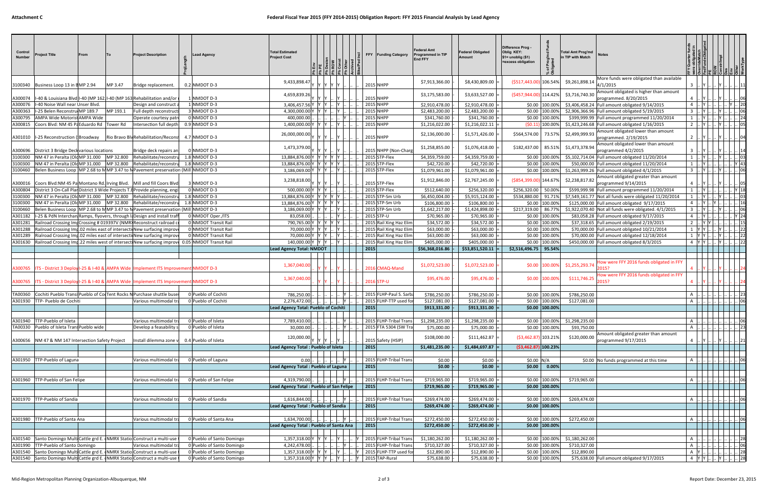## Attachment C

## Federal Fiscal Year 2015 (FFY 2014-2015) Obligation Report: FFY 2015 Financial Analysis by Lead Agency

| Control Number | Project Title | From | To | Project Description | ProjLength | Lead Agency | Total Estimated Project Cost | Ph Env | Ph PE | Ph Design | Ph ROW | Ph Const | Ph Other | Archived | Bike/Ped Incl | FFY | Funding Category | Federal Amt Programmed in TIP End FFY | | Federal Obligated Amount | | Difference Prog - Oblig KEY: $1= unoblig ($1) =excess obligation | % of Prog'md Funds Obligated | Total Amt Prog'md in TIP with Match | Notes | FFY Quarter funds were obligated in | OverrideMatch | FedFundsObligated | PE | ROW | Constr/Impl | Des | Env | Other | WorkType |
|---|---|---|---|---|---|---|---|---|---|---|---|---|---|---|---|---|---|---|---|---|---|---|---|---|---|---|---|---|---|---|---|---|---|---|---|
| 3100340 | Business Loop 13 in B | MP 2.94 | MP 3.47 | Bridge replacement. | 0.2 | NMDOT D-3 | 9,433,898.47 | Y | Y | Y | Y | .. | .. | | | 2015 | NHPP | $7,913,366.00 | - | $8,430,809.00 | = | ($517,443.00) | 106.54% | $9,261,898.14 | More funds were obligated than available 4/1/2015 | 3 | .. | Y | .. | .. | Y | .. | .. | .. | 11 |
| A300074 | I-40 & Louisiana Blvd | I-40 (MP 162.) | I-40 (MP 163) | Rehabilitation and/or | 1 | NMDOT D-3 | 4,659,839.26 | Y | Y | .. | Y | .. | .. | | | 2015 | NHPP | $3,175,583.00 | - | $3,633,527.00 | = | ($457,944.00) | 114.42% | $3,716,740.30 | Amount obligated is higher than amount programmed. 8/20/2015 | 4 | .. | Y | .. | .. | Y | .. | .. | .. | 06 |
| A300076 | I-40 Noise Wall near Unser Blvd. | | | Design and construct a | 1 | NMDOT D-3 | 3,406,457.56 | Y | Y | .. | Y | .. | .. | | | 2015 | NHPP | $2,910,478.00 | - | $2,910,478.00 | = | $0.00 | 100.00% | $3,406,458.24 | Full amount obligated 9/14/2015 | 4 | .. | Y | .. | .. | .. | .. | Y | .. | 20 |
| A300363 | I-25 Belen Reconstru | MP 189.7 | MP 193.1 | Full depth reconstruct | 3 | NMDOT D-3 | 4,300,000.00 | Y | Y | .. | Y | .. | .. | | | 2015 | NHPP | $2,483,200.00 | - | $2,483,200.00 | = | $0.00 | 100.00% | $2,906,366.96 | Full amount obligated 5/19/2015 | 3 | .. | Y | .. | .. | Y | .. | .. | .. | 06 |
| A300795 | AMPA Wide Motorist | AMPA Wide | | Operate courtesy patr | 0 | NMDOT D-3 | 400,000.00 | .. | .. | .. | .. | Y | .. | | | 2015 | NHPP | $341,760.00 | - | $341,760.00 | = | $0.00 | 100.00% | $399,999.99 | Full amount programmed 11/20/2014 | 1 | .. | Y | .. | .. | Y | .. | .. | .. | 24 |
| A300815 | Coors Blvd: NM 45 Pa | Eduardo Rd | Tower Rd | Intersection full depth | 0.9 | NMDOT D-3 | 1,400,000.00 | Y | Y | Y | .. | Y | .. | | | 2015 | NHPP | $1,216,022.00 | - | $1,216,022.11 | = | ($0.11) | 100.00% | $1,423,246.68 | Full amount obligated 1/16/2015 | 2 | .. | Y | .. | .. | Y | .. | .. | .. | 05 |
| A301010 | I-25 Reconstruction ( | Broadway | Rio Bravo Blv | Rehabilitation/Recons | 4.7 | NMDOT D-3 | 26,000,000.00 | Y | Y | Y | .. | Y | .. | | | 2015 | NHPP | $2,136,000.00 | - | $1,571,426.00 | = | $564,574.00 | 73.57% | $2,499,999.93 | Amount obligated lower than amount programmed. 2/19/2015 | 2 | .. | Y | .. | .. | Y | .. | .. | .. | 04 |
| A300696 | District 3 Bridge Deck | various locations | | Bridge deck repairs an | 0 | NMDOT D-3 | 1,473,379.00 | Y | Y | .. | .. | Y | .. | | | 2015 | NHPP (Non-Charg | $1,258,855.00 | - | $1,076,418.00 | = | $182,437.00 | 85.51% | $1,473,378.94 | Amount obligated lower than amount programmed 4/2/2015 | 3 | .. | Y | .. | .. | Y | .. | .. | .. | 14 |
| 3100300 | NM 47 in Peralta (Ol | MP 31.000 | MP 32.800 | Rehabilitate/reconstru | 1.8 | NMDOT D-3 | 13,884,876.00 | Y | Y | Y | Y | Y | .. | | | 2015 | STP-Flex | $4,359,759.00 | - | $4,359,759.00 | = | $0.00 | 100.00% | $5,102,714.04 | Full amount obligated 11/20/2014 | 1 | .. | Y | .. | .. | Y | .. | .. | .. | 03 |
| 3100300 | NM 47 in Peralta (Ol | MP 31.000 | MP 32.800 | Rehabilitate/reconstru | 1.8 | NMDOT D-3 | 13,884,876.00 | Y | Y | Y | Y | Y | .. | | | 2015 | STP-Flex | $42,720.00 | - | $42,720.00 | = | $0.00 | 100.00% | $50,000.00 | Full amount obligated 11/20/2014 | 1 | .. | Y | .. | .. | .. | .. | .. | Y | 43 |
| 3100460 | Belen Business Loop | MP 2.68 to M | MP 3.47 to N | Pavement preservation (Mill | | NMDOT D-3 | 3,186,069.00 | Y | Y | Y | .. | Y | .. | | | 2015 | STP-Flex | $1,079,961.00 | - | $1,079,961.00 | = | $0.00 | 100.00% | $1,263,999.26 | Full amount obligated 4/1/2015 | 3 | .. | Y | .. | .. | Y | .. | .. | .. | 06 |
| A300016 | Coors Blvd:NM 45 Pa | Montano Rd. | Irving Blvd. | Mill and fill Coors Blvd | 3 | NMDOT D-3 | 3,238,818.00 | Y | Y | .. | Y | .. | .. | | | 2015 | STP-Flex | $1,912,846.00 | - | $2,767,245.00 | = | ($854,399.00) | 144.67% | $2,238,817.82 | Amount obligated greater than amount programmed 9/14/2015 | 4 | .. | Y | .. | .. | Y | .. | .. | .. | 05 |
| A300804 | District 3 On-Call Plan | District 3 Wide Projects T.B | | Provide planning, engi | 0 | NMDOT D-3 | 500,000.00 | Y | Y | Y | .. | .. | .. | | | 2015 | STP-Flex | $512,640.00 | - | $256,320.00 | = | $256,320.00 | 50.00% | $599,999.98 | Full amount programmed 11/20/2014 | 1 | .. | Y | .. | .. | .. | .. | .. | Y | 18 |
| 3100300 | NM 47 in Peralta (Ol | MP 31.000 | MP 32.800 | Rehabilitate/reconstru | 1.8 | NMDOT D-3 | 13,884,876.00 | Y | Y | Y | Y | Y | .. | | | 2015 | STP-Sm Urb | $6,450,004.00 | - | $5,915,124.00 | = | $534,880.00 | 91.71% | $7,549,161.77 | Not all funds were obligated 11/20/2014 | 1 | .. | Y | .. | .. | Y | .. | .. | .. | 03 |
| 3100300 | NM 47 in Peralta (Ol | MP 31.000 | MP 32.800 | Rehabilitate/reconstru | 1.8 | NMDOT D-3 | 13,884,876.00 | Y | Y | Y | Y | Y | .. | | | 2015 | STP-Sm Urb | $106,800.00 | - | $106,800.00 | = | $0.00 | 100.00% | $125,000.00 | Full amount obligated 9/17/2015 | 4 | .. | Y | .. | Y | .. | .. | .. | .. | 16 |
| 3100460 | Belen Business Loop | MP 2.68 to M | MP 3.47 to N | Pavement preservation (Mill | | NMDOT D-3 | 3,186,069.00 | Y | Y | Y | .. | Y | .. | | | 2015 | STP-Sm Urb | $1,642,217.00 | - | $1,424,898.00 | = | $217,319.00 | 86.77% | $1,922,070.40 | Not all funds were obligated. 4/1/2015 | 3 | .. | Y | .. | .. | Y | .. | .. | .. | 06 |
| A301182 | I-25 & PdN Interchan | Ramps, flyovers, through la | | Design and install traff | 0 | NMDOT Oper./ITS | 83,058.00 | .. | .. | .. | .. | Y | .. | | | 2015 | STP-U | $70,965.00 | - | $70,965.00 | = | $0.00 | 100.00% | $83,058.28 | Full amount obligated 9/17/2015 | 4 | .. | Y | .. | .. | .. | .. | .. | Y | 24 |
| A301281 | Railroad Crossing Imp | Crossing # 019397V (NMRX | | Reconstruct railroad c | 0 | NMDOT Transit Rail | 790,765.00 | Y | Y | Y | Y | Y | .. | | | 2015 | Rail Xing Haz Elim | $34,572.00 | - | $34,572.00 | = | $0.00 | 100.00% | $37,318.65 | Full amount obligated 2/19/2015 | 2 | .. | Y | Y | .. | .. | .. | .. | .. | 15 |
| A301288 | Railroad Crossing Imp | .02 miles east of intersecti | | New surfacing improv | 0 | NMDOT Transit Rail | 70,000.00 | Y | Y | .. | Y | .. | .. | | | 2015 | Rail Xing Haz Elim | $63,000.00 | - | $63,000.00 | = | $0.00 | 100.00% | $70,000.00 | Full amount obligated 10/21/2014 | 1 | Y | Y | .. | .. | Y | .. | .. | .. | 22 |
| A301289 | Railroad Crossing Imp | .02 miles east of intersecti | | New surfacing improv | 0 | NMDOT Transit Rail | 70,000.00 | Y | Y | .. | Y | .. | .. | | | 2015 | Rail Xing Haz Elim | $63,000.00 | - | $63,000.00 | = | $0.00 | 100.00% | $70,000.00 | Full amount obligated 12/18/2014 | 1 | Y | Y | .. | .. | Y | .. | .. | .. | 22 |
| A301630 | Railroad Crossing Imp | .22 miles west of intersecti | | New surfacing improv | 0.05 | NMDOT Transit Rail | 140,000.00 | Y | Y | .. | Y | .. | .. | | | 2015 | Rail Xing Haz Elim | $405,000.00 | - | $405,000.00 | = | $0.00 | 100.00% | $450,000.00 | Full amount obligated 8/3/2015 | 4 | Y | Y | .. | .. | Y | .. | .. | .. | 22 |
| | | | | | | | **Lead Agency Total: NMDOT** | | | | | | | | | **2015** | | **$56,368,016.86** | - | **$53,851,520.11** | = | **$2,516,496.75** | **95.54%** | | | | | | | | | | | | |
| A300765 | ITS - District 3 Deploy | I-25 & I-40 & | AMPA Wide | Implement ITS Improvement | | NMDOT D-3 | 1,367,040.00 | .. | Y | Y | .. | Y | .. | | | 2016 | CMAQ-Mand | $1,072,523.00 | - | $1,072,523.00 | = | $0.00 | 100.00% | $1,255,293.74 | How were FFY 2016 funds obligated in FFY 2015? | 4 | .. | Y | .. | .. | Y | .. | .. | .. | 24 |
| A300765 | ITS - District 3 Deploy | I-25 & I-40 & | AMPA Wide | Implement ITS Improvement | | NMDOT D-3 | 1,367,040.00 | .. | Y | Y | .. | Y | .. | | | 2016 | STP-U | $95,476.00 | - | $95,476.00 | = | $0.00 | 100.00% | $111,746.25 | How were FFY 2016 funds obligated in FFY 2015? | 4 | .. | Y | .. | .. | Y | .. | .. | .. | 24 |
| TA00360 | Cochiti Pueblo Transi | Pueblo of Co | Tent Rocks N | Purchase shuttle buses | 0 | Pueblo of Cochiti | 786,250.00 | .. | .. | .. | .. | Y | .. | | | 2015 | FLHP-Paul S. Sarb | $786,250.00 | - | $786,250.00 | = | $0.00 | 100.00% | $786,250.00 | | A | .. | .. | .. | .. | .. | .. | .. | .. | 23 |
| A301930 | TTP- Pueblo de Cochiti | | | Various multimodal tra | 0 | Pueblo of Cochiti | 2,276,472.00 | .. | .. | .. | .. | Y | .. | | | 2015 | FLHP-TTP used for | $127,081.00 | - | $127,081.00 | = | $0.00 | 100.00% | $127,081.00 | | A | .. | .. | .. | .. | .. | .. | .. | .. | 06 |
| | | | | | | | **Lead Agency Total: Pueblo of Cochiti** | | | | | | | | | **2015** | | **$913,331.00** | - | **$913,331.00** | = | **$0.00** | **100.00%** | | | | | | | | | | | | |
| A301940 | TTP-Pueblo of Isleta | | | Various multimodal tra | 0 | Pueblo of Isleta | 7,789,410.00 | .. | .. | .. | .. | Y | .. | | | 2015 | FLHP-Tribal Trans | $1,298,235.00 | - | $1,298,235.00 | = | $0.00 | 100.00% | $1,298,235.00 | | A | .. | .. | .. | .. | .. | .. | .. | .. | 06 |
| TA00330 | Pueblo of Isleta Trans | Pueblo wide | | Develop a feasability s | 0 | Pueblo of Isleta | 30,000.00 | .. | .. | .. | .. | Y | .. | | | 2015 | FTA 5304 (SW Tra | $75,000.00 | - | $75,000.00 | = | $0.00 | 100.00% | $93,750.00 | | A | .. | .. | .. | .. | .. | .. | .. | .. | 23 |
| A300656 | NM 47 & NM 147 Intersection Safety Project | | | Install dilemma zone v | 0.4 | Pueblo of Isleta | 120,000.00 | Y | Y | Y | .. | Y | .. | | | 2015 | Safety (HSIP) | $108,000.00 | - | $111,462.87 | = | ($3,462.87) | 103.21% | $120,000.00 | Amount obligated greater than amount programmed 9/17/2015 | 4 | .. | Y | .. | .. | Y | .. | .. | .. | 21 |
| | | | | | | | **Lead Agency Total : Pueblo of Isleta** | | | | | | | | | **2015** | | **$1,481,235.00** | - | **$1,484,697.87** | = | **($3,462.87)** | **100.23%** | | | | | | | | | | | | |
| A301950 | TTP-Pueblo of Laguna | | | Various multimodal tra | 0 | Pueblo of Laguna | 0.00 | .. | .. | .. | .. | Y | .. | | | 2015 | FLHP-Tribal Trans | $0.00 | - | $0.00 | = | $0.00 | N/A | $0.00 | No funds programmed at this time | A | .. | .. | .. | .. | .. | .. | .. | .. | 06 |
| | | | | | | | **Lead Agency Total : Pueblo of Laguna** | | | | | | | | | **2015** | | **$0.00** | - | **$0.00** | = | **$0.00** | **0.00%** | | | | | | | | | | | | |
| A301960 | TTP-Pueblo of San Felipe | | | Various multimodal tra | 0 | Pueblo of San Felipe | 4,319,790.00 | .. | .. | .. | .. | Y | .. | | | 2015 | FLHP-Tribal Trans | $719,965.00 | - | $719,965.00 | = | $0.00 | 100.00% | $719,965.00 | | A | .. | .. | .. | .. | .. | .. | .. | .. | 06 |
| | | | | | | | **Lead Agency Total : Pueblo of San Felipe** | | | | | | | | | **2015** | | **$719,965.00** | - | **$719,965.00** | = | **$0.00** | **100.00%** | | | | | | | | | | | | |
| A301970 | TTP-Pueblo of Sandia | | | Various multimodal tra | 0 | Pueblo of Sandia | 1,616,844.00 | .. | .. | .. | .. | Y | .. | | | 2015 | FLHP-Tribal Trans | $269,474.00 | - | $269,474.00 | = | $0.00 | 100.00% | $269,474.00 | | A | .. | .. | .. | .. | .. | .. | .. | .. | 06 |
| | | | | | | | **Lead Agency Total : Pueblo of Sandia** | | | | | | | | | **2015** | | **$269,474.00** | - | **$269,474.00** | = | **$0.00** | **100.00%** | | | | | | | | | | | | |
| A301980 | TTP-Pueblo of Santa Ana | | | Various multimodal tra | 0 | Pueblo of Santa Ana | 1,634,700.00 | .. | .. | .. | .. | Y | .. | | | 2015 | FLHP-Tribal Trans | $272,450.00 | - | $272,450.00 | = | $0.00 | 100.00% | $272,450.00 | | A | .. | .. | .. | .. | .. | .. | .. | .. | 06 |
| | | | | | | | **Lead Agency Total : Pueblo of Santa Ana** | | | | | | | | | **2015** | | **$272,450.00** | - | **$272,450.00** | = | **$0.00** | **100.00%** | | | | | | | | | | | | |
| A301540 | Santo Domingo Multi | Cattle grd E. o | NMRX Statio | Construct a multi-use | 0 | Pueblo of Santo Domingo | 1,357,318.00 | Y | Y | .. | Y | .. | .. | | Y | 2015 | FLHP-Tribal Trans | $1,180,262.00 | - | $1,180,262.00 | = | $0.00 | 100.00% | $1,180,262.00 | | A | .. | .. | .. | .. | .. | .. | .. | .. | 28 |
| A301990 | TTP-Pueblo of Santo Domingo | | | Various multimodal tra | 0 | Pueblo of Santo Domingo | 4,242,478.00 | .. | .. | .. | .. | Y | .. | | | 2015 | FLHP-Tribal Trans | $710,327.00 | - | $710,327.00 | = | $0.00 | 100.00% | $710,327.00 | | A | .. | .. | .. | .. | .. | .. | .. | .. | 06 |
| A301540 | Santo Domingo Multi | Cattle grd E. o | NMRX Statio | Construct a multi-use | 0 | Pueblo of Santo Domingo | 1,357,318.00 | Y | Y | .. | Y | .. | .. | | Y | 2015 | FLHP-TTP used for | $12,890.00 | - | $12,890.00 | = | $0.00 | 100.00% | $12,890.00 | | A | Y | .. | .. | .. | .. | .. | .. | .. | 28 |
| A301540 | Santo Domingo Multi | Cattle grd E. o | NMRX Statio | Construct a multi-use | 0 | Pueblo of Santo Domingo | 1,357,318.00 | Y | Y | .. | Y | .. | .. | | Y | 2015 | TAP-Rural | $75,638.00 | - | $75,638.00 | = | $0.00 | 100.00% | $75,638.00 | Full amount obligated 9/17/2015 | 4 | Y | Y | Y | .. | Y | .. | .. | .. | 28 |

Mid-Regio Metropolitan Planning Organization-Albuquerque, NM — Report Date: December 23, 2015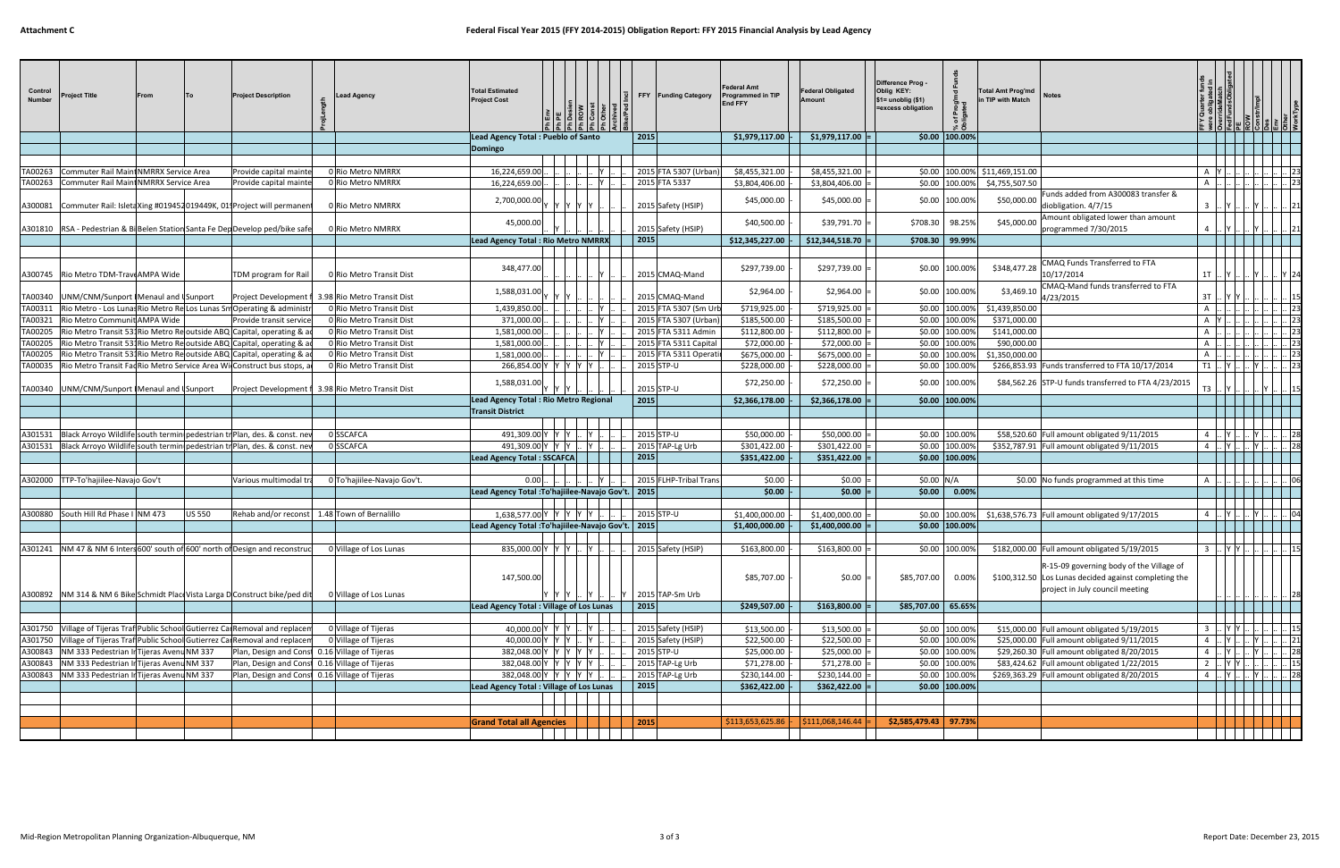**Attachment C**

# Federal Fiscal Year 2015 (FFY 2014-2015) Obligation Report: FFY 2015 Financial Analysis by Lead Agency

| Control Number | Project Title | From | To | Project Description | ProjLength | Lead Agency | Total Estimated Project Cost | Ph Env | Ph PE | Ph Design | Ph ROW | Ph Const | Ph Other | Archived | Bike/Ped Incl | FFY | Funding Category | Federal Amt Programmed in TIP End FFY | | Federal Obligated Amount | | Difference Prog - Oblig KEY: $1= unoblig ($1) =excess obligation | % of Prog'md Funds Obligated | Total Amt Prog'md in TIP with Match | Notes | FFY Quarter funds were obligated in | Override/Match | FedFundsObligated | PE | ROW | Constr/Impl | Des | Env | Other | WorkType |
|---|---|---|---|---|---|---|---|---|---|---|---|---|---|---|---|---|---|---|---|---|---|---|---|---|---|---|---|---|---|---|---|---|---|---|---|
| | | | | | | | Lead Agency Total : Pueblo of Santo Domingo | | | | | | | | | 2015 | | $1,979,117.00 | - | $1,979,117.00 | = | $0.00 | 100.00% | | | | | | | | | | | | |
| TA00263 | Commuter Rail Maint | NMRRX Service Area | | Provide capital mainte | 0 | Rio Metro NMRRX | 16,224,659.00 | .. | .. | .. | .. | Y | .. | .. | | 2015 | FTA 5307 (Urban) | $8,455,321.00 | - | $8,455,321.00 | = | $0.00 | 100.00% | $11,469,151.00 | | A | Y | .. | .. | .. | .. | .. | .. | .. | 23 |
| TA00263 | Commuter Rail Maint | NMRRX Service Area | | Provide capital mainte | 0 | Rio Metro NMRRX | 16,224,659.00 | .. | .. | .. | .. | Y | .. | .. | | 2015 | FTA 5337 | $3,804,406.00 | - | $3,804,406.00 | = | $0.00 | 100.00% | $4,755,507.50 | | A | .. | .. | .. | .. | .. | .. | .. | .. | 23 |
| A300081 | Commuter Rail: Isleta | Xing #019452019449K, 019 | | Project will permanent | 0 | Rio Metro NMRRX | 2,700,000.00 | Y | Y | Y | Y | Y | .. | .. | | 2015 | Safety (HSIP) | $45,000.00 | - | $45,000.00 | = | $0.00 | 100.00% | $50,000.00 | Funds added from A300083 transfer & diobligation. 4/7/15 | 3 | .. | Y | .. | .. | Y | .. | .. | .. | 21 |
| A301810 | RSA - Pedestrian & Bi | Belen Station | Santa Fe Dep | Develop ped/bike safe | 0 | Rio Metro NMRRX | 45,000.00 | .. | Y | .. | .. | .. | .. | .. | | 2015 | Safety (HSIP) | $40,500.00 | - | $39,791.70 | = | $708.30 | 98.25% | $45,000.00 | Amount obligated lower than amount programmed 7/30/2015 | 4 | .. | Y | .. | .. | Y | .. | .. | .. | 21 |
| | | | | | | | Lead Agency Total : Rio Metro NMRRX | | | | | | | | | 2015 | | $12,345,227.00 | - | $12,344,518.70 | = | $708.30 | 99.99% | | | | | | | | | | | | |
| A300745 | Rio Metro TDM-Trave | AMPA Wide | | TDM program for Rail | 0 | Rio Metro Transit Dist | 348,477.00 | .. | .. | .. | .. | Y | .. | .. | | 2015 | CMAQ-Mand | $297,739.00 | - | $297,739.00 | = | $0.00 | 100.00% | $348,477.28 | CMAQ Funds Transferred to FTA 10/17/2014 | 1T | .. | Y | .. | .. | Y | .. | .. | Y | 24 |
| TA00340 | UNM/CNM/Sunport | Menaul and U | Sunport | Project Development f | 3.98 | Rio Metro Transit Dist | 1,588,031.00 | Y | Y | Y | .. | .. | .. | .. | | 2015 | CMAQ-Mand | $2,964.00 | - | $2,964.00 | = | $0.00 | 100.00% | $3,469.10 | CMAQ-Mand funds transferred to FTA 4/23/2015 | 3T | .. | Y | Y | .. | .. | .. | .. | .. | 15 |
| TA00311 | Rio Metro - Los Lunas | Rio Metro Re | Los Lunas Sm | Operating & administr | 0 | Rio Metro Transit Dist | 1,439,850.00 | .. | .. | .. | .. | Y | .. | .. | | 2015 | FTA 5307 (Sm Urb | $719,925.00 | - | $719,925.00 | = | $0.00 | 100.00% | $1,439,850.00 | | A | .. | .. | .. | .. | .. | .. | .. | .. | 23 |
| TA00321 | Rio Metro Communit | AMPA Wide | | Provide transit service | 0 | Rio Metro Transit Dist | 371,000.00 | .. | .. | .. | .. | Y | .. | .. | | 2015 | FTA 5307 (Urban) | $185,500.00 | - | $185,500.00 | = | $0.00 | 100.00% | $371,000.00 | | A | Y | .. | .. | .. | .. | .. | .. | .. | 23 |
| TA00205 | Rio Metro Transit 531 | Rio Metro Re | outside ABQ | Capital, operating & a | 0 | Rio Metro Transit Dist | 1,581,000.00 | .. | .. | .. | .. | Y | .. | .. | | 2015 | FTA 5311 Admin | $112,800.00 | - | $112,800.00 | = | $0.00 | 100.00% | $141,000.00 | | A | .. | .. | .. | .. | .. | .. | .. | .. | 23 |
| TA00205 | Rio Metro Transit 531 | Rio Metro Re | outside ABQ | Capital, operating & a | 0 | Rio Metro Transit Dist | 1,581,000.00 | .. | .. | .. | .. | Y | .. | .. | | 2015 | FTA 5311 Capital | $72,000.00 | - | $72,000.00 | = | $0.00 | 100.00% | $90,000.00 | | A | .. | .. | .. | .. | .. | .. | .. | .. | 23 |
| TA00205 | Rio Metro Transit 531 | Rio Metro Re | outside ABQ | Capital, operating & a | 0 | Rio Metro Transit Dist | 1,581,000.00 | .. | .. | .. | .. | Y | .. | .. | | 2015 | FTA 5311 Operati | $675,000.00 | - | $675,000.00 | = | $0.00 | 100.00% | $1,350,000.00 | | A | .. | .. | .. | .. | .. | .. | .. | .. | 23 |
| TA00035 | Rio Metro Transit Fac | Rio Metro Service Area | Wi | Construct bus stops, a | 0 | Rio Metro Transit Dist | 266,854.00 | Y | Y | Y | Y | Y | .. | .. | | 2015 | STP-U | $228,000.00 | - | $228,000.00 | = | $0.00 | 100.00% | $266,853.93 | Funds transferred to FTA 10/17/2014 | T1 | .. | Y | .. | .. | Y | .. | .. | .. | 23 |
| TA00340 | UNM/CNM/Sunport | Menaul and U | Sunport | Project Development f | 3.98 | Rio Metro Transit Dist | 1,588,031.00 | Y | Y | Y | .. | .. | .. | .. | | 2015 | STP-U | $72,250.00 | - | $72,250.00 | = | $0.00 | 100.00% | $84,562.26 | STP-U funds transferred to FTA 4/23/2015 | T3 | .. | Y | .. | .. | .. | Y | .. | .. | 15 |
| | | | | | | | Lead Agency Total : Rio Metro Regional Transit District | | | | | | | | | 2015 | | $2,366,178.00 | - | $2,366,178.00 | = | $0.00 | 100.00% | | | | | | | | | | | | |
| A301531 | Black Arroyo Wildlife | south termin | pedestrian tr | Plan, des. & const. nev | 0 | SSCAFCA | 491,309.00 | Y | Y | Y | .. | Y | .. | .. | | 2015 | STP-U | $50,000.00 | - | $50,000.00 | = | $0.00 | 100.00% | $58,520.60 | Full amount obligated 9/11/2015 | 4 | .. | Y | .. | .. | Y | .. | .. | .. | 28 |
| A301531 | Black Arroyo Wildlife | south termin | pedestrian tr | Plan, des. & const. nev | 0 | SSCAFCA | 491,309.00 | Y | Y | Y | .. | Y | .. | .. | | 2015 | TAP-Lg Urb | $301,422.00 | - | $301,422.00 | = | $0.00 | 100.00% | $352,787.91 | Full amount obligated 9/11/2015 | 4 | .. | Y | .. | .. | Y | .. | .. | .. | 28 |
| | | | | | | | Lead Agency Total : SSCAFCA | | | | | | | | | 2015 | | $351,422.00 | - | $351,422.00 | = | $0.00 | 100.00% | | | | | | | | | | | | |
| A302000 | TTP-To'hajiilee-Navajo Gov't | | | Various multimodal tra | 0 | To'hajiilee-Navajo Gov't. | 0.00 | .. | .. | .. | .. | Y | .. | .. | | 2015 | FLHP-Tribal Trans | $0.00 | - | $0.00 | = | $0.00 | N/A | | $0.00 No funds programmed at this time | A | .. | .. | .. | .. | .. | .. | .. | .. | 06 |
| | | | | | | | Lead Agency Total :To'hajiilee-Navajo Gov't. | | | | | | | | | 2015 | | $0.00 | - | $0.00 | = | $0.00 | 0.00% | | | | | | | | | | | | |
| A300880 | South Hill Rd Phase I | NM 473 | US 550 | Rehab and/or reconst | 1.48 | Town of Bernalillo | 1,638,577.00 | Y | Y | Y | Y | Y | .. | .. | | 2015 | STP-U | $1,400,000.00 | - | $1,400,000.00 | = | $0.00 | 100.00% | $1,638,576.73 | Full amount obligated 9/17/2015 | 4 | .. | Y | .. | .. | Y | .. | .. | .. | 04 |
| | | | | | | | Lead Agency Total :To'hajiilee-Navajo Gov't. | | | | | | | | | 2015 | | $1,400,000.00 | - | $1,400,000.00 | = | $0.00 | 100.00% | | | | | | | | | | | | |
| A301241 | NM 47 & NM 6 Inters | 600' south of | 600' north of | Design and reconstruc | 0 | Village of Los Lunas | 835,000.00 | Y | Y | Y | .. | Y | .. | .. | | 2015 | Safety (HSIP) | $163,800.00 | - | $163,800.00 | = | $0.00 | 100.00% | $182,000.00 | Full amount obligated 5/19/2015 | 3 | .. | Y | Y | .. | .. | .. | .. | .. | 15 |
| A300892 | NM 314 & NM 6 Bike | Schmidt Place | Vista Larga D | Construct bike/ped dit | 0 | Village of Los Lunas | 147,500.00 | Y | Y | Y | .. | Y | .. | .. | Y | 2015 | TAP-Sm Urb | $85,707.00 | - | $0.00 | = | $85,707.00 | 0.00% | $100,312.50 | R-15-09 governing body of the Village of Los Lunas decided against completing the project in July council meeting | .. | .. | .. | .. | .. | .. | .. | .. | .. | 28 |
| | | | | | | | Lead Agency Total : Village of Los Lunas | | | | | | | | | 2015 | | $249,507.00 | - | $163,800.00 | = | $85,707.00 | 65.65% | | | | | | | | | | | | |
| A301750 | Village of Tijeras Traf | Public School | Gutierrez Can | Removal and replacem | 0 | Village of Tijeras | 40,000.00 | Y | Y | Y | .. | Y | .. | .. | | 2015 | Safety (HSIP) | $13,500.00 | - | $13,500.00 | = | $0.00 | 100.00% | $15,000.00 | Full amount obligated 5/19/2015 | 3 | .. | Y | Y | .. | .. | .. | .. | .. | 15 |
| A301750 | Village of Tijeras Traf | Public School | Gutierrez Can | Removal and replacem | 0 | Village of Tijeras | 40,000.00 | Y | Y | Y | .. | Y | .. | .. | | 2015 | Safety (HSIP) | $22,500.00 | - | $22,500.00 | = | $0.00 | 100.00% | $25,000.00 | Full amount obligated 9/11/2015 | 4 | .. | Y | .. | .. | Y | .. | .. | .. | 21 |
| A300843 | NM 333 Pedestrian Ir | Tijeras Avenu | NM 337 | Plan, Design and Const | 0.16 | Village of Tijeras | 382,048.00 | Y | Y | Y | Y | Y | .. | .. | | 2015 | STP-U | $25,000.00 | - | $25,000.00 | = | $0.00 | 100.00% | $29,260.50 | Full amount obligated 8/20/2015 | 4 | .. | Y | .. | .. | Y | .. | .. | .. | 28 |
| A300843 | NM 333 Pedestrian Ir | Tijeras Avenu | NM 337 | Plan, Design and Const | 0.16 | Village of Tijeras | 382,048.00 | Y | Y | Y | Y | Y | .. | .. | | 2015 | TAP-Lg Urb | $71,278.00 | - | $71,278.00 | = | $0.00 | 100.00% | $83,424.62 | Full amount obligated 1/22/2015 | 2 | .. | Y | Y | .. | .. | .. | .. | .. | 15 |
| A300843 | NM 333 Pedestrian Ir | Tijeras Avenu | NM 337 | Plan, Design and Const | 0.16 | Village of Tijeras | 382,048.00 | Y | Y | Y | Y | Y | .. | .. | | 2015 | TAP-Lg Urb | $230,144.00 | - | $230,144.00 | = | $0.00 | 100.00% | $269,363.29 | Full amount obligated 8/20/2015 | 4 | .. | Y | .. | .. | Y | .. | .. | .. | 28 |
| | | | | | | | Lead Agency Total : Village of Los Lunas | | | | | | | | | 2015 | | $362,422.00 | - | $362,422.00 | = | $0.00 | 100.00% | | | | | | | | | | | | |
| | | | | | | | Grand Total all Agencies | | | | | | | | | 2015 | | $113,653,625.86 | - | $111,068,146.44 | = | $2,585,479.43 | 97.73% | | | | | | | | | | | | |

Mid-Region Metropolitan Planning Organization-Albuquerque, NM

Report Date: December 23, 2015